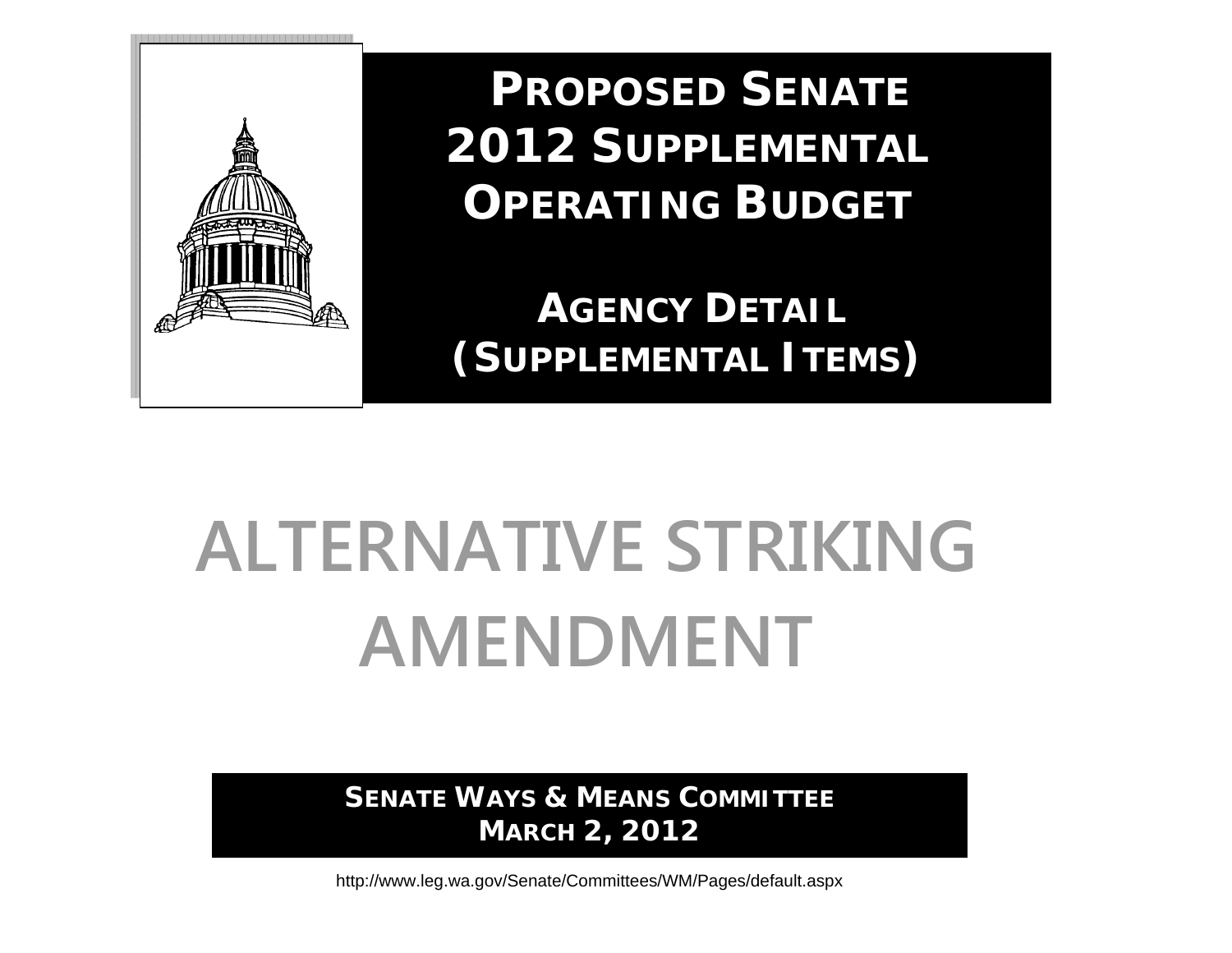# PROPOSED SENATE 2012 SUPPLEMENTAL OPERATING BUDGET

## AGENCY DETAIL (SUPPLEMENTAL ITEMS)

# ALTERNATIVE STRIKING AMENDMENT

**SENATE WAYS & MEANS COMMITTEE**
**MARCH 2, 2012**

http://www.leg.wa.gov/Senate/Committees/WM/Pages/default.aspx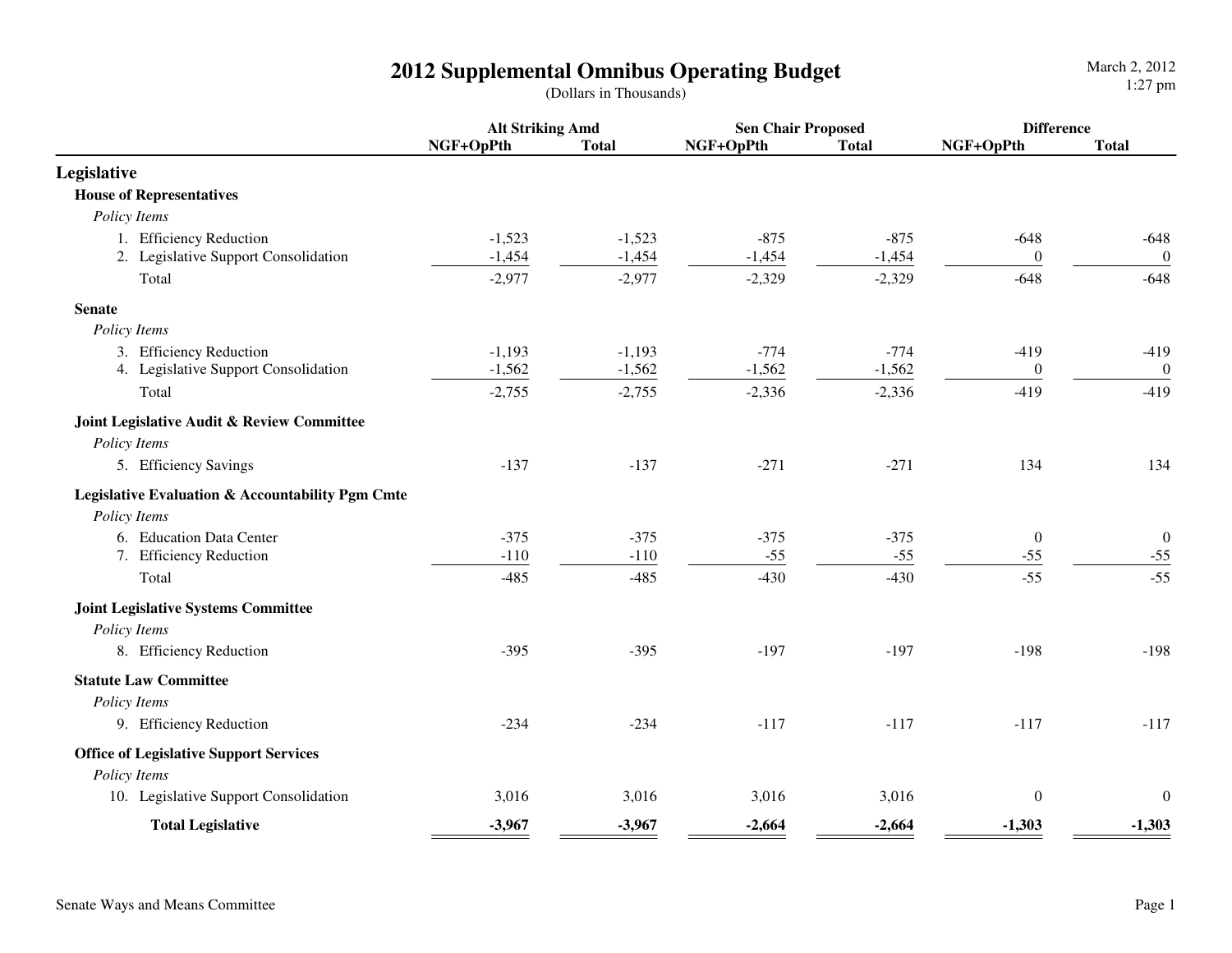# 2012 Supplemental Omnibus Operating Budget

(Dollars in Thousands)

| | Alt Striking Amd | | Sen Chair Proposed | | Difference | |
|---|---|---|---|---|---|---|
| | NGF+OpPth | Total | NGF+OpPth | Total | NGF+OpPth | Total |
| **Legislative** | | | | | | |
| **House of Representatives** | | | | | | |
| *Policy Items* | | | | | | |
| 1. Efficiency Reduction | -1,523 | -1,523 | -875 | -875 | -648 | -648 |
| 2. Legislative Support Consolidation | -1,454 | -1,454 | -1,454 | -1,454 | 0 | 0 |
| Total | -2,977 | -2,977 | -2,329 | -2,329 | -648 | -648 |
| **Senate** | | | | | | |
| *Policy Items* | | | | | | |
| 3. Efficiency Reduction | -1,193 | -1,193 | -774 | -774 | -419 | -419 |
| 4. Legislative Support Consolidation | -1,562 | -1,562 | -1,562 | -1,562 | 0 | 0 |
| Total | -2,755 | -2,755 | -2,336 | -2,336 | -419 | -419 |
| **Joint Legislative Audit & Review Committee** | | | | | | |
| *Policy Items* | | | | | | |
| 5. Efficiency Savings | -137 | -137 | -271 | -271 | 134 | 134 |
| **Legislative Evaluation & Accountability Pgm Cmte** | | | | | | |
| *Policy Items* | | | | | | |
| 6. Education Data Center | -375 | -375 | -375 | -375 | 0 | 0 |
| 7. Efficiency Reduction | -110 | -110 | -55 | -55 | -55 | -55 |
| Total | -485 | -485 | -430 | -430 | -55 | -55 |
| **Joint Legislative Systems Committee** | | | | | | |
| *Policy Items* | | | | | | |
| 8. Efficiency Reduction | -395 | -395 | -197 | -197 | -198 | -198 |
| **Statute Law Committee** | | | | | | |
| *Policy Items* | | | | | | |
| 9. Efficiency Reduction | -234 | -234 | -117 | -117 | -117 | -117 |
| **Office of Legislative Support Services** | | | | | | |
| *Policy Items* | | | | | | |
| 10. Legislative Support Consolidation | 3,016 | 3,016 | 3,016 | 3,016 | 0 | 0 |
| **Total Legislative** | **-3,967** | **-3,967** | **-2,664** | **-2,664** | **-1,303** | **-1,303** |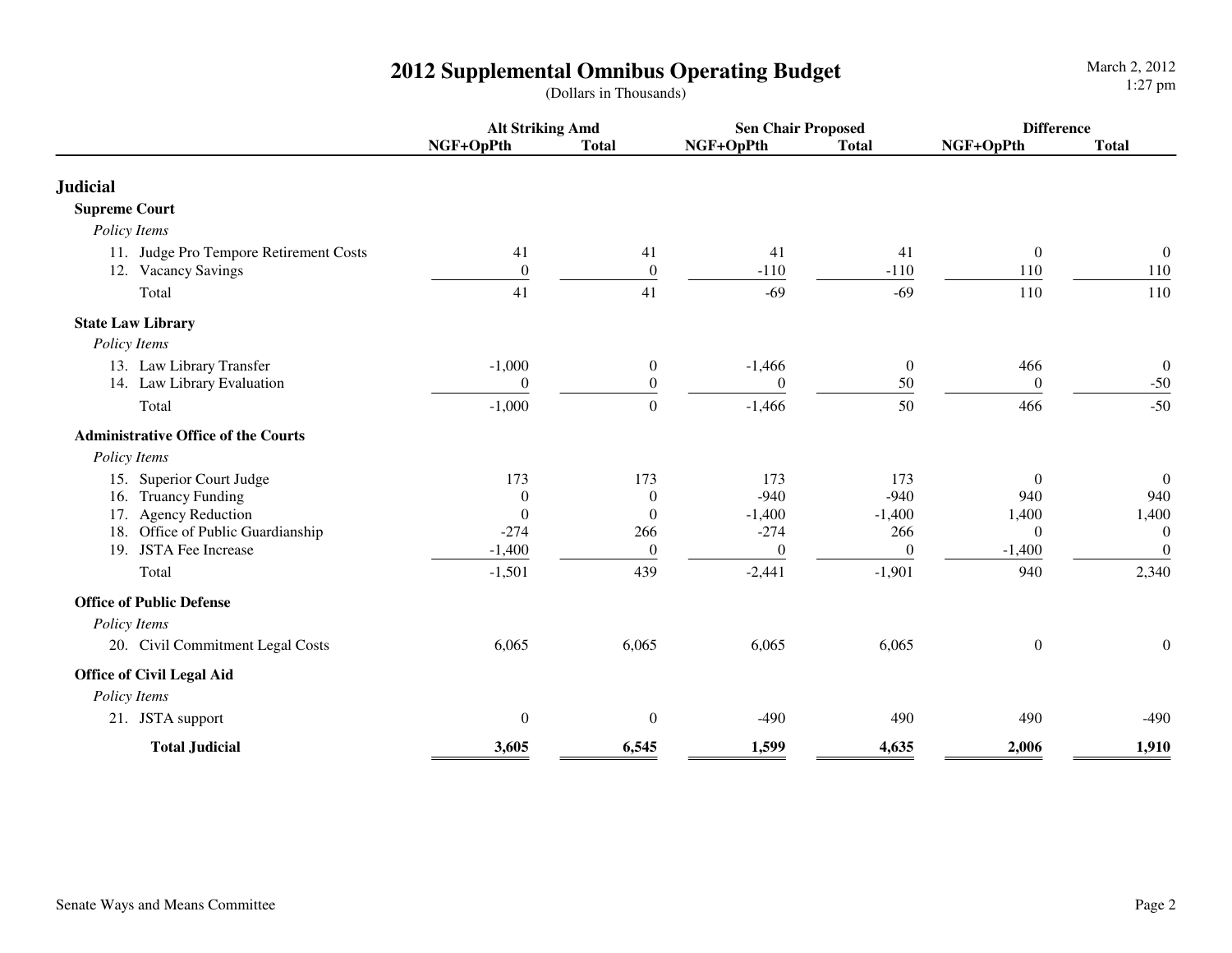# 2012 Supplemental Omnibus Operating Budget

(Dollars in Thousands)

| | Alt Striking Amd | | Sen Chair Proposed | | Difference | |
|---|---|---|---|---|---|---|
| | NGF+OpPth | Total | NGF+OpPth | Total | NGF+OpPth | Total |
| **Judicial** | | | | | | |
| **Supreme Court** | | | | | | |
| *Policy Items* | | | | | | |
| 11. Judge Pro Tempore Retirement Costs | 41 | 41 | 41 | 41 | 0 | 0 |
| 12. Vacancy Savings | 0 | 0 | -110 | -110 | 110 | 110 |
| Total | 41 | 41 | -69 | -69 | 110 | 110 |
| **State Law Library** | | | | | | |
| *Policy Items* | | | | | | |
| 13. Law Library Transfer | -1,000 | 0 | -1,466 | 0 | 466 | 0 |
| 14. Law Library Evaluation | 0 | 0 | 0 | 50 | 0 | -50 |
| Total | -1,000 | 0 | -1,466 | 50 | 466 | -50 |
| **Administrative Office of the Courts** | | | | | | |
| *Policy Items* | | | | | | |
| 15. Superior Court Judge | 173 | 173 | 173 | 173 | 0 | 0 |
| 16. Truancy Funding | 0 | 0 | -940 | -940 | 940 | 940 |
| 17. Agency Reduction | 0 | 0 | -1,400 | -1,400 | 1,400 | 1,400 |
| 18. Office of Public Guardianship | -274 | 266 | -274 | 266 | 0 | 0 |
| 19. JSTA Fee Increase | -1,400 | 0 | 0 | 0 | -1,400 | 0 |
| Total | -1,501 | 439 | -2,441 | -1,901 | 940 | 2,340 |
| **Office of Public Defense** | | | | | | |
| *Policy Items* | | | | | | |
| 20. Civil Commitment Legal Costs | 6,065 | 6,065 | 6,065 | 6,065 | 0 | 0 |
| **Office of Civil Legal Aid** | | | | | | |
| *Policy Items* | | | | | | |
| 21. JSTA support | 0 | 0 | -490 | 490 | 490 | -490 |
| **Total Judicial** | **3,605** | **6,545** | **1,599** | **4,635** | **2,006** | **1,910** |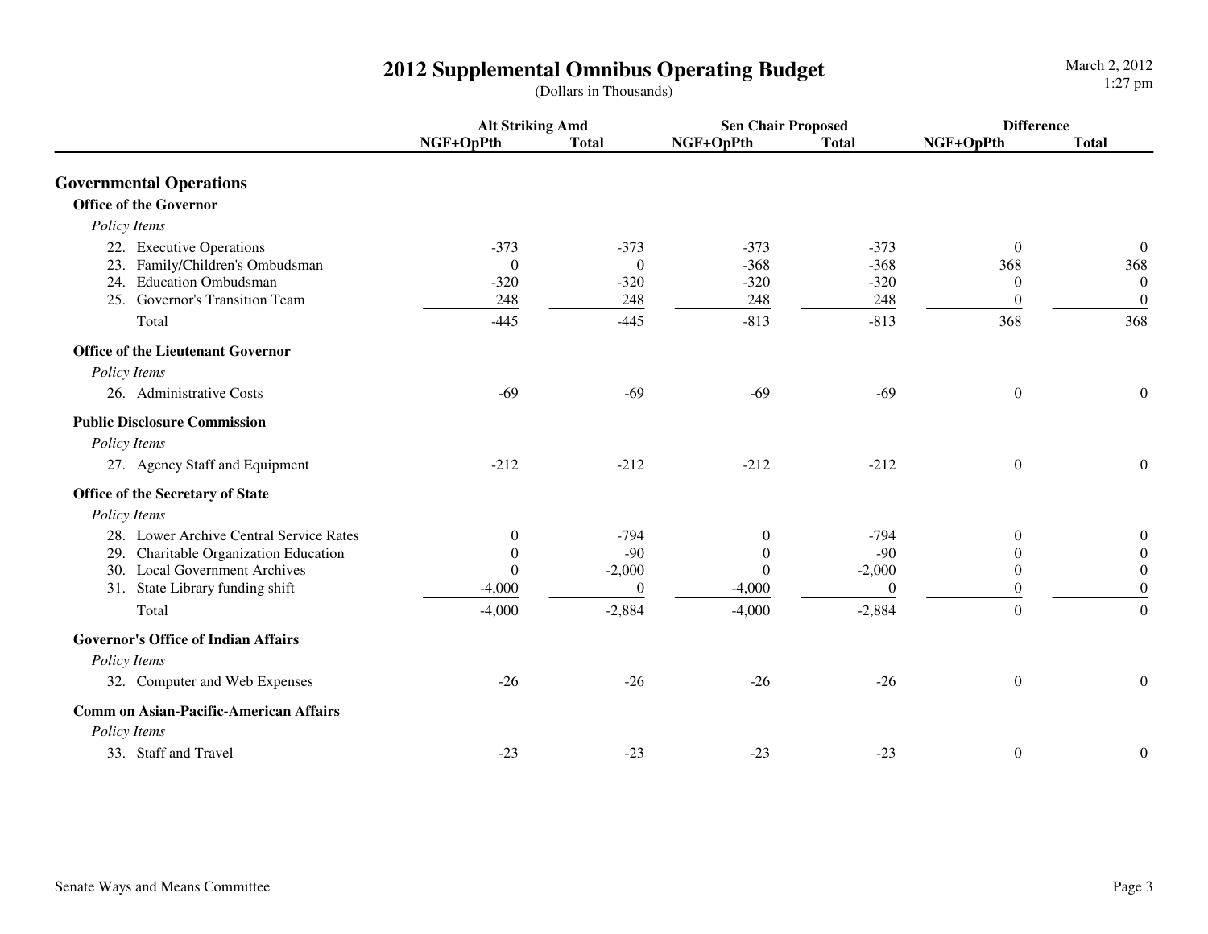# 2012 Supplemental Omnibus Operating Budget

(Dollars in Thousands)

| | Alt Striking Amd | | Sen Chair Proposed | | Difference | |
|---|---|---|---|---|---|---|
| | NGF+OpPth | Total | NGF+OpPth | Total | NGF+OpPth | Total |
| **Governmental Operations** | | | | | | |
| **Office of the Governor** | | | | | | |
| *Policy Items* | | | | | | |
| 22. Executive Operations | -373 | -373 | -373 | -373 | 0 | 0 |
| 23. Family/Children's Ombudsman | 0 | 0 | -368 | -368 | 368 | 368 |
| 24. Education Ombudsman | -320 | -320 | -320 | -320 | 0 | 0 |
| 25. Governor's Transition Team | 248 | 248 | 248 | 248 | 0 | 0 |
| Total | -445 | -445 | -813 | -813 | 368 | 368 |
| **Office of the Lieutenant Governor** | | | | | | |
| *Policy Items* | | | | | | |
| 26. Administrative Costs | -69 | -69 | -69 | -69 | 0 | 0 |
| **Public Disclosure Commission** | | | | | | |
| *Policy Items* | | | | | | |
| 27. Agency Staff and Equipment | -212 | -212 | -212 | -212 | 0 | 0 |
| **Office of the Secretary of State** | | | | | | |
| *Policy Items* | | | | | | |
| 28. Lower Archive Central Service Rates | 0 | -794 | 0 | -794 | 0 | 0 |
| 29. Charitable Organization Education | 0 | -90 | 0 | -90 | 0 | 0 |
| 30. Local Government Archives | 0 | -2,000 | 0 | -2,000 | 0 | 0 |
| 31. State Library funding shift | -4,000 | 0 | -4,000 | 0 | 0 | 0 |
| Total | -4,000 | -2,884 | -4,000 | -2,884 | 0 | 0 |
| **Governor's Office of Indian Affairs** | | | | | | |
| *Policy Items* | | | | | | |
| 32. Computer and Web Expenses | -26 | -26 | -26 | -26 | 0 | 0 |
| **Comm on Asian-Pacific-American Affairs** | | | | | | |
| *Policy Items* | | | | | | |
| 33. Staff and Travel | -23 | -23 | -23 | -23 | 0 | 0 |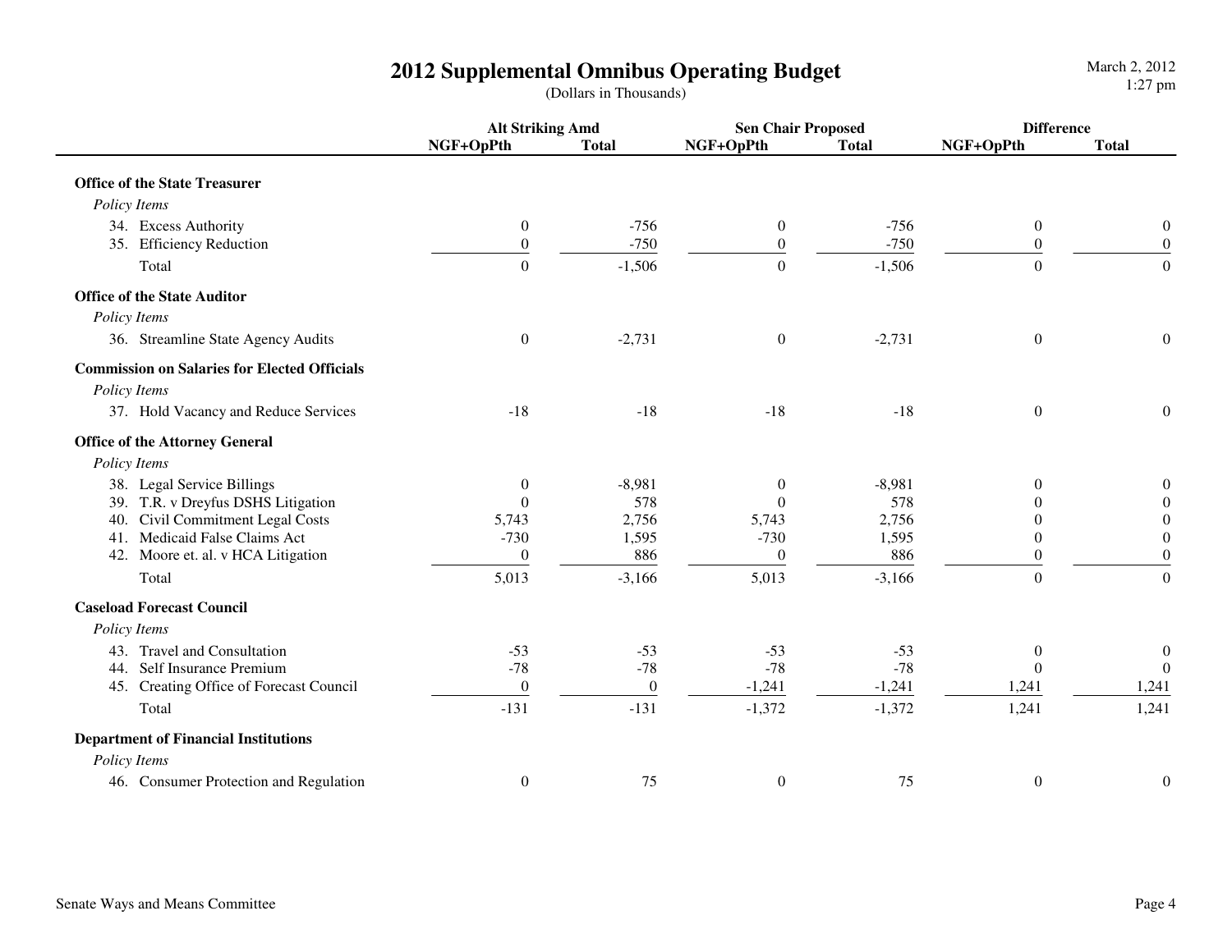# 2012 Supplemental Omnibus Operating Budget

(Dollars in Thousands)

| | Alt Striking Amd | | Sen Chair Proposed | | Difference | |
|---|---|---|---|---|---|---|
| | NGF+OpPth | Total | NGF+OpPth | Total | NGF+OpPth | Total |
| **Office of the State Treasurer** | | | | | | |
| *Policy Items* | | | | | | |
| 34. Excess Authority | 0 | -756 | 0 | -756 | 0 | 0 |
| 35. Efficiency Reduction | 0 | -750 | 0 | -750 | 0 | 0 |
| Total | 0 | -1,506 | 0 | -1,506 | 0 | 0 |
| **Office of the State Auditor** | | | | | | |
| *Policy Items* | | | | | | |
| 36. Streamline State Agency Audits | 0 | -2,731 | 0 | -2,731 | 0 | 0 |
| **Commission on Salaries for Elected Officials** | | | | | | |
| *Policy Items* | | | | | | |
| 37. Hold Vacancy and Reduce Services | -18 | -18 | -18 | -18 | 0 | 0 |
| **Office of the Attorney General** | | | | | | |
| *Policy Items* | | | | | | |
| 38. Legal Service Billings | 0 | -8,981 | 0 | -8,981 | 0 | 0 |
| 39. T.R. v Dreyfus DSHS Litigation | 0 | 578 | 0 | 578 | 0 | 0 |
| 40. Civil Commitment Legal Costs | 5,743 | 2,756 | 5,743 | 2,756 | 0 | 0 |
| 41. Medicaid False Claims Act | -730 | 1,595 | -730 | 1,595 | 0 | 0 |
| 42. Moore et. al. v HCA Litigation | 0 | 886 | 0 | 886 | 0 | 0 |
| Total | 5,013 | -3,166 | 5,013 | -3,166 | 0 | 0 |
| **Caseload Forecast Council** | | | | | | |
| *Policy Items* | | | | | | |
| 43. Travel and Consultation | -53 | -53 | -53 | -53 | 0 | 0 |
| 44. Self Insurance Premium | -78 | -78 | -78 | -78 | 0 | 0 |
| 45. Creating Office of Forecast Council | 0 | 0 | -1,241 | -1,241 | 1,241 | 1,241 |
| Total | -131 | -131 | -1,372 | -1,372 | 1,241 | 1,241 |
| **Department of Financial Institutions** | | | | | | |
| *Policy Items* | | | | | | |
| 46. Consumer Protection and Regulation | 0 | 75 | 0 | 75 | 0 | 0 |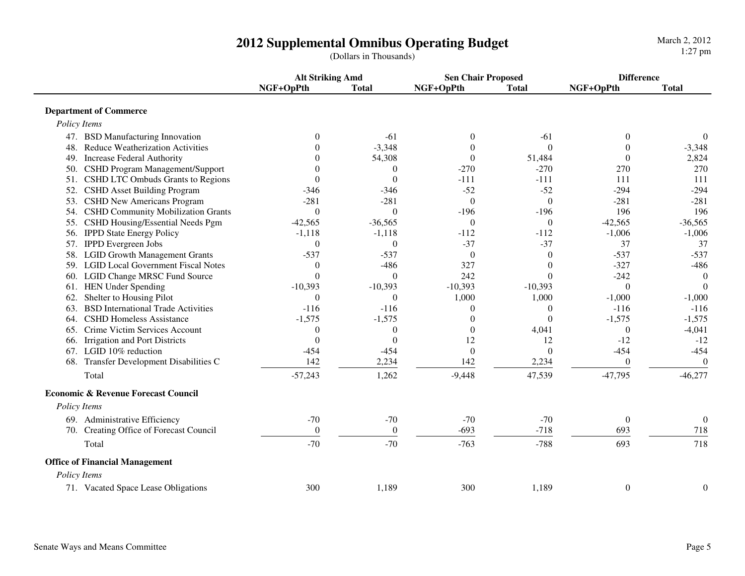# 2012 Supplemental Omnibus Operating Budget

(Dollars in Thousands)

| | Alt Striking Amd | | Sen Chair Proposed | | Difference | |
|---|---|---|---|---|---|---|
| | NGF+OpPth | Total | NGF+OpPth | Total | NGF+OpPth | Total |
| **Department of Commerce** | | | | | | |
| *Policy Items* | | | | | | |
| 47. BSD Manufacturing Innovation | 0 | -61 | 0 | -61 | 0 | 0 |
| 48. Reduce Weatherization Activities | 0 | -3,348 | 0 | 0 | 0 | -3,348 |
| 49. Increase Federal Authority | 0 | 54,308 | 0 | 51,484 | 0 | 2,824 |
| 50. CSHD Program Management/Support | 0 | 0 | -270 | -270 | 270 | 270 |
| 51. CSHD LTC Ombuds Grants to Regions | 0 | 0 | -111 | -111 | 111 | 111 |
| 52. CSHD Asset Building Program | -346 | -346 | -52 | -52 | -294 | -294 |
| 53. CSHD New Americans Program | -281 | -281 | 0 | 0 | -281 | -281 |
| 54. CSHD Community Mobilization Grants | 0 | 0 | -196 | -196 | 196 | 196 |
| 55. CSHD Housing/Essential Needs Pgm | -42,565 | -36,565 | 0 | 0 | -42,565 | -36,565 |
| 56. IPPD State Energy Policy | -1,118 | -1,118 | -112 | -112 | -1,006 | -1,006 |
| 57. IPPD Evergreen Jobs | 0 | 0 | -37 | -37 | 37 | 37 |
| 58. LGID Growth Management Grants | -537 | -537 | 0 | 0 | -537 | -537 |
| 59. LGID Local Government Fiscal Notes | 0 | -486 | 327 | 0 | -327 | -486 |
| 60. LGID Change MRSC Fund Source | 0 | 0 | 242 | 0 | -242 | 0 |
| 61. HEN Under Spending | -10,393 | -10,393 | -10,393 | -10,393 | 0 | 0 |
| 62. Shelter to Housing Pilot | 0 | 0 | 1,000 | 1,000 | -1,000 | -1,000 |
| 63. BSD International Trade Activities | -116 | -116 | 0 | 0 | -116 | -116 |
| 64. CSHD Homeless Assistance | -1,575 | -1,575 | 0 | 0 | -1,575 | -1,575 |
| 65. Crime Victim Services Account | 0 | 0 | 0 | 4,041 | 0 | -4,041 |
| 66. Irrigation and Port Districts | 0 | 0 | 12 | 12 | -12 | -12 |
| 67. LGID 10% reduction | -454 | -454 | 0 | 0 | -454 | -454 |
| 68. Transfer Development Disabilities C | 142 | 2,234 | 142 | 2,234 | 0 | 0 |
| Total | -57,243 | 1,262 | -9,448 | 47,539 | -47,795 | -46,277 |
| **Economic & Revenue Forecast Council** | | | | | | |
| *Policy Items* | | | | | | |
| 69. Administrative Efficiency | -70 | -70 | -70 | -70 | 0 | 0 |
| 70. Creating Office of Forecast Council | 0 | 0 | -693 | -718 | 693 | 718 |
| Total | -70 | -70 | -763 | -788 | 693 | 718 |
| **Office of Financial Management** | | | | | | |
| *Policy Items* | | | | | | |
| 71. Vacated Space Lease Obligations | 300 | 1,189 | 300 | 1,189 | 0 | 0 |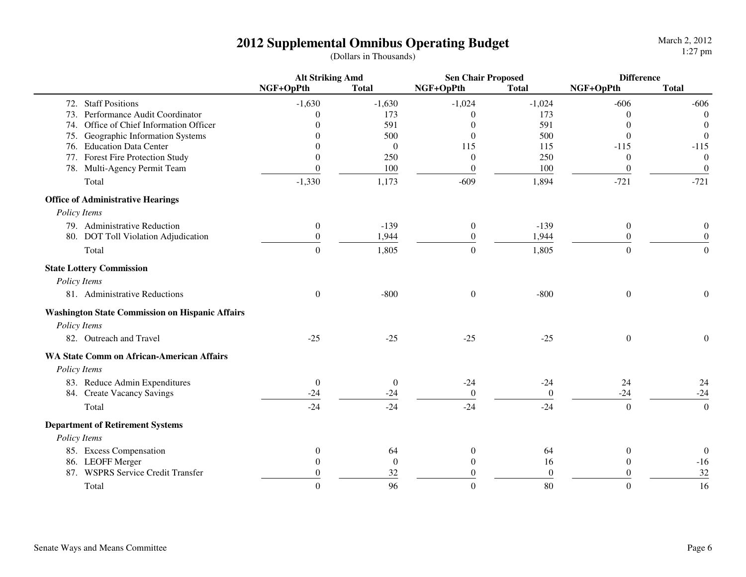# 2012 Supplemental Omnibus Operating Budget

(Dollars in Thousands)

| | Alt Striking Amd | | Sen Chair Proposed | | Difference | |
|---|---|---|---|---|---|---|
| | NGF+OpPth | Total | NGF+OpPth | Total | NGF+OpPth | Total |
| 72. Staff Positions | -1,630 | -1,630 | -1,024 | -1,024 | -606 | -606 |
| 73. Performance Audit Coordinator | 0 | 173 | 0 | 173 | 0 | 0 |
| 74. Office of Chief Information Officer | 0 | 591 | 0 | 591 | 0 | 0 |
| 75. Geographic Information Systems | 0 | 500 | 0 | 500 | 0 | 0 |
| 76. Education Data Center | 0 | 0 | 115 | 115 | -115 | -115 |
| 77. Forest Fire Protection Study | 0 | 250 | 0 | 250 | 0 | 0 |
| 78. Multi-Agency Permit Team | 0 | 100 | 0 | 100 | 0 | 0 |
| Total | -1,330 | 1,173 | -609 | 1,894 | -721 | -721 |
| **Office of Administrative Hearings** | | | | | | |
| *Policy Items* | | | | | | |
| 79. Administrative Reduction | 0 | -139 | 0 | -139 | 0 | 0 |
| 80. DOT Toll Violation Adjudication | 0 | 1,944 | 0 | 1,944 | 0 | 0 |
| Total | 0 | 1,805 | 0 | 1,805 | 0 | 0 |
| **State Lottery Commission** | | | | | | |
| *Policy Items* | | | | | | |
| 81. Administrative Reductions | 0 | -800 | 0 | -800 | 0 | 0 |
| **Washington State Commission on Hispanic Affairs** | | | | | | |
| *Policy Items* | | | | | | |
| 82. Outreach and Travel | -25 | -25 | -25 | -25 | 0 | 0 |
| **WA State Comm on African-American Affairs** | | | | | | |
| *Policy Items* | | | | | | |
| 83. Reduce Admin Expenditures | 0 | 0 | -24 | -24 | 24 | 24 |
| 84. Create Vacancy Savings | -24 | -24 | 0 | 0 | -24 | -24 |
| Total | -24 | -24 | -24 | -24 | 0 | 0 |
| **Department of Retirement Systems** | | | | | | |
| *Policy Items* | | | | | | |
| 85. Excess Compensation | 0 | 64 | 0 | 64 | 0 | 0 |
| 86. LEOFF Merger | 0 | 0 | 0 | 16 | 0 | -16 |
| 87. WSPRS Service Credit Transfer | 0 | 32 | 0 | 0 | 0 | 32 |
| Total | 0 | 96 | 0 | 80 | 0 | 16 |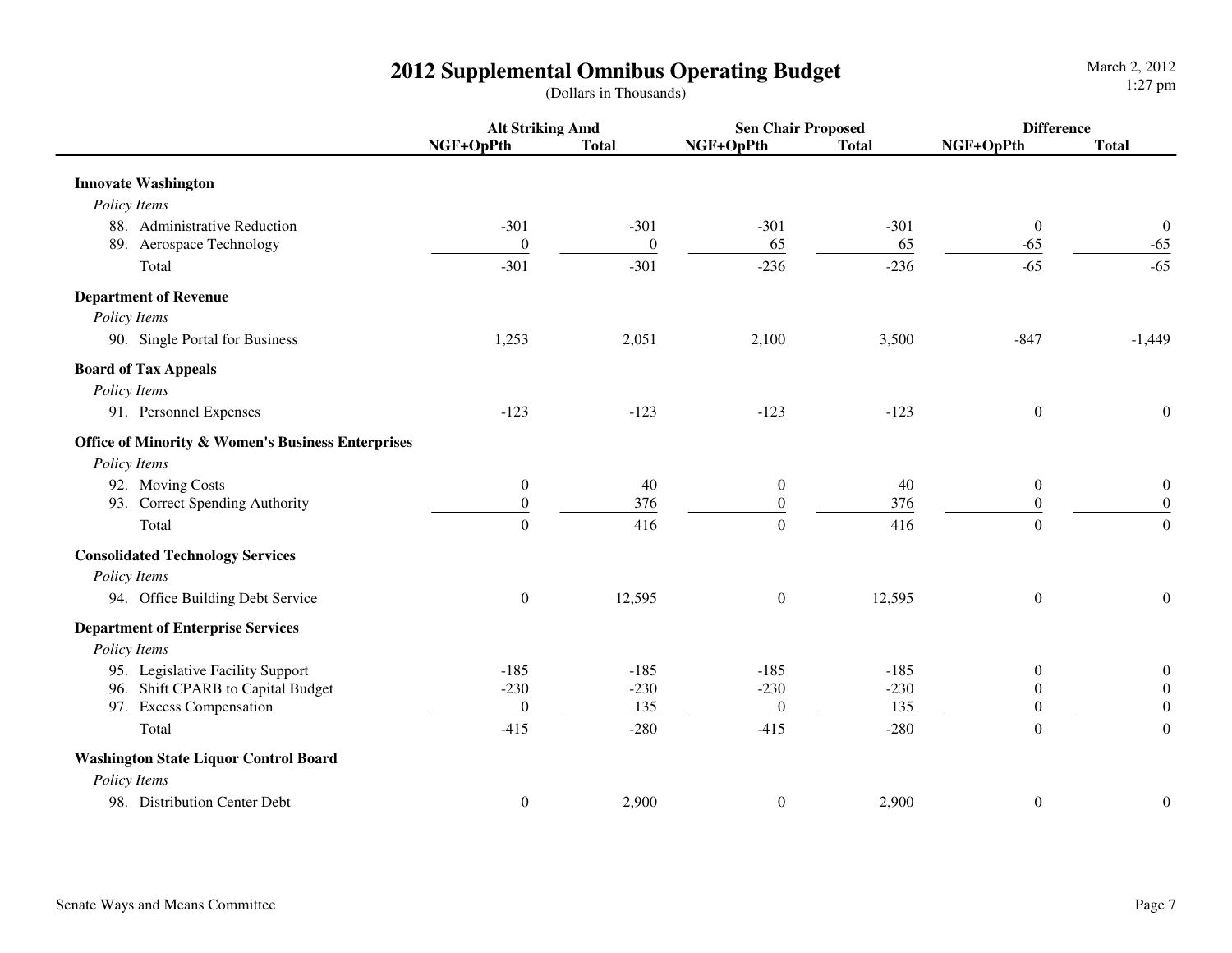# 2012 Supplemental Omnibus Operating Budget

(Dollars in Thousands)

| | Alt Striking Amd | | Sen Chair Proposed | | Difference | |
|---|---|---|---|---|---|---|
| | NGF+OpPth | Total | NGF+OpPth | Total | NGF+OpPth | Total |
| **Innovate Washington** | | | | | | |
| *Policy Items* | | | | | | |
| 88. Administrative Reduction | -301 | -301 | -301 | -301 | 0 | 0 |
| 89. Aerospace Technology | 0 | 0 | 65 | 65 | -65 | -65 |
| Total | -301 | -301 | -236 | -236 | -65 | -65 |
| **Department of Revenue** | | | | | | |
| *Policy Items* | | | | | | |
| 90. Single Portal for Business | 1,253 | 2,051 | 2,100 | 3,500 | -847 | -1,449 |
| **Board of Tax Appeals** | | | | | | |
| *Policy Items* | | | | | | |
| 91. Personnel Expenses | -123 | -123 | -123 | -123 | 0 | 0 |
| **Office of Minority & Women's Business Enterprises** | | | | | | |
| *Policy Items* | | | | | | |
| 92. Moving Costs | 0 | 40 | 0 | 40 | 0 | 0 |
| 93. Correct Spending Authority | 0 | 376 | 0 | 376 | 0 | 0 |
| Total | 0 | 416 | 0 | 416 | 0 | 0 |
| **Consolidated Technology Services** | | | | | | |
| *Policy Items* | | | | | | |
| 94. Office Building Debt Service | 0 | 12,595 | 0 | 12,595 | 0 | 0 |
| **Department of Enterprise Services** | | | | | | |
| *Policy Items* | | | | | | |
| 95. Legislative Facility Support | -185 | -185 | -185 | -185 | 0 | 0 |
| 96. Shift CPARB to Capital Budget | -230 | -230 | -230 | -230 | 0 | 0 |
| 97. Excess Compensation | 0 | 135 | 0 | 135 | 0 | 0 |
| Total | -415 | -280 | -415 | -280 | 0 | 0 |
| **Washington State Liquor Control Board** | | | | | | |
| *Policy Items* | | | | | | |
| 98. Distribution Center Debt | 0 | 2,900 | 0 | 2,900 | 0 | 0 |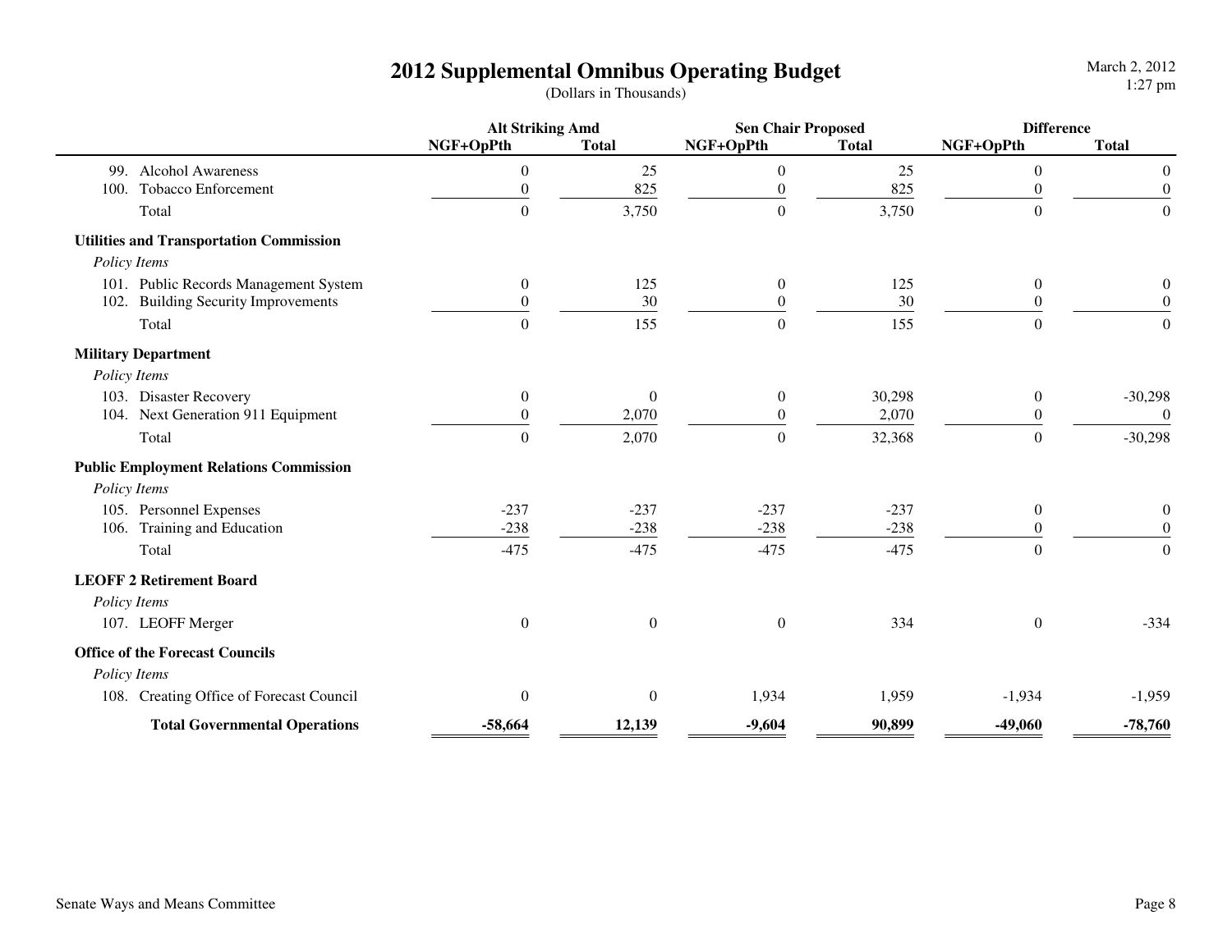# 2012 Supplemental Omnibus Operating Budget

(Dollars in Thousands)

| | Alt Striking Amd | | Sen Chair Proposed | | Difference | |
|---|---|---|---|---|---|---|
| | NGF+OpPth | Total | NGF+OpPth | Total | NGF+OpPth | Total |
| 99. Alcohol Awareness | 0 | 25 | 0 | 25 | 0 | 0 |
| 100. Tobacco Enforcement | 0 | 825 | 0 | 825 | 0 | 0 |
| Total | 0 | 3,750 | 0 | 3,750 | 0 | 0 |
| **Utilities and Transportation Commission** | | | | | | |
| *Policy Items* | | | | | | |
| 101. Public Records Management System | 0 | 125 | 0 | 125 | 0 | 0 |
| 102. Building Security Improvements | 0 | 30 | 0 | 30 | 0 | 0 |
| Total | 0 | 155 | 0 | 155 | 0 | 0 |
| **Military Department** | | | | | | |
| *Policy Items* | | | | | | |
| 103. Disaster Recovery | 0 | 0 | 0 | 30,298 | 0 | -30,298 |
| 104. Next Generation 911 Equipment | 0 | 2,070 | 0 | 2,070 | 0 | 0 |
| Total | 0 | 2,070 | 0 | 32,368 | 0 | -30,298 |
| **Public Employment Relations Commission** | | | | | | |
| *Policy Items* | | | | | | |
| 105. Personnel Expenses | -237 | -237 | -237 | -237 | 0 | 0 |
| 106. Training and Education | -238 | -238 | -238 | -238 | 0 | 0 |
| Total | -475 | -475 | -475 | -475 | 0 | 0 |
| **LEOFF 2 Retirement Board** | | | | | | |
| *Policy Items* | | | | | | |
| 107. LEOFF Merger | 0 | 0 | 0 | 334 | 0 | -334 |
| **Office of the Forecast Councils** | | | | | | |
| *Policy Items* | | | | | | |
| 108. Creating Office of Forecast Council | 0 | 0 | 1,934 | 1,959 | -1,934 | -1,959 |
| **Total Governmental Operations** | **-58,664** | **12,139** | **-9,604** | **90,899** | **-49,060** | **-78,760** |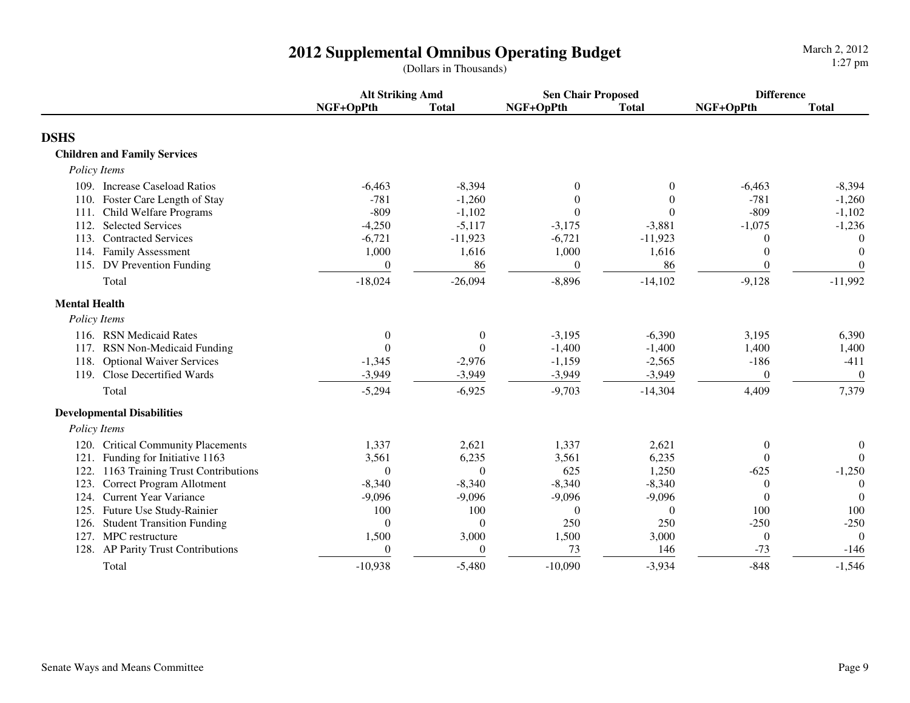# 2012 Supplemental Omnibus Operating Budget

(Dollars in Thousands)

| | Alt Striking Amd | | Sen Chair Proposed | | Difference | |
|---|---|---|---|---|---|---|
| | NGF+OpPth | Total | NGF+OpPth | Total | NGF+OpPth | Total |
| **DSHS** | | | | | | |
| **Children and Family Services** | | | | | | |
| *Policy Items* | | | | | | |
| 109. Increase Caseload Ratios | -6,463 | -8,394 | 0 | 0 | -6,463 | -8,394 |
| 110. Foster Care Length of Stay | -781 | -1,260 | 0 | 0 | -781 | -1,260 |
| 111. Child Welfare Programs | -809 | -1,102 | 0 | 0 | -809 | -1,102 |
| 112. Selected Services | -4,250 | -5,117 | -3,175 | -3,881 | -1,075 | -1,236 |
| 113. Contracted Services | -6,721 | -11,923 | -6,721 | -11,923 | 0 | 0 |
| 114. Family Assessment | 1,000 | 1,616 | 1,000 | 1,616 | 0 | 0 |
| 115. DV Prevention Funding | 0 | 86 | 0 | 86 | 0 | 0 |
| Total | -18,024 | -26,094 | -8,896 | -14,102 | -9,128 | -11,992 |
| **Mental Health** | | | | | | |
| *Policy Items* | | | | | | |
| 116. RSN Medicaid Rates | 0 | 0 | -3,195 | -6,390 | 3,195 | 6,390 |
| 117. RSN Non-Medicaid Funding | 0 | 0 | -1,400 | -1,400 | 1,400 | 1,400 |
| 118. Optional Waiver Services | -1,345 | -2,976 | -1,159 | -2,565 | -186 | -411 |
| 119. Close Decertified Wards | -3,949 | -3,949 | -3,949 | -3,949 | 0 | 0 |
| Total | -5,294 | -6,925 | -9,703 | -14,304 | 4,409 | 7,379 |
| **Developmental Disabilities** | | | | | | |
| *Policy Items* | | | | | | |
| 120. Critical Community Placements | 1,337 | 2,621 | 1,337 | 2,621 | 0 | 0 |
| 121. Funding for Initiative 1163 | 3,561 | 6,235 | 3,561 | 6,235 | 0 | 0 |
| 122. 1163 Training Trust Contributions | 0 | 0 | 625 | 1,250 | -625 | -1,250 |
| 123. Correct Program Allotment | -8,340 | -8,340 | -8,340 | -8,340 | 0 | 0 |
| 124. Current Year Variance | -9,096 | -9,096 | -9,096 | -9,096 | 0 | 0 |
| 125. Future Use Study-Rainier | 100 | 100 | 0 | 0 | 100 | 100 |
| 126. Student Transition Funding | 0 | 0 | 250 | 250 | -250 | -250 |
| 127. MPC restructure | 1,500 | 3,000 | 1,500 | 3,000 | 0 | 0 |
| 128. AP Parity Trust Contributions | 0 | 0 | 73 | 146 | -73 | -146 |
| Total | -10,938 | -5,480 | -10,090 | -3,934 | -848 | -1,546 |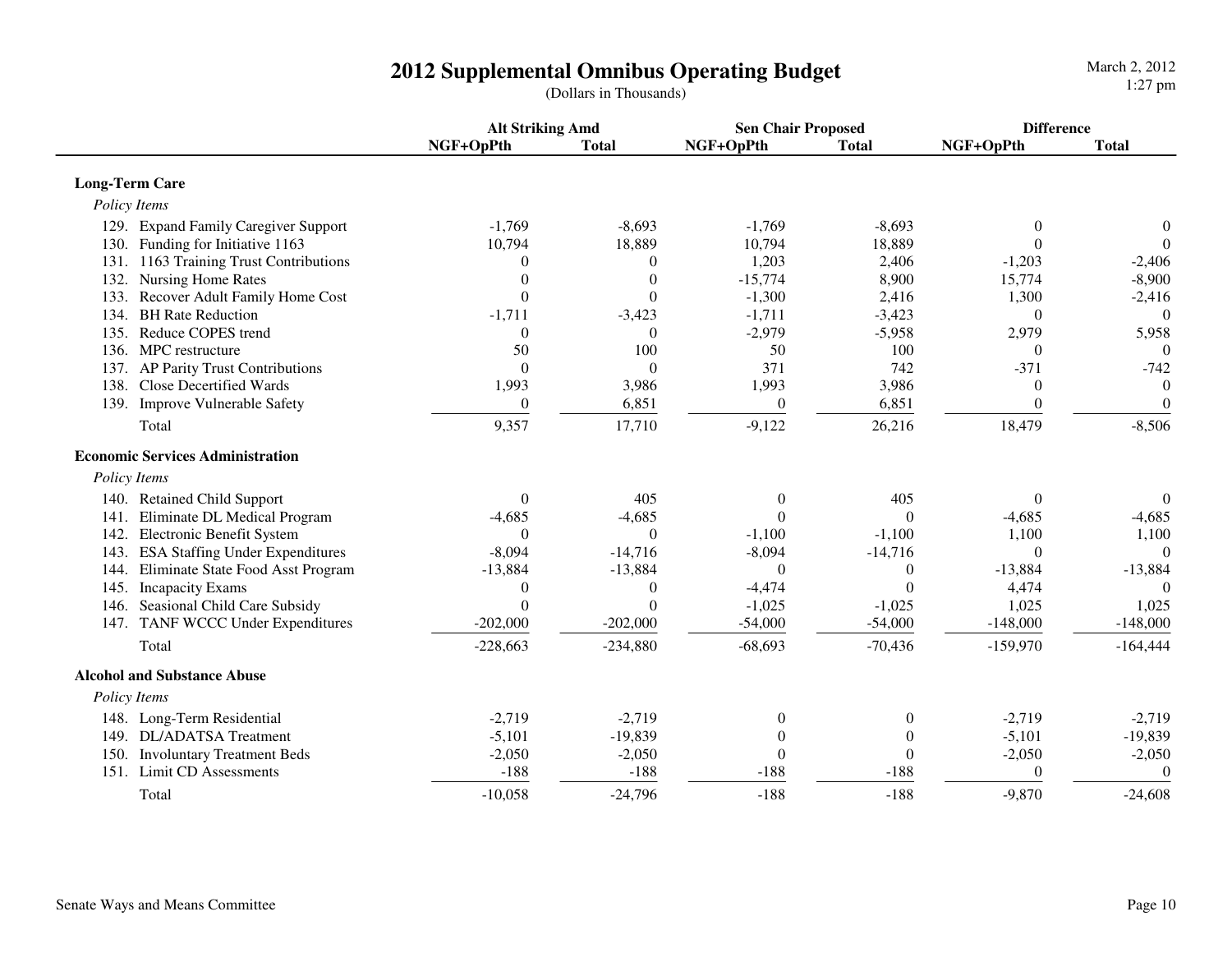# 2012 Supplemental Omnibus Operating Budget

(Dollars in Thousands)

March 2, 2012
1:27 pm

| | Alt Striking Amd | | Sen Chair Proposed | | Difference | |
|---|---|---|---|---|---|---|
| | NGF+OpPth | Total | NGF+OpPth | Total | NGF+OpPth | Total |
| **Long-Term Care** | | | | | | |
| *Policy Items* | | | | | | |
| 129. Expand Family Caregiver Support | -1,769 | -8,693 | -1,769 | -8,693 | 0 | 0 |
| 130. Funding for Initiative 1163 | 10,794 | 18,889 | 10,794 | 18,889 | 0 | 0 |
| 131. 1163 Training Trust Contributions | 0 | 0 | 1,203 | 2,406 | -1,203 | -2,406 |
| 132. Nursing Home Rates | 0 | 0 | -15,774 | 8,900 | 15,774 | -8,900 |
| 133. Recover Adult Family Home Cost | 0 | 0 | -1,300 | 2,416 | 1,300 | -2,416 |
| 134. BH Rate Reduction | -1,711 | -3,423 | -1,711 | -3,423 | 0 | 0 |
| 135. Reduce COPES trend | 0 | 0 | -2,979 | -5,958 | 2,979 | 5,958 |
| 136. MPC restructure | 50 | 100 | 50 | 100 | 0 | 0 |
| 137. AP Parity Trust Contributions | 0 | 0 | 371 | 742 | -371 | -742 |
| 138. Close Decertified Wards | 1,993 | 3,986 | 1,993 | 3,986 | 0 | 0 |
| 139. Improve Vulnerable Safety | 0 | 6,851 | 0 | 6,851 | 0 | 0 |
| Total | 9,357 | 17,710 | -9,122 | 26,216 | 18,479 | -8,506 |
| **Economic Services Administration** | | | | | | |
| *Policy Items* | | | | | | |
| 140. Retained Child Support | 0 | 405 | 0 | 405 | 0 | 0 |
| 141. Eliminate DL Medical Program | -4,685 | -4,685 | 0 | 0 | -4,685 | -4,685 |
| 142. Electronic Benefit System | 0 | 0 | -1,100 | -1,100 | 1,100 | 1,100 |
| 143. ESA Staffing Under Expenditures | -8,094 | -14,716 | -8,094 | -14,716 | 0 | 0 |
| 144. Eliminate State Food Asst Program | -13,884 | -13,884 | 0 | 0 | -13,884 | -13,884 |
| 145. Incapacity Exams | 0 | 0 | -4,474 | 0 | 4,474 | 0 |
| 146. Seasional Child Care Subsidy | 0 | 0 | -1,025 | -1,025 | 1,025 | 1,025 |
| 147. TANF WCCC Under Expenditures | -202,000 | -202,000 | -54,000 | -54,000 | -148,000 | -148,000 |
| Total | -228,663 | -234,880 | -68,693 | -70,436 | -159,970 | -164,444 |
| **Alcohol and Substance Abuse** | | | | | | |
| *Policy Items* | | | | | | |
| 148. Long-Term Residential | -2,719 | -2,719 | 0 | 0 | -2,719 | -2,719 |
| 149. DL/ADATSA Treatment | -5,101 | -19,839 | 0 | 0 | -5,101 | -19,839 |
| 150. Involuntary Treatment Beds | -2,050 | -2,050 | 0 | 0 | -2,050 | -2,050 |
| 151. Limit CD Assessments | -188 | -188 | -188 | -188 | 0 | 0 |
| Total | -10,058 | -24,796 | -188 | -188 | -9,870 | -24,608 |

Senate Ways and Means Committee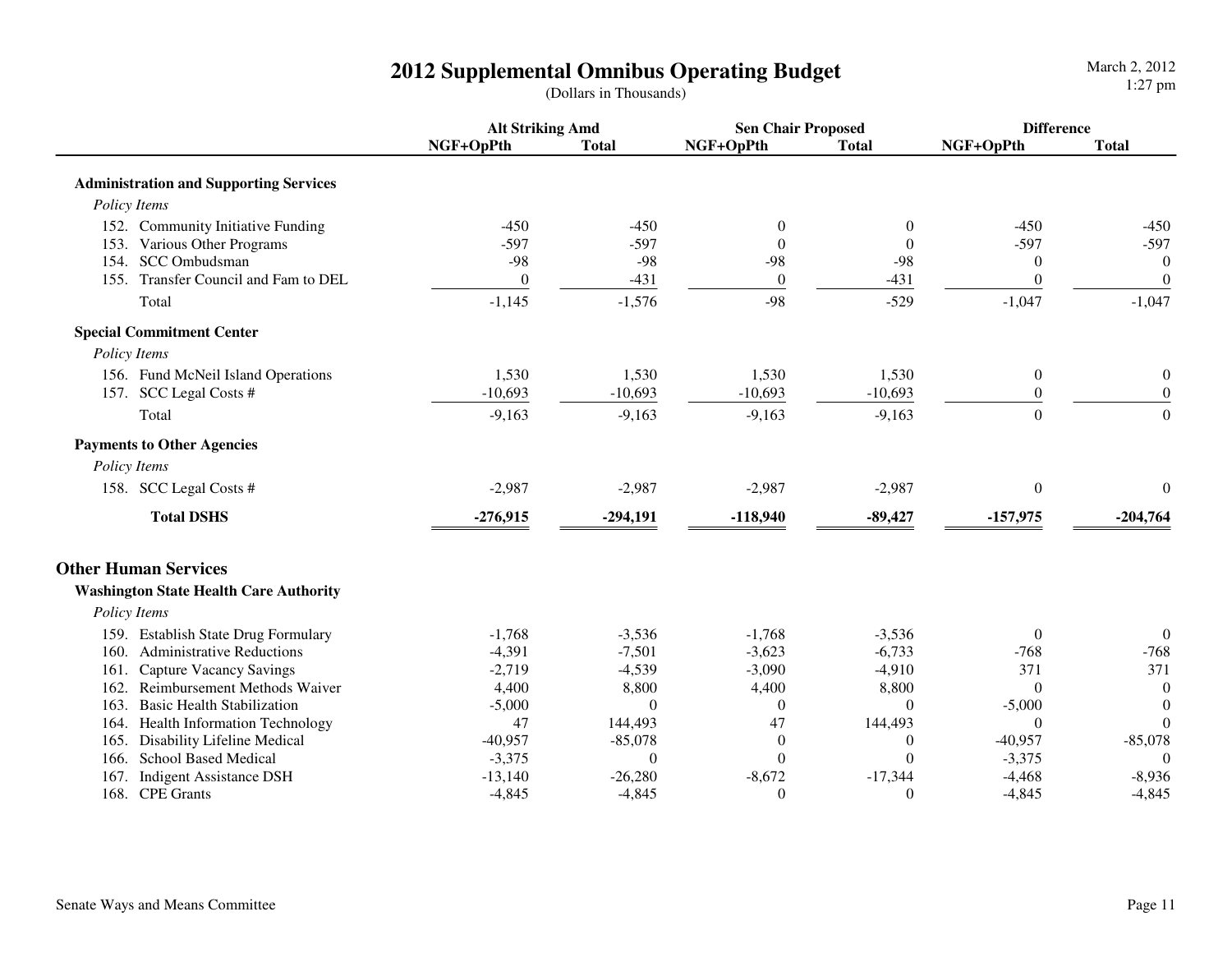# 2012 Supplemental Omnibus Operating Budget

(Dollars in Thousands)

| | Alt Striking Amd | | Sen Chair Proposed | | Difference | |
|---|---|---|---|---|---|---|
| | NGF+OpPth | Total | NGF+OpPth | Total | NGF+OpPth | Total |
| **Administration and Supporting Services** | | | | | | |
| *Policy Items* | | | | | | |
| 152. Community Initiative Funding | -450 | -450 | 0 | 0 | -450 | -450 |
| 153. Various Other Programs | -597 | -597 | 0 | 0 | -597 | -597 |
| 154. SCC Ombudsman | -98 | -98 | -98 | -98 | 0 | 0 |
| 155. Transfer Council and Fam to DEL | 0 | -431 | 0 | -431 | 0 | 0 |
| Total | -1,145 | -1,576 | -98 | -529 | -1,047 | -1,047 |
| **Special Commitment Center** | | | | | | |
| *Policy Items* | | | | | | |
| 156. Fund McNeil Island Operations | 1,530 | 1,530 | 1,530 | 1,530 | 0 | 0 |
| 157. SCC Legal Costs # | -10,693 | -10,693 | -10,693 | -10,693 | 0 | 0 |
| Total | -9,163 | -9,163 | -9,163 | -9,163 | 0 | 0 |
| **Payments to Other Agencies** | | | | | | |
| *Policy Items* | | | | | | |
| 158. SCC Legal Costs # | -2,987 | -2,987 | -2,987 | -2,987 | 0 | 0 |
| **Total DSHS** | **-276,915** | **-294,191** | **-118,940** | **-89,427** | **-157,975** | **-204,764** |

## Other Human Services

| | Alt Striking Amd | | Sen Chair Proposed | | Difference | |
|---|---|---|---|---|---|---|
| | NGF+OpPth | Total | NGF+OpPth | Total | NGF+OpPth | Total |
| **Washington State Health Care Authority** | | | | | | |
| *Policy Items* | | | | | | |
| 159. Establish State Drug Formulary | -1,768 | -3,536 | -1,768 | -3,536 | 0 | 0 |
| 160. Administrative Reductions | -4,391 | -7,501 | -3,623 | -6,733 | -768 | -768 |
| 161. Capture Vacancy Savings | -2,719 | -4,539 | -3,090 | -4,910 | 371 | 371 |
| 162. Reimbursement Methods Waiver | 4,400 | 8,800 | 4,400 | 8,800 | 0 | 0 |
| 163. Basic Health Stabilization | -5,000 | 0 | 0 | 0 | -5,000 | 0 |
| 164. Health Information Technology | 47 | 144,493 | 47 | 144,493 | 0 | 0 |
| 165. Disability Lifeline Medical | -40,957 | -85,078 | 0 | 0 | -40,957 | -85,078 |
| 166. School Based Medical | -3,375 | 0 | 0 | 0 | -3,375 | 0 |
| 167. Indigent Assistance DSH | -13,140 | -26,280 | -8,672 | -17,344 | -4,468 | -8,936 |
| 168. CPE Grants | -4,845 | -4,845 | 0 | 0 | -4,845 | -4,845 |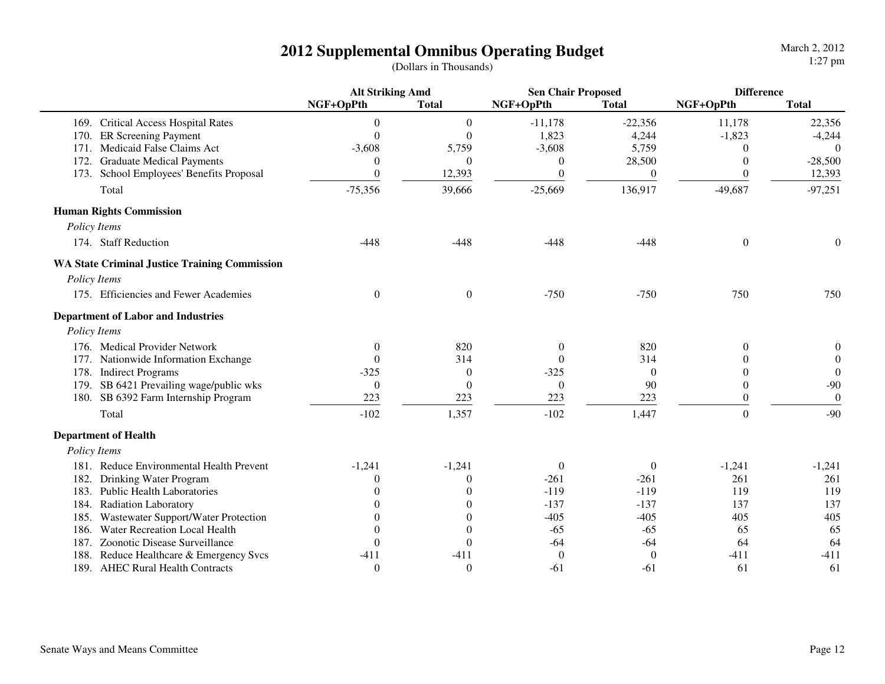# 2012 Supplemental Omnibus Operating Budget

(Dollars in Thousands)

| | Alt Striking Amd | | Sen Chair Proposed | | Difference | |
|---|---|---|---|---|---|---|
| | NGF+OpPth | Total | NGF+OpPth | Total | NGF+OpPth | Total |
| 169. Critical Access Hospital Rates | 0 | 0 | -11,178 | -22,356 | 11,178 | 22,356 |
| 170. ER Screening Payment | 0 | 0 | 1,823 | 4,244 | -1,823 | -4,244 |
| 171. Medicaid False Claims Act | -3,608 | 5,759 | -3,608 | 5,759 | 0 | 0 |
| 172. Graduate Medical Payments | 0 | 0 | 0 | 28,500 | 0 | -28,500 |
| 173. School Employees' Benefits Proposal | 0 | 12,393 | 0 | 0 | 0 | 12,393 |
| Total | -75,356 | 39,666 | -25,669 | 136,917 | -49,687 | -97,251 |
| **Human Rights Commission** | | | | | | |
| *Policy Items* | | | | | | |
| 174. Staff Reduction | -448 | -448 | -448 | -448 | 0 | 0 |
| **WA State Criminal Justice Training Commission** | | | | | | |
| *Policy Items* | | | | | | |
| 175. Efficiencies and Fewer Academies | 0 | 0 | -750 | -750 | 750 | 750 |
| **Department of Labor and Industries** | | | | | | |
| *Policy Items* | | | | | | |
| 176. Medical Provider Network | 0 | 820 | 0 | 820 | 0 | 0 |
| 177. Nationwide Information Exchange | 0 | 314 | 0 | 314 | 0 | 0 |
| 178. Indirect Programs | -325 | 0 | -325 | 0 | 0 | 0 |
| 179. SB 6421 Prevailing wage/public wks | 0 | 0 | 0 | 90 | 0 | -90 |
| 180. SB 6392 Farm Internship Program | 223 | 223 | 223 | 223 | 0 | 0 |
| Total | -102 | 1,357 | -102 | 1,447 | 0 | -90 |
| **Department of Health** | | | | | | |
| *Policy Items* | | | | | | |
| 181. Reduce Environmental Health Prevent | -1,241 | -1,241 | 0 | 0 | -1,241 | -1,241 |
| 182. Drinking Water Program | 0 | 0 | -261 | -261 | 261 | 261 |
| 183. Public Health Laboratories | 0 | 0 | -119 | -119 | 119 | 119 |
| 184. Radiation Laboratory | 0 | 0 | -137 | -137 | 137 | 137 |
| 185. Wastewater Support/Water Protection | 0 | 0 | -405 | -405 | 405 | 405 |
| 186. Water Recreation Local Health | 0 | 0 | -65 | -65 | 65 | 65 |
| 187. Zoonotic Disease Surveillance | 0 | 0 | -64 | -64 | 64 | 64 |
| 188. Reduce Healthcare & Emergency Svcs | -411 | -411 | 0 | 0 | -411 | -411 |
| 189. AHEC Rural Health Contracts | 0 | 0 | -61 | -61 | 61 | 61 |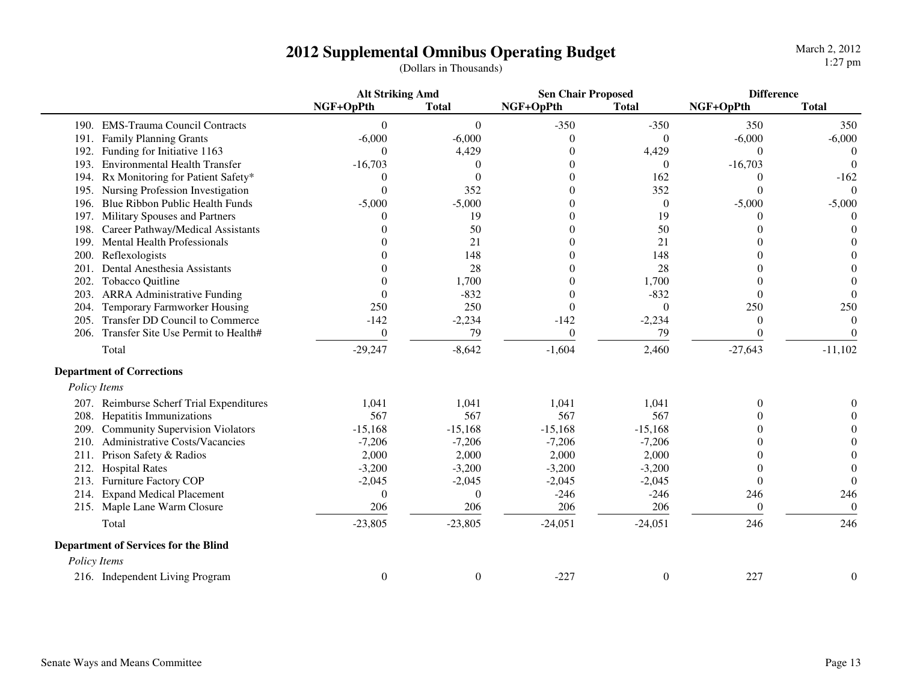# 2012 Supplemental Omnibus Operating Budget

(Dollars in Thousands)

| | Alt Striking Amd | | Sen Chair Proposed | | Difference | |
|---|---|---|---|---|---|---|
| | NGF+OpPth | Total | NGF+OpPth | Total | NGF+OpPth | Total |
| 190. EMS-Trauma Council Contracts | 0 | 0 | -350 | -350 | 350 | 350 |
| 191. Family Planning Grants | -6,000 | -6,000 | 0 | 0 | -6,000 | -6,000 |
| 192. Funding for Initiative 1163 | 0 | 4,429 | 0 | 4,429 | 0 | 0 |
| 193. Environmental Health Transfer | -16,703 | 0 | 0 | 0 | -16,703 | 0 |
| 194. Rx Monitoring for Patient Safety* | 0 | 0 | 0 | 162 | 0 | -162 |
| 195. Nursing Profession Investigation | 0 | 352 | 0 | 352 | 0 | 0 |
| 196. Blue Ribbon Public Health Funds | -5,000 | -5,000 | 0 | 0 | -5,000 | -5,000 |
| 197. Military Spouses and Partners | 0 | 19 | 0 | 19 | 0 | 0 |
| 198. Career Pathway/Medical Assistants | 0 | 50 | 0 | 50 | 0 | 0 |
| 199. Mental Health Professionals | 0 | 21 | 0 | 21 | 0 | 0 |
| 200. Reflexologists | 0 | 148 | 0 | 148 | 0 | 0 |
| 201. Dental Anesthesia Assistants | 0 | 28 | 0 | 28 | 0 | 0 |
| 202. Tobacco Quitline | 0 | 1,700 | 0 | 1,700 | 0 | 0 |
| 203. ARRA Administrative Funding | 0 | -832 | 0 | -832 | 0 | 0 |
| 204. Temporary Farmworker Housing | 250 | 250 | 0 | 0 | 250 | 250 |
| 205. Transfer DD Council to Commerce | -142 | -2,234 | -142 | -2,234 | 0 | 0 |
| 206. Transfer Site Use Permit to Health# | 0 | 79 | 0 | 79 | 0 | 0 |
| Total | -29,247 | -8,642 | -1,604 | 2,460 | -27,643 | -11,102 |

**Department of Corrections**

*Policy Items*

| | Alt Striking Amd | | Sen Chair Proposed | | Difference | |
|---|---|---|---|---|---|---|
| | NGF+OpPth | Total | NGF+OpPth | Total | NGF+OpPth | Total |
| 207. Reimburse Scherf Trial Expenditures | 1,041 | 1,041 | 1,041 | 1,041 | 0 | 0 |
| 208. Hepatitis Immunizations | 567 | 567 | 567 | 567 | 0 | 0 |
| 209. Community Supervision Violators | -15,168 | -15,168 | -15,168 | -15,168 | 0 | 0 |
| 210. Administrative Costs/Vacancies | -7,206 | -7,206 | -7,206 | -7,206 | 0 | 0 |
| 211. Prison Safety & Radios | 2,000 | 2,000 | 2,000 | 2,000 | 0 | 0 |
| 212. Hospital Rates | -3,200 | -3,200 | -3,200 | -3,200 | 0 | 0 |
| 213. Furniture Factory COP | -2,045 | -2,045 | -2,045 | -2,045 | 0 | 0 |
| 214. Expand Medical Placement | 0 | 0 | -246 | -246 | 246 | 246 |
| 215. Maple Lane Warm Closure | 206 | 206 | 206 | 206 | 0 | 0 |
| Total | -23,805 | -23,805 | -24,051 | -24,051 | 246 | 246 |

**Department of Services for the Blind**

*Policy Items*

| | Alt Striking Amd | | Sen Chair Proposed | | Difference | |
|---|---|---|---|---|---|---|
| | NGF+OpPth | Total | NGF+OpPth | Total | NGF+OpPth | Total |
| 216. Independent Living Program | 0 | 0 | -227 | 0 | 227 | 0 |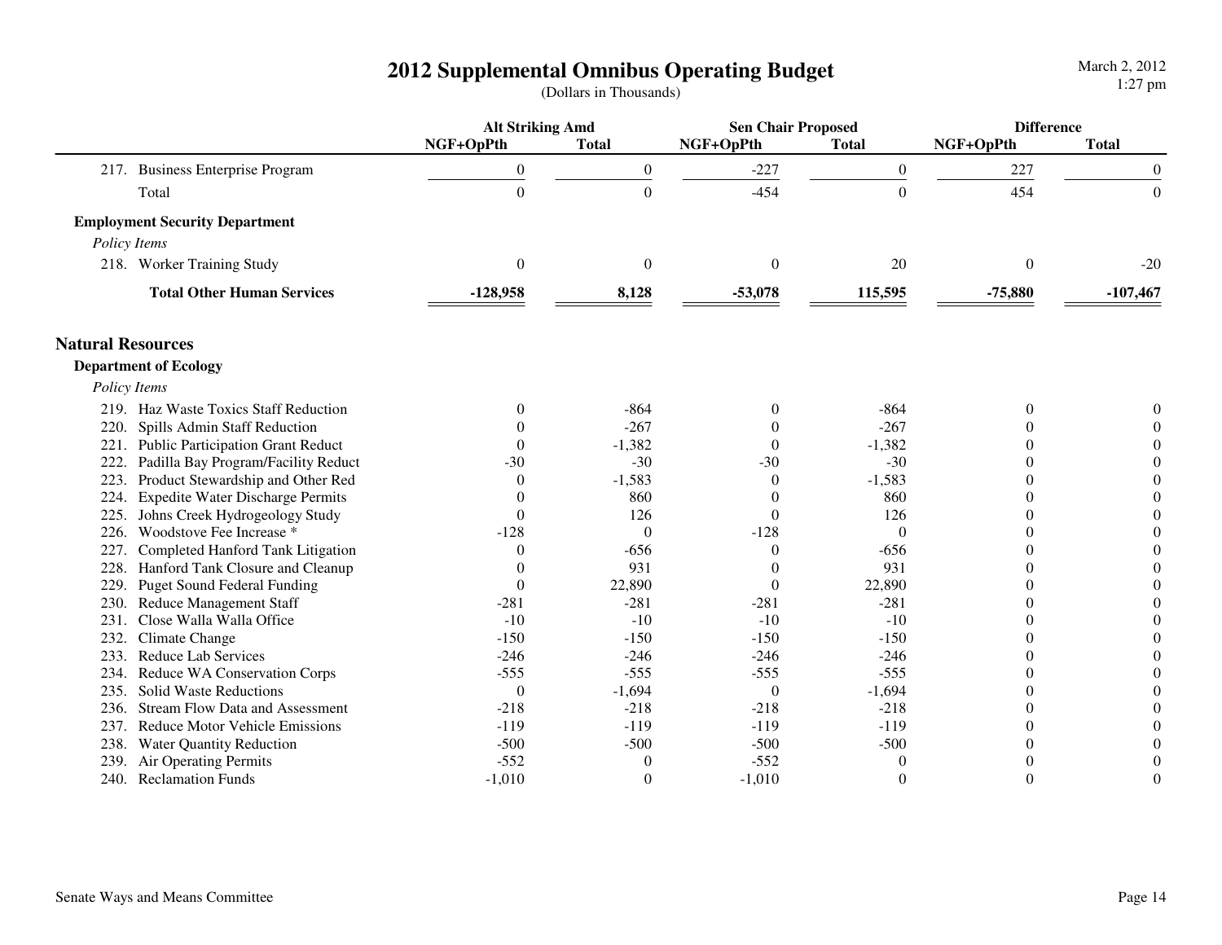# 2012 Supplemental Omnibus Operating Budget

(Dollars in Thousands)

| | Alt Striking Amd | | Sen Chair Proposed | | Difference | |
|---|---|---|---|---|---|---|
| | NGF+OpPth | Total | NGF+OpPth | Total | NGF+OpPth | Total |
| 217. Business Enterprise Program | 0 | 0 | -227 | 0 | 227 | 0 |
| Total | 0 | 0 | -454 | 0 | 454 | 0 |
| **Employment Security Department** | | | | | | |
| *Policy Items* | | | | | | |
| 218. Worker Training Study | 0 | 0 | 0 | 20 | 0 | -20 |
| **Total Other Human Services** | **-128,958** | **8,128** | **-53,078** | **115,595** | **-75,880** | **-107,467** |

## Natural Resources

### Department of Ecology

*Policy Items*

| | Alt Striking Amd | | Sen Chair Proposed | | Difference | |
|---|---|---|---|---|---|---|
| | NGF+OpPth | Total | NGF+OpPth | Total | NGF+OpPth | Total |
| 219. Haz Waste Toxics Staff Reduction | 0 | -864 | 0 | -864 | 0 | 0 |
| 220. Spills Admin Staff Reduction | 0 | -267 | 0 | -267 | 0 | 0 |
| 221. Public Participation Grant Reduct | 0 | -1,382 | 0 | -1,382 | 0 | 0 |
| 222. Padilla Bay Program/Facility Reduct | -30 | -30 | -30 | -30 | 0 | 0 |
| 223. Product Stewardship and Other Red | 0 | -1,583 | 0 | -1,583 | 0 | 0 |
| 224. Expedite Water Discharge Permits | 0 | 860 | 0 | 860 | 0 | 0 |
| 225. Johns Creek Hydrogeology Study | 0 | 126 | 0 | 126 | 0 | 0 |
| 226. Woodstove Fee Increase * | -128 | 0 | -128 | 0 | 0 | 0 |
| 227. Completed Hanford Tank Litigation | 0 | -656 | 0 | -656 | 0 | 0 |
| 228. Hanford Tank Closure and Cleanup | 0 | 931 | 0 | 931 | 0 | 0 |
| 229. Puget Sound Federal Funding | 0 | 22,890 | 0 | 22,890 | 0 | 0 |
| 230. Reduce Management Staff | -281 | -281 | -281 | -281 | 0 | 0 |
| 231. Close Walla Walla Office | -10 | -10 | -10 | -10 | 0 | 0 |
| 232. Climate Change | -150 | -150 | -150 | -150 | 0 | 0 |
| 233. Reduce Lab Services | -246 | -246 | -246 | -246 | 0 | 0 |
| 234. Reduce WA Conservation Corps | -555 | -555 | -555 | -555 | 0 | 0 |
| 235. Solid Waste Reductions | 0 | -1,694 | 0 | -1,694 | 0 | 0 |
| 236. Stream Flow Data and Assessment | -218 | -218 | -218 | -218 | 0 | 0 |
| 237. Reduce Motor Vehicle Emissions | -119 | -119 | -119 | -119 | 0 | 0 |
| 238. Water Quantity Reduction | -500 | -500 | -500 | -500 | 0 | 0 |
| 239. Air Operating Permits | -552 | 0 | -552 | 0 | 0 | 0 |
| 240. Reclamation Funds | -1,010 | 0 | -1,010 | 0 | 0 | 0 |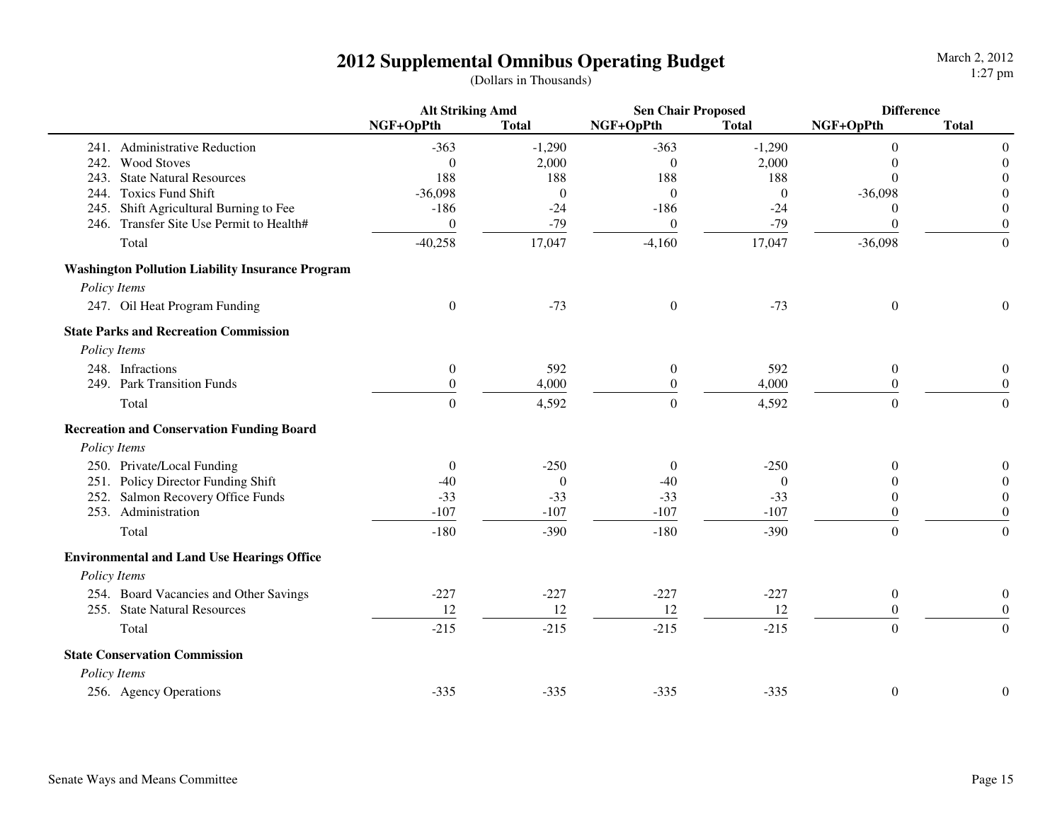# 2012 Supplemental Omnibus Operating Budget

(Dollars in Thousands)

| | Alt Striking Amd | | Sen Chair Proposed | | Difference | |
|---|---|---|---|---|---|---|
| | NGF+OpPth | Total | NGF+OpPth | Total | NGF+OpPth | Total |
| 241. Administrative Reduction | -363 | -1,290 | -363 | -1,290 | 0 | 0 |
| 242. Wood Stoves | 0 | 2,000 | 0 | 2,000 | 0 | 0 |
| 243. State Natural Resources | 188 | 188 | 188 | 188 | 0 | 0 |
| 244. Toxics Fund Shift | -36,098 | 0 | 0 | 0 | -36,098 | 0 |
| 245. Shift Agricultural Burning to Fee | -186 | -24 | -186 | -24 | 0 | 0 |
| 246. Transfer Site Use Permit to Health# | 0 | -79 | 0 | -79 | 0 | 0 |
| Total | -40,258 | 17,047 | -4,160 | 17,047 | -36,098 | 0 |
| **Washington Pollution Liability Insurance Program** | | | | | | |
| *Policy Items* | | | | | | |
| 247. Oil Heat Program Funding | 0 | -73 | 0 | -73 | 0 | 0 |
| **State Parks and Recreation Commission** | | | | | | |
| *Policy Items* | | | | | | |
| 248. Infractions | 0 | 592 | 0 | 592 | 0 | 0 |
| 249. Park Transition Funds | 0 | 4,000 | 0 | 4,000 | 0 | 0 |
| Total | 0 | 4,592 | 0 | 4,592 | 0 | 0 |
| **Recreation and Conservation Funding Board** | | | | | | |
| *Policy Items* | | | | | | |
| 250. Private/Local Funding | 0 | -250 | 0 | -250 | 0 | 0 |
| 251. Policy Director Funding Shift | -40 | 0 | -40 | 0 | 0 | 0 |
| 252. Salmon Recovery Office Funds | -33 | -33 | -33 | -33 | 0 | 0 |
| 253. Administration | -107 | -107 | -107 | -107 | 0 | 0 |
| Total | -180 | -390 | -180 | -390 | 0 | 0 |
| **Environmental and Land Use Hearings Office** | | | | | | |
| *Policy Items* | | | | | | |
| 254. Board Vacancies and Other Savings | -227 | -227 | -227 | -227 | 0 | 0 |
| 255. State Natural Resources | 12 | 12 | 12 | 12 | 0 | 0 |
| Total | -215 | -215 | -215 | -215 | 0 | 0 |
| **State Conservation Commission** | | | | | | |
| *Policy Items* | | | | | | |
| 256. Agency Operations | -335 | -335 | -335 | -335 | 0 | 0 |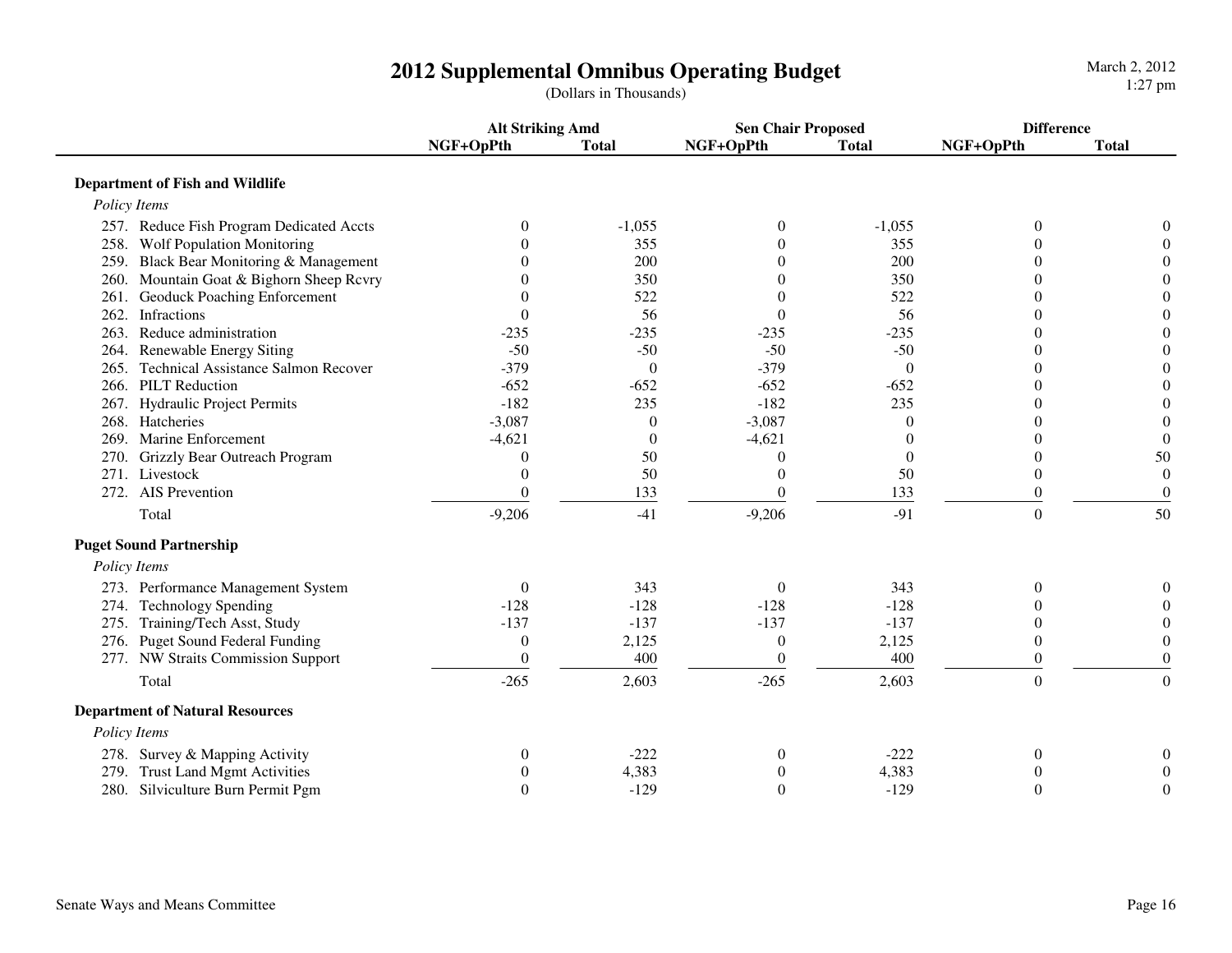# 2012 Supplemental Omnibus Operating Budget

(Dollars in Thousands)

| | Alt Striking Amd | | Sen Chair Proposed | | Difference | |
|---|---|---|---|---|---|---|
| | NGF+OpPth | Total | NGF+OpPth | Total | NGF+OpPth | Total |
| **Department of Fish and Wildlife** | | | | | | |
| *Policy Items* | | | | | | |
| 257. Reduce Fish Program Dedicated Accts | 0 | -1,055 | 0 | -1,055 | 0 | 0 |
| 258. Wolf Population Monitoring | 0 | 355 | 0 | 355 | 0 | 0 |
| 259. Black Bear Monitoring & Management | 0 | 200 | 0 | 200 | 0 | 0 |
| 260. Mountain Goat & Bighorn Sheep Rcvry | 0 | 350 | 0 | 350 | 0 | 0 |
| 261. Geoduck Poaching Enforcement | 0 | 522 | 0 | 522 | 0 | 0 |
| 262. Infractions | 0 | 56 | 0 | 56 | 0 | 0 |
| 263. Reduce administration | -235 | -235 | -235 | -235 | 0 | 0 |
| 264. Renewable Energy Siting | -50 | -50 | -50 | -50 | 0 | 0 |
| 265. Technical Assistance Salmon Recover | -379 | 0 | -379 | 0 | 0 | 0 |
| 266. PILT Reduction | -652 | -652 | -652 | -652 | 0 | 0 |
| 267. Hydraulic Project Permits | -182 | 235 | -182 | 235 | 0 | 0 |
| 268. Hatcheries | -3,087 | 0 | -3,087 | 0 | 0 | 0 |
| 269. Marine Enforcement | -4,621 | 0 | -4,621 | 0 | 0 | 0 |
| 270. Grizzly Bear Outreach Program | 0 | 50 | 0 | 0 | 0 | 50 |
| 271. Livestock | 0 | 50 | 0 | 50 | 0 | 0 |
| 272. AIS Prevention | 0 | 133 | 0 | 133 | 0 | 0 |
| Total | -9,206 | -41 | -9,206 | -91 | 0 | 50 |
| **Puget Sound Partnership** | | | | | | |
| *Policy Items* | | | | | | |
| 273. Performance Management System | 0 | 343 | 0 | 343 | 0 | 0 |
| 274. Technology Spending | -128 | -128 | -128 | -128 | 0 | 0 |
| 275. Training/Tech Asst, Study | -137 | -137 | -137 | -137 | 0 | 0 |
| 276. Puget Sound Federal Funding | 0 | 2,125 | 0 | 2,125 | 0 | 0 |
| 277. NW Straits Commission Support | 0 | 400 | 0 | 400 | 0 | 0 |
| Total | -265 | 2,603 | -265 | 2,603 | 0 | 0 |
| **Department of Natural Resources** | | | | | | |
| *Policy Items* | | | | | | |
| 278. Survey & Mapping Activity | 0 | -222 | 0 | -222 | 0 | 0 |
| 279. Trust Land Mgmt Activities | 0 | 4,383 | 0 | 4,383 | 0 | 0 |
| 280. Silviculture Burn Permit Pgm | 0 | -129 | 0 | -129 | 0 | 0 |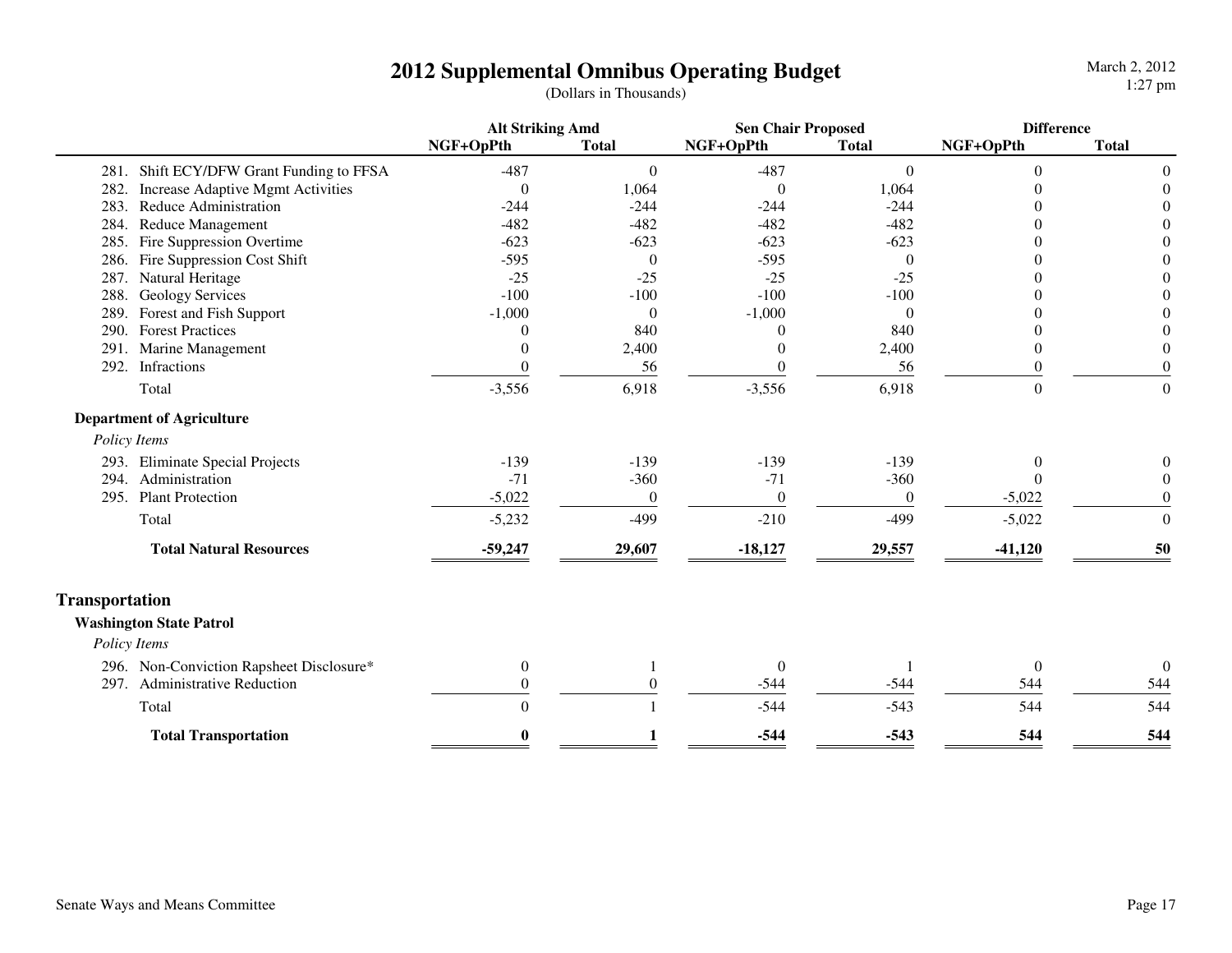# 2012 Supplemental Omnibus Operating Budget

(Dollars in Thousands)

| | Alt Striking Amd | | Sen Chair Proposed | | Difference | |
|---|---|---|---|---|---|---|
| | NGF+OpPth | Total | NGF+OpPth | Total | NGF+OpPth | Total |
| 281. Shift ECY/DFW Grant Funding to FFSA | -487 | 0 | -487 | 0 | 0 | 0 |
| 282. Increase Adaptive Mgmt Activities | 0 | 1,064 | 0 | 1,064 | 0 | 0 |
| 283. Reduce Administration | -244 | -244 | -244 | -244 | 0 | 0 |
| 284. Reduce Management | -482 | -482 | -482 | -482 | 0 | 0 |
| 285. Fire Suppression Overtime | -623 | -623 | -623 | -623 | 0 | 0 |
| 286. Fire Suppression Cost Shift | -595 | 0 | -595 | 0 | 0 | 0 |
| 287. Natural Heritage | -25 | -25 | -25 | -25 | 0 | 0 |
| 288. Geology Services | -100 | -100 | -100 | -100 | 0 | 0 |
| 289. Forest and Fish Support | -1,000 | 0 | -1,000 | 0 | 0 | 0 |
| 290. Forest Practices | 0 | 840 | 0 | 840 | 0 | 0 |
| 291. Marine Management | 0 | 2,400 | 0 | 2,400 | 0 | 0 |
| 292. Infractions | 0 | 56 | 0 | 56 | 0 | 0 |
| Total | -3,556 | 6,918 | -3,556 | 6,918 | 0 | 0 |
| **Department of Agriculture** | | | | | | |
| *Policy Items* | | | | | | |
| 293. Eliminate Special Projects | -139 | -139 | -139 | -139 | 0 | 0 |
| 294. Administration | -71 | -360 | -71 | -360 | 0 | 0 |
| 295. Plant Protection | -5,022 | 0 | 0 | 0 | -5,022 | 0 |
| Total | -5,232 | -499 | -210 | -499 | -5,022 | 0 |
| **Total Natural Resources** | **-59,247** | **29,607** | **-18,127** | **29,557** | **-41,120** | **50** |

## Transportation

| | Alt Striking Amd | | Sen Chair Proposed | | Difference | |
|---|---|---|---|---|---|---|
| | NGF+OpPth | Total | NGF+OpPth | Total | NGF+OpPth | Total |
| **Washington State Patrol** | | | | | | |
| *Policy Items* | | | | | | |
| 296. Non-Conviction Rapsheet Disclosure* | 0 | 1 | 0 | 1 | 0 | 0 |
| 297. Administrative Reduction | 0 | 0 | -544 | -544 | 544 | 544 |
| Total | 0 | 1 | -544 | -543 | 544 | 544 |
| **Total Transportation** | **0** | **1** | **-544** | **-543** | **544** | **544** |

Senate Ways and Means Committee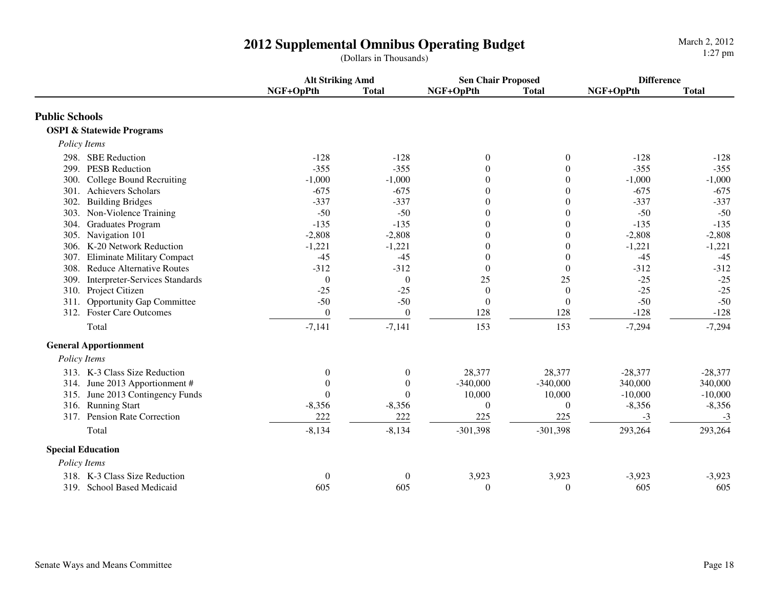# 2012 Supplemental Omnibus Operating Budget

(Dollars in Thousands)

| | Alt Striking Amd | | Sen Chair Proposed | | Difference | |
|---|---|---|---|---|---|---|
| | NGF+OpPth | Total | NGF+OpPth | Total | NGF+OpPth | Total |
| **Public Schools** | | | | | | |
| **OSPI & Statewide Programs** | | | | | | |
| *Policy Items* | | | | | | |
| 298. SBE Reduction | -128 | -128 | 0 | 0 | -128 | -128 |
| 299. PESB Reduction | -355 | -355 | 0 | 0 | -355 | -355 |
| 300. College Bound Recruiting | -1,000 | -1,000 | 0 | 0 | -1,000 | -1,000 |
| 301. Achievers Scholars | -675 | -675 | 0 | 0 | -675 | -675 |
| 302. Building Bridges | -337 | -337 | 0 | 0 | -337 | -337 |
| 303. Non-Violence Training | -50 | -50 | 0 | 0 | -50 | -50 |
| 304. Graduates Program | -135 | -135 | 0 | 0 | -135 | -135 |
| 305. Navigation 101 | -2,808 | -2,808 | 0 | 0 | -2,808 | -2,808 |
| 306. K-20 Network Reduction | -1,221 | -1,221 | 0 | 0 | -1,221 | -1,221 |
| 307. Eliminate Military Compact | -45 | -45 | 0 | 0 | -45 | -45 |
| 308. Reduce Alternative Routes | -312 | -312 | 0 | 0 | -312 | -312 |
| 309. Interpreter-Services Standards | 0 | 0 | 25 | 25 | -25 | -25 |
| 310. Project Citizen | -25 | -25 | 0 | 0 | -25 | -25 |
| 311. Opportunity Gap Committee | -50 | -50 | 0 | 0 | -50 | -50 |
| 312. Foster Care Outcomes | 0 | 0 | 128 | 128 | -128 | -128 |
| Total | -7,141 | -7,141 | 153 | 153 | -7,294 | -7,294 |
| **General Apportionment** | | | | | | |
| *Policy Items* | | | | | | |
| 313. K-3 Class Size Reduction | 0 | 0 | 28,377 | 28,377 | -28,377 | -28,377 |
| 314. June 2013 Apportionment # | 0 | 0 | -340,000 | -340,000 | 340,000 | 340,000 |
| 315. June 2013 Contingency Funds | 0 | 0 | 10,000 | 10,000 | -10,000 | -10,000 |
| 316. Running Start | -8,356 | -8,356 | 0 | 0 | -8,356 | -8,356 |
| 317. Pension Rate Correction | 222 | 222 | 225 | 225 | -3 | -3 |
| Total | -8,134 | -8,134 | -301,398 | -301,398 | 293,264 | 293,264 |
| **Special Education** | | | | | | |
| *Policy Items* | | | | | | |
| 318. K-3 Class Size Reduction | 0 | 0 | 3,923 | 3,923 | -3,923 | -3,923 |
| 319. School Based Medicaid | 605 | 605 | 0 | 0 | 605 | 605 |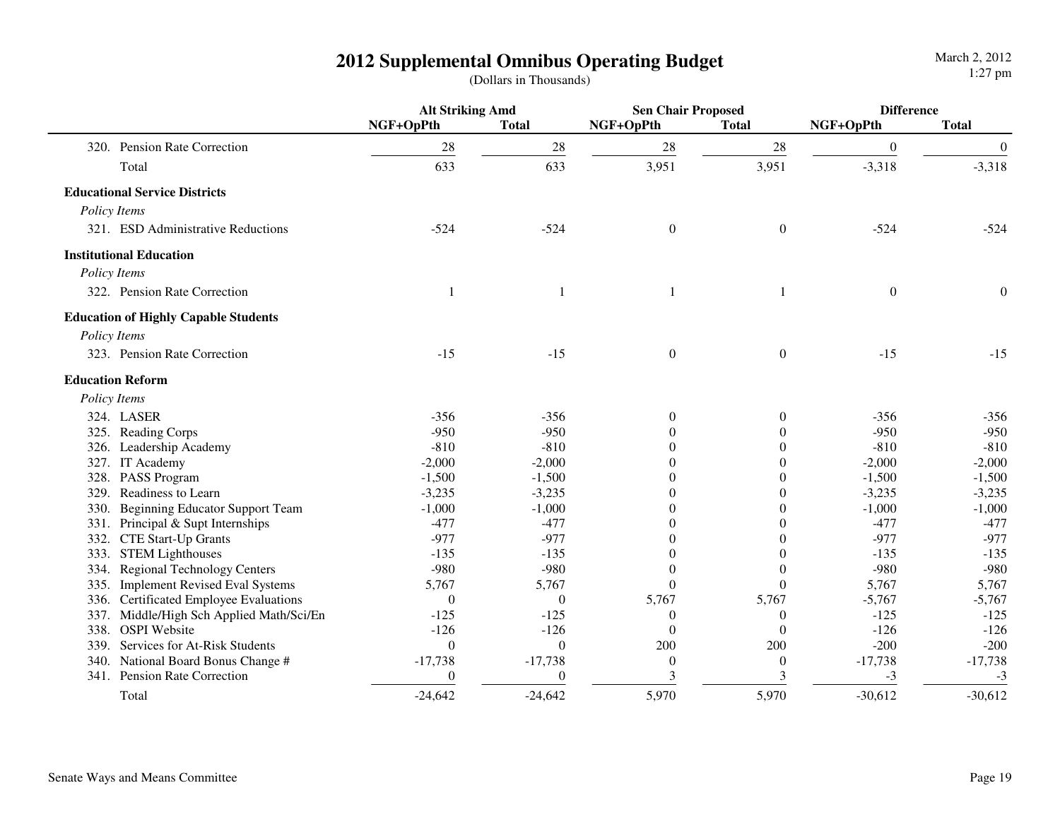# 2012 Supplemental Omnibus Operating Budget

(Dollars in Thousands)

| | Alt Striking Amd | | Sen Chair Proposed | | Difference | |
|---|---|---|---|---|---|---|
| | NGF+OpPth | Total | NGF+OpPth | Total | NGF+OpPth | Total |
| 320. Pension Rate Correction | 28 | 28 | 28 | 28 | 0 | 0 |
| Total | 633 | 633 | 3,951 | 3,951 | -3,318 | -3,318 |
| **Educational Service Districts** | | | | | | |
| *Policy Items* | | | | | | |
| 321. ESD Administrative Reductions | -524 | -524 | 0 | 0 | -524 | -524 |
| **Institutional Education** | | | | | | |
| *Policy Items* | | | | | | |
| 322. Pension Rate Correction | 1 | 1 | 1 | 1 | 0 | 0 |
| **Education of Highly Capable Students** | | | | | | |
| *Policy Items* | | | | | | |
| 323. Pension Rate Correction | -15 | -15 | 0 | 0 | -15 | -15 |
| **Education Reform** | | | | | | |
| *Policy Items* | | | | | | |
| 324. LASER | -356 | -356 | 0 | 0 | -356 | -356 |
| 325. Reading Corps | -950 | -950 | 0 | 0 | -950 | -950 |
| 326. Leadership Academy | -810 | -810 | 0 | 0 | -810 | -810 |
| 327. IT Academy | -2,000 | -2,000 | 0 | 0 | -2,000 | -2,000 |
| 328. PASS Program | -1,500 | -1,500 | 0 | 0 | -1,500 | -1,500 |
| 329. Readiness to Learn | -3,235 | -3,235 | 0 | 0 | -3,235 | -3,235 |
| 330. Beginning Educator Support Team | -1,000 | -1,000 | 0 | 0 | -1,000 | -1,000 |
| 331. Principal & Supt Internships | -477 | -477 | 0 | 0 | -477 | -477 |
| 332. CTE Start-Up Grants | -977 | -977 | 0 | 0 | -977 | -977 |
| 333. STEM Lighthouses | -135 | -135 | 0 | 0 | -135 | -135 |
| 334. Regional Technology Centers | -980 | -980 | 0 | 0 | -980 | -980 |
| 335. Implement Revised Eval Systems | 5,767 | 5,767 | 0 | 0 | 5,767 | 5,767 |
| 336. Certificated Employee Evaluations | 0 | 0 | 5,767 | 5,767 | -5,767 | -5,767 |
| 337. Middle/High Sch Applied Math/Sci/En | -125 | -125 | 0 | 0 | -125 | -125 |
| 338. OSPI Website | -126 | -126 | 0 | 0 | -126 | -126 |
| 339. Services for At-Risk Students | 0 | 0 | 200 | 200 | -200 | -200 |
| 340. National Board Bonus Change # | -17,738 | -17,738 | 0 | 0 | -17,738 | -17,738 |
| 341. Pension Rate Correction | 0 | 0 | 3 | 3 | -3 | -3 |
| Total | -24,642 | -24,642 | 5,970 | 5,970 | -30,612 | -30,612 |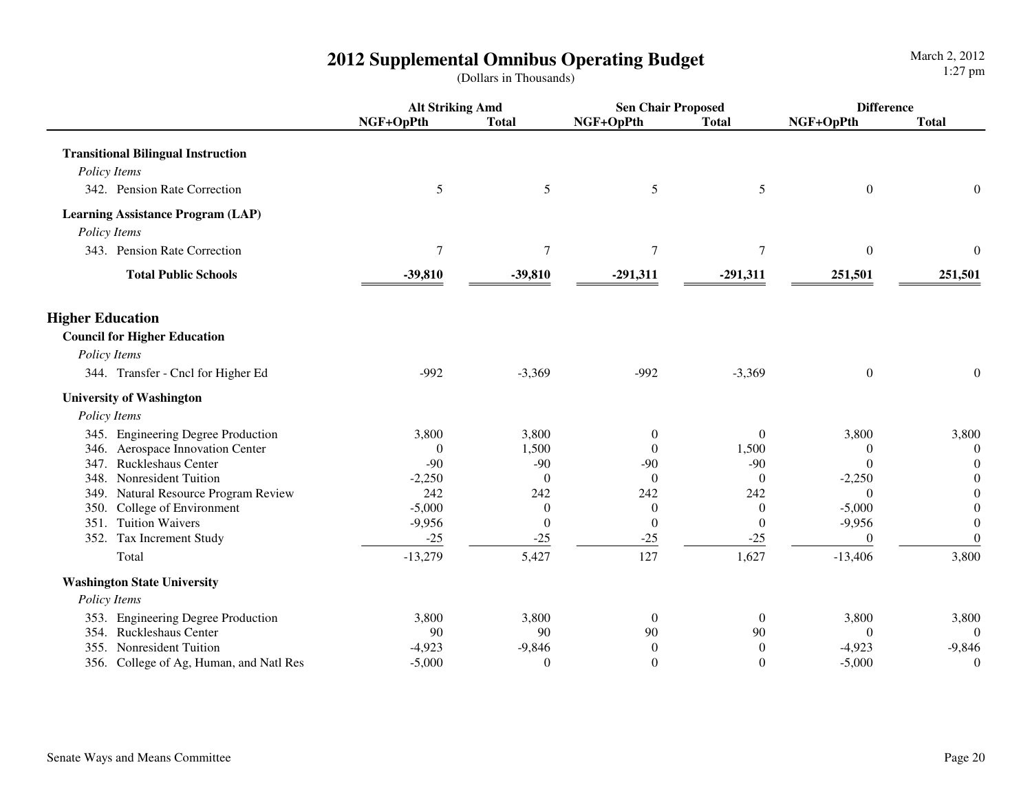# 2012 Supplemental Omnibus Operating Budget

(Dollars in Thousands)

| | Alt Striking Amd | | Sen Chair Proposed | | Difference | |
|---|---|---|---|---|---|---|
| | NGF+OpPth | Total | NGF+OpPth | Total | NGF+OpPth | Total |
| **Transitional Bilingual Instruction** | | | | | | |
| *Policy Items* | | | | | | |
| 342. Pension Rate Correction | 5 | 5 | 5 | 5 | 0 | 0 |
| **Learning Assistance Program (LAP)** | | | | | | |
| *Policy Items* | | | | | | |
| 343. Pension Rate Correction | 7 | 7 | 7 | 7 | 0 | 0 |
| **Total Public Schools** | **-39,810** | **-39,810** | **-291,311** | **-291,311** | **251,501** | **251,501** |

## Higher Education

| | Alt Striking Amd | | Sen Chair Proposed | | Difference | |
|---|---|---|---|---|---|---|
| | NGF+OpPth | Total | NGF+OpPth | Total | NGF+OpPth | Total |
| **Council for Higher Education** | | | | | | |
| *Policy Items* | | | | | | |
| 344. Transfer - Cncl for Higher Ed | -992 | -3,369 | -992 | -3,369 | 0 | 0 |
| **University of Washington** | | | | | | |
| *Policy Items* | | | | | | |
| 345. Engineering Degree Production | 3,800 | 3,800 | 0 | 0 | 3,800 | 3,800 |
| 346. Aerospace Innovation Center | 0 | 1,500 | 0 | 1,500 | 0 | 0 |
| 347. Ruckleshaus Center | -90 | -90 | -90 | -90 | 0 | 0 |
| 348. Nonresident Tuition | -2,250 | 0 | 0 | 0 | -2,250 | 0 |
| 349. Natural Resource Program Review | 242 | 242 | 242 | 242 | 0 | 0 |
| 350. College of Environment | -5,000 | 0 | 0 | 0 | -5,000 | 0 |
| 351. Tuition Waivers | -9,956 | 0 | 0 | 0 | -9,956 | 0 |
| 352. Tax Increment Study | -25 | -25 | -25 | -25 | 0 | 0 |
| Total | -13,279 | 5,427 | 127 | 1,627 | -13,406 | 3,800 |
| **Washington State University** | | | | | | |
| *Policy Items* | | | | | | |
| 353. Engineering Degree Production | 3,800 | 3,800 | 0 | 0 | 3,800 | 3,800 |
| 354. Ruckleshaus Center | 90 | 90 | 90 | 90 | 0 | 0 |
| 355. Nonresident Tuition | -4,923 | -9,846 | 0 | 0 | -4,923 | -9,846 |
| 356. College of Ag, Human, and Natl Res | -5,000 | 0 | 0 | 0 | -5,000 | 0 |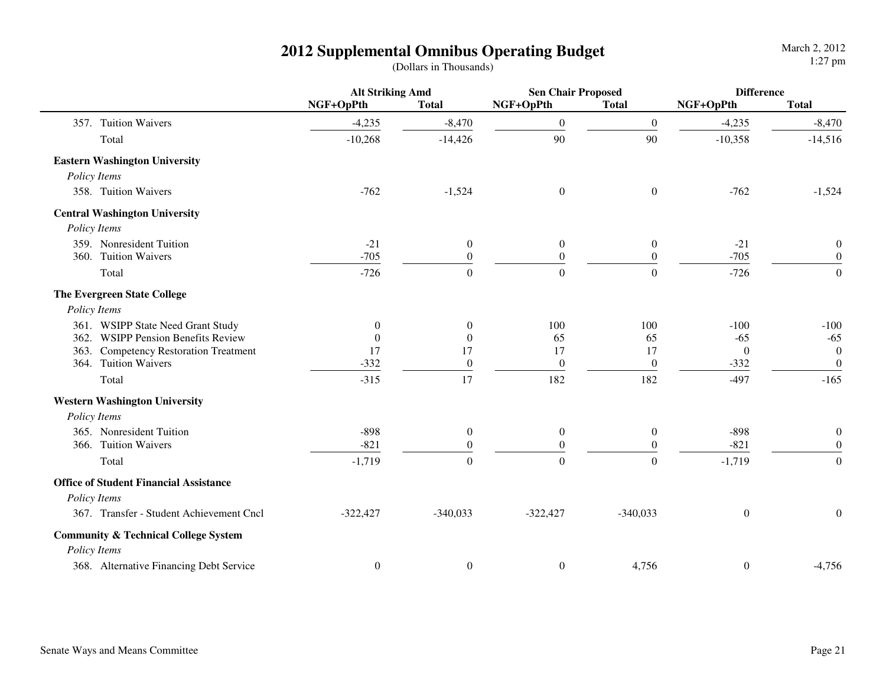# 2012 Supplemental Omnibus Operating Budget

(Dollars in Thousands)

| | Alt Striking Amd | | Sen Chair Proposed | | Difference | |
|---|---|---|---|---|---|---|
| | NGF+OpPth | Total | NGF+OpPth | Total | NGF+OpPth | Total |
| 357. Tuition Waivers | -4,235 | -8,470 | 0 | 0 | -4,235 | -8,470 |
| Total | -10,268 | -14,426 | 90 | 90 | -10,358 | -14,516 |
| **Eastern Washington University** | | | | | | |
| *Policy Items* | | | | | | |
| 358. Tuition Waivers | -762 | -1,524 | 0 | 0 | -762 | -1,524 |
| **Central Washington University** | | | | | | |
| *Policy Items* | | | | | | |
| 359. Nonresident Tuition | -21 | 0 | 0 | 0 | -21 | 0 |
| 360. Tuition Waivers | -705 | 0 | 0 | 0 | -705 | 0 |
| Total | -726 | 0 | 0 | 0 | -726 | 0 |
| **The Evergreen State College** | | | | | | |
| *Policy Items* | | | | | | |
| 361. WSIPP State Need Grant Study | 0 | 0 | 100 | 100 | -100 | -100 |
| 362. WSIPP Pension Benefits Review | 0 | 0 | 65 | 65 | -65 | -65 |
| 363. Competency Restoration Treatment | 17 | 17 | 17 | 17 | 0 | 0 |
| 364. Tuition Waivers | -332 | 0 | 0 | 0 | -332 | 0 |
| Total | -315 | 17 | 182 | 182 | -497 | -165 |
| **Western Washington University** | | | | | | |
| *Policy Items* | | | | | | |
| 365. Nonresident Tuition | -898 | 0 | 0 | 0 | -898 | 0 |
| 366. Tuition Waivers | -821 | 0 | 0 | 0 | -821 | 0 |
| Total | -1,719 | 0 | 0 | 0 | -1,719 | 0 |
| **Office of Student Financial Assistance** | | | | | | |
| *Policy Items* | | | | | | |
| 367. Transfer - Student Achievement Cncl | -322,427 | -340,033 | -322,427 | -340,033 | 0 | 0 |
| **Community & Technical College System** | | | | | | |
| *Policy Items* | | | | | | |
| 368. Alternative Financing Debt Service | 0 | 0 | 0 | 4,756 | 0 | -4,756 |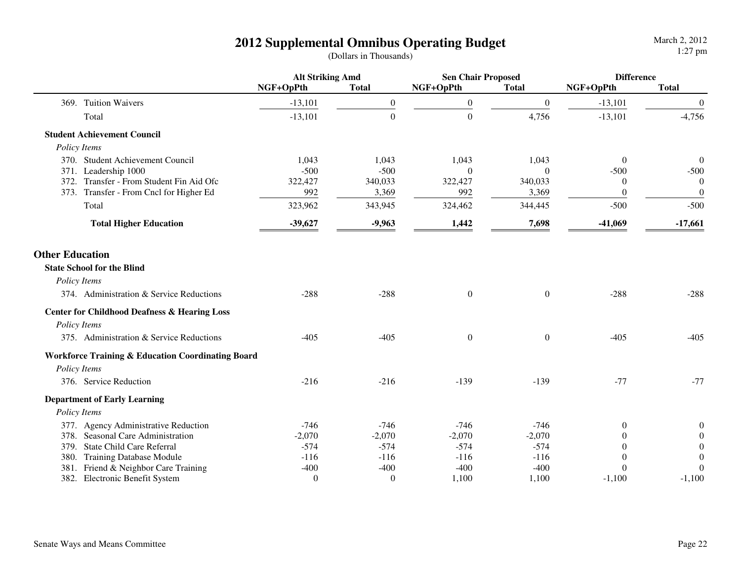# 2012 Supplemental Omnibus Operating Budget

(Dollars in Thousands)

| | Alt Striking Amd | | Sen Chair Proposed | | Difference | |
|---|---|---|---|---|---|---|
| | NGF+OpPth | Total | NGF+OpPth | Total | NGF+OpPth | Total |
| 369. Tuition Waivers | -13,101 | 0 | 0 | 0 | -13,101 | 0 |
| Total | -13,101 | 0 | 0 | 4,756 | -13,101 | -4,756 |
| **Student Achievement Council** | | | | | | |
| *Policy Items* | | | | | | |
| 370. Student Achievement Council | 1,043 | 1,043 | 1,043 | 1,043 | 0 | 0 |
| 371. Leadership 1000 | -500 | -500 | 0 | 0 | -500 | -500 |
| 372. Transfer - From Student Fin Aid Ofc | 322,427 | 340,033 | 322,427 | 340,033 | 0 | 0 |
| 373. Transfer - From Cncl for Higher Ed | 992 | 3,369 | 992 | 3,369 | 0 | 0 |
| Total | 323,962 | 343,945 | 324,462 | 344,445 | -500 | -500 |
| **Total Higher Education** | **-39,627** | **-9,963** | **1,442** | **7,698** | **-41,069** | **-17,661** |

## Other Education

| | NGF+OpPth | Total | NGF+OpPth | Total | NGF+OpPth | Total |
|---|---|---|---|---|---|---|
| **State School for the Blind** | | | | | | |
| *Policy Items* | | | | | | |
| 374. Administration & Service Reductions | -288 | -288 | 0 | 0 | -288 | -288 |
| **Center for Childhood Deafness & Hearing Loss** | | | | | | |
| *Policy Items* | | | | | | |
| 375. Administration & Service Reductions | -405 | -405 | 0 | 0 | -405 | -405 |
| **Workforce Training & Education Coordinating Board** | | | | | | |
| *Policy Items* | | | | | | |
| 376. Service Reduction | -216 | -216 | -139 | -139 | -77 | -77 |
| **Department of Early Learning** | | | | | | |
| *Policy Items* | | | | | | |
| 377. Agency Administrative Reduction | -746 | -746 | -746 | -746 | 0 | 0 |
| 378. Seasonal Care Administration | -2,070 | -2,070 | -2,070 | -2,070 | 0 | 0 |
| 379. State Child Care Referral | -574 | -574 | -574 | -574 | 0 | 0 |
| 380. Training Database Module | -116 | -116 | -116 | -116 | 0 | 0 |
| 381. Friend & Neighbor Care Training | -400 | -400 | -400 | -400 | 0 | 0 |
| 382. Electronic Benefit System | 0 | 0 | 1,100 | 1,100 | -1,100 | -1,100 |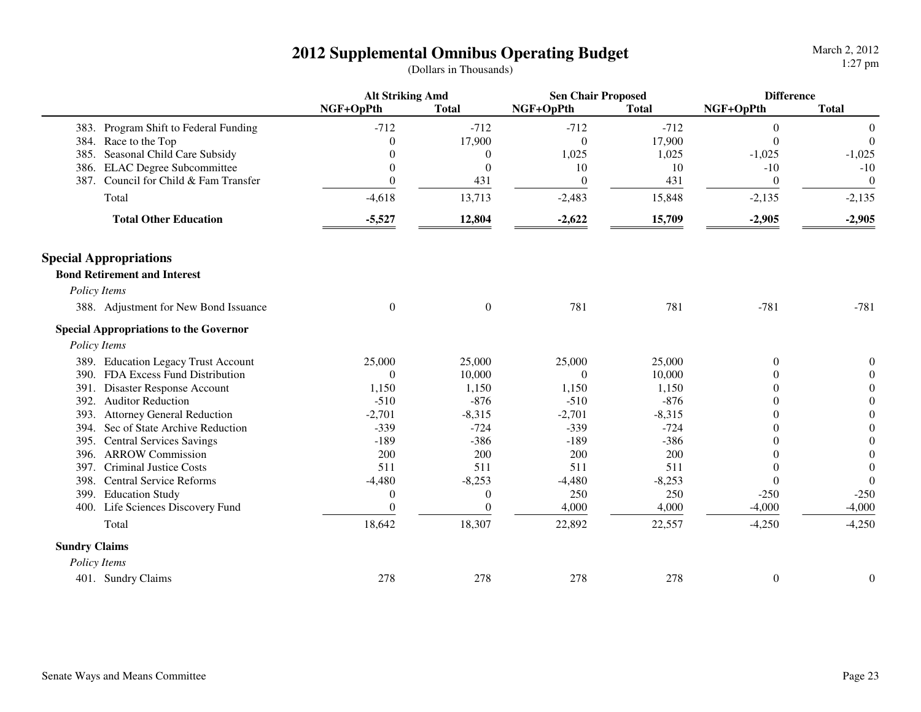# 2012 Supplemental Omnibus Operating Budget

(Dollars in Thousands)

| | Alt Striking Amd | | Sen Chair Proposed | | Difference | |
|---|---|---|---|---|---|---|
| | NGF+OpPth | Total | NGF+OpPth | Total | NGF+OpPth | Total |
| 383. Program Shift to Federal Funding | -712 | -712 | -712 | -712 | 0 | 0 |
| 384. Race to the Top | 0 | 17,900 | 0 | 17,900 | 0 | 0 |
| 385. Seasonal Child Care Subsidy | 0 | 0 | 1,025 | 1,025 | -1,025 | -1,025 |
| 386. ELAC Degree Subcommittee | 0 | 0 | 10 | 10 | -10 | -10 |
| 387. Council for Child & Fam Transfer | 0 | 431 | 0 | 431 | 0 | 0 |
| Total | -4,618 | 13,713 | -2,483 | 15,848 | -2,135 | -2,135 |
| **Total Other Education** | **-5,527** | **12,804** | **-2,622** | **15,709** | **-2,905** | **-2,905** |

## Special Appropriations

### Bond Retirement and Interest

*Policy Items*

| | NGF+OpPth | Total | NGF+OpPth | Total | NGF+OpPth | Total |
|---|---|---|---|---|---|---|
| 388. Adjustment for New Bond Issuance | 0 | 0 | 781 | 781 | -781 | -781 |

### Special Appropriations to the Governor

*Policy Items*

| | NGF+OpPth | Total | NGF+OpPth | Total | NGF+OpPth | Total |
|---|---|---|---|---|---|---|
| 389. Education Legacy Trust Account | 25,000 | 25,000 | 25,000 | 25,000 | 0 | 0 |
| 390. FDA Excess Fund Distribution | 0 | 10,000 | 0 | 10,000 | 0 | 0 |
| 391. Disaster Response Account | 1,150 | 1,150 | 1,150 | 1,150 | 0 | 0 |
| 392. Auditor Reduction | -510 | -876 | -510 | -876 | 0 | 0 |
| 393. Attorney General Reduction | -2,701 | -8,315 | -2,701 | -8,315 | 0 | 0 |
| 394. Sec of State Archive Reduction | -339 | -724 | -339 | -724 | 0 | 0 |
| 395. Central Services Savings | -189 | -386 | -189 | -386 | 0 | 0 |
| 396. ARROW Commission | 200 | 200 | 200 | 200 | 0 | 0 |
| 397. Criminal Justice Costs | 511 | 511 | 511 | 511 | 0 | 0 |
| 398. Central Service Reforms | -4,480 | -8,253 | -4,480 | -8,253 | 0 | 0 |
| 399. Education Study | 0 | 0 | 250 | 250 | -250 | -250 |
| 400. Life Sciences Discovery Fund | 0 | 0 | 4,000 | 4,000 | -4,000 | -4,000 |
| Total | 18,642 | 18,307 | 22,892 | 22,557 | -4,250 | -4,250 |

### Sundry Claims

*Policy Items*

| | NGF+OpPth | Total | NGF+OpPth | Total | NGF+OpPth | Total |
|---|---|---|---|---|---|---|
| 401. Sundry Claims | 278 | 278 | 278 | 278 | 0 | 0 |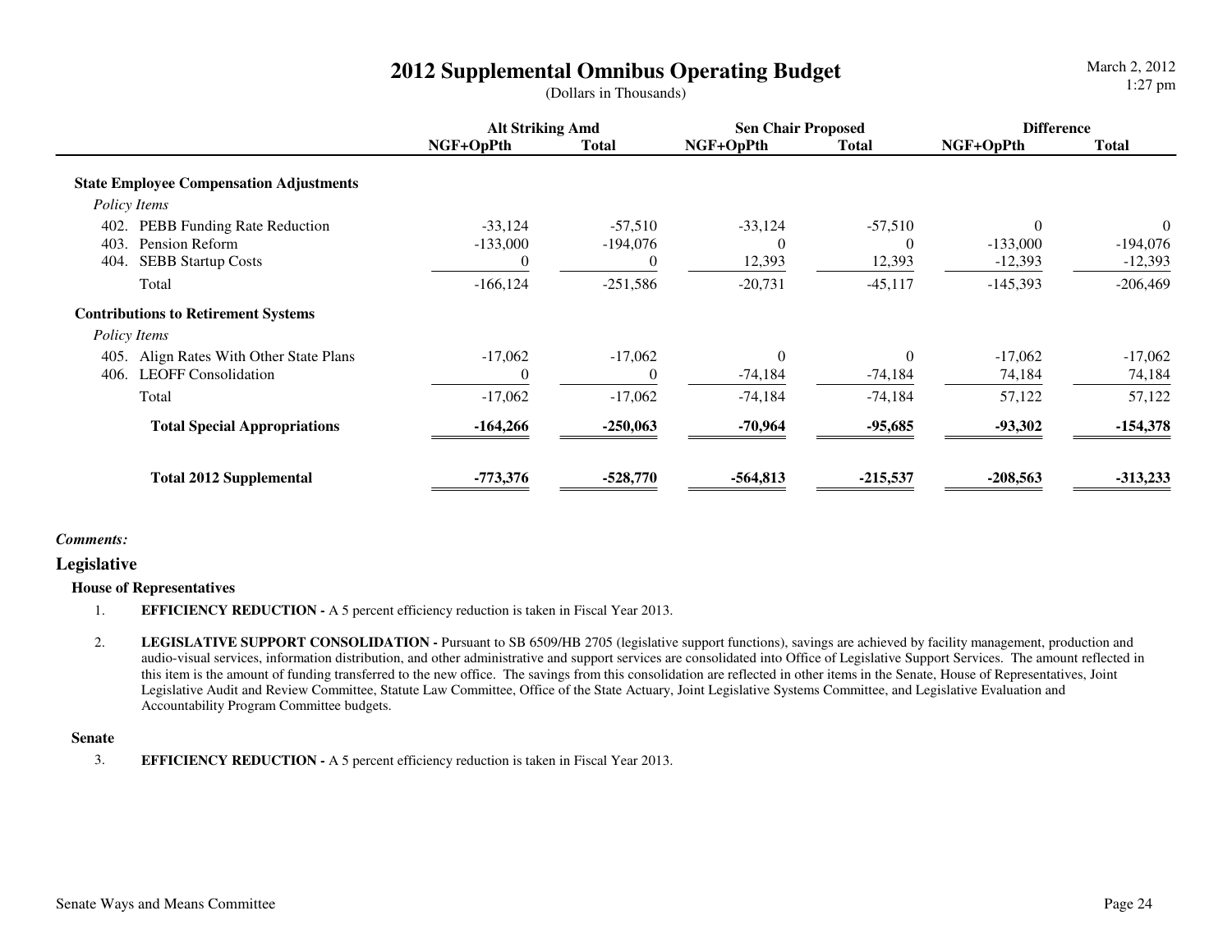# 2012 Supplemental Omnibus Operating Budget

(Dollars in Thousands)

| | Alt Striking Amd | | Sen Chair Proposed | | Difference | |
|---|---|---|---|---|---|---|
| | NGF+OpPth | Total | NGF+OpPth | Total | NGF+OpPth | Total |
| **State Employee Compensation Adjustments** | | | | | | |
| *Policy Items* | | | | | | |
| 402. PEBB Funding Rate Reduction | -33,124 | -57,510 | -33,124 | -57,510 | 0 | 0 |
| 403. Pension Reform | -133,000 | -194,076 | 0 | 0 | -133,000 | -194,076 |
| 404. SEBB Startup Costs | 0 | 0 | 12,393 | 12,393 | -12,393 | -12,393 |
| Total | -166,124 | -251,586 | -20,731 | -45,117 | -145,393 | -206,469 |
| **Contributions to Retirement Systems** | | | | | | |
| *Policy Items* | | | | | | |
| 405. Align Rates With Other State Plans | -17,062 | -17,062 | 0 | 0 | -17,062 | -17,062 |
| 406. LEOFF Consolidation | 0 | 0 | -74,184 | -74,184 | 74,184 | 74,184 |
| Total | -17,062 | -17,062 | -74,184 | -74,184 | 57,122 | 57,122 |
| **Total Special Appropriations** | **-164,266** | **-250,063** | **-70,964** | **-95,685** | **-93,302** | **-154,378** |
| **Total 2012 Supplemental** | **-773,376** | **-528,770** | **-564,813** | **-215,537** | **-208,563** | **-313,233** |

***Comments:***

## Legislative

### House of Representatives

1. **EFFICIENCY REDUCTION -** A 5 percent efficiency reduction is taken in Fiscal Year 2013.

2. **LEGISLATIVE SUPPORT CONSOLIDATION -** Pursuant to SB 6509/HB 2705 (legislative support functions), savings are achieved by facility management, production and audio-visual services, information distribution, and other administrative and support services are consolidated into Office of Legislative Support Services. The amount reflected in this item is the amount of funding transferred to the new office. The savings from this consolidation are reflected in other items in the Senate, House of Representatives, Joint Legislative Audit and Review Committee, Statute Law Committee, Office of the State Actuary, Joint Legislative Systems Committee, and Legislative Evaluation and Accountability Program Committee budgets.

### Senate

3. **EFFICIENCY REDUCTION -** A 5 percent efficiency reduction is taken in Fiscal Year 2013.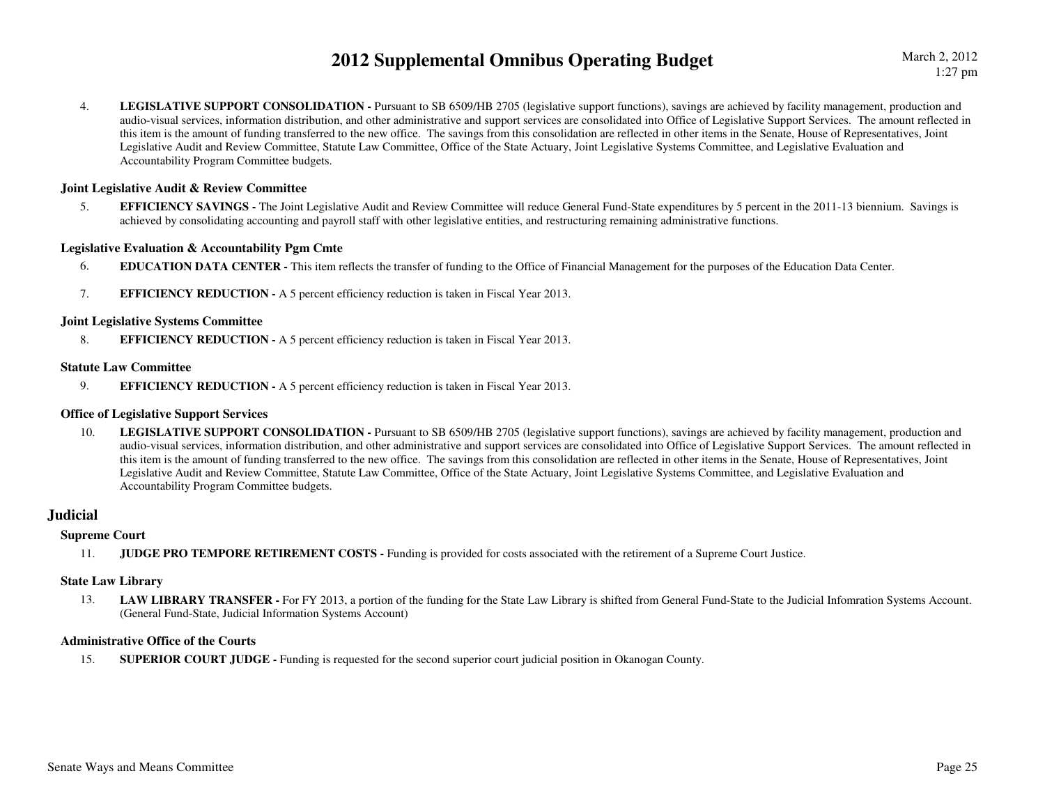4. **LEGISLATIVE SUPPORT CONSOLIDATION -** Pursuant to SB 6509/HB 2705 (legislative support functions), savings are achieved by facility management, production and audio-visual services, information distribution, and other administrative and support services are consolidated into Office of Legislative Support Services. The amount reflected in this item is the amount of funding transferred to the new office. The savings from this consolidation are reflected in other items in the Senate, House of Representatives, Joint Legislative Audit and Review Committee, Statute Law Committee, Office of the State Actuary, Joint Legislative Systems Committee, and Legislative Evaluation and Accountability Program Committee budgets.

### Joint Legislative Audit & Review Committee

5. **EFFICIENCY SAVINGS -** The Joint Legislative Audit and Review Committee will reduce General Fund-State expenditures by 5 percent in the 2011-13 biennium. Savings is achieved by consolidating accounting and payroll staff with other legislative entities, and restructuring remaining administrative functions.

### Legislative Evaluation & Accountability Pgm Cmte

6. **EDUCATION DATA CENTER -** This item reflects the transfer of funding to the Office of Financial Management for the purposes of the Education Data Center.

7. **EFFICIENCY REDUCTION -** A 5 percent efficiency reduction is taken in Fiscal Year 2013.

### Joint Legislative Systems Committee

8. **EFFICIENCY REDUCTION -** A 5 percent efficiency reduction is taken in Fiscal Year 2013.

### Statute Law Committee

9. **EFFICIENCY REDUCTION -** A 5 percent efficiency reduction is taken in Fiscal Year 2013.

### Office of Legislative Support Services

10. **LEGISLATIVE SUPPORT CONSOLIDATION -** Pursuant to SB 6509/HB 2705 (legislative support functions), savings are achieved by facility management, production and audio-visual services, information distribution, and other administrative and support services are consolidated into Office of Legislative Support Services. The amount reflected in this item is the amount of funding transferred to the new office. The savings from this consolidation are reflected in other items in the Senate, House of Representatives, Joint Legislative Audit and Review Committee, Statute Law Committee, Office of the State Actuary, Joint Legislative Systems Committee, and Legislative Evaluation and Accountability Program Committee budgets.

## Judicial

### Supreme Court

11. **JUDGE PRO TEMPORE RETIREMENT COSTS -** Funding is provided for costs associated with the retirement of a Supreme Court Justice.

### State Law Library

13. **LAW LIBRARY TRANSFER -** For FY 2013, a portion of the funding for the State Law Library is shifted from General Fund-State to the Judicial Infomration Systems Account. (General Fund-State, Judicial Information Systems Account)

### Administrative Office of the Courts

15. **SUPERIOR COURT JUDGE -** Funding is requested for the second superior court judicial position in Okanogan County.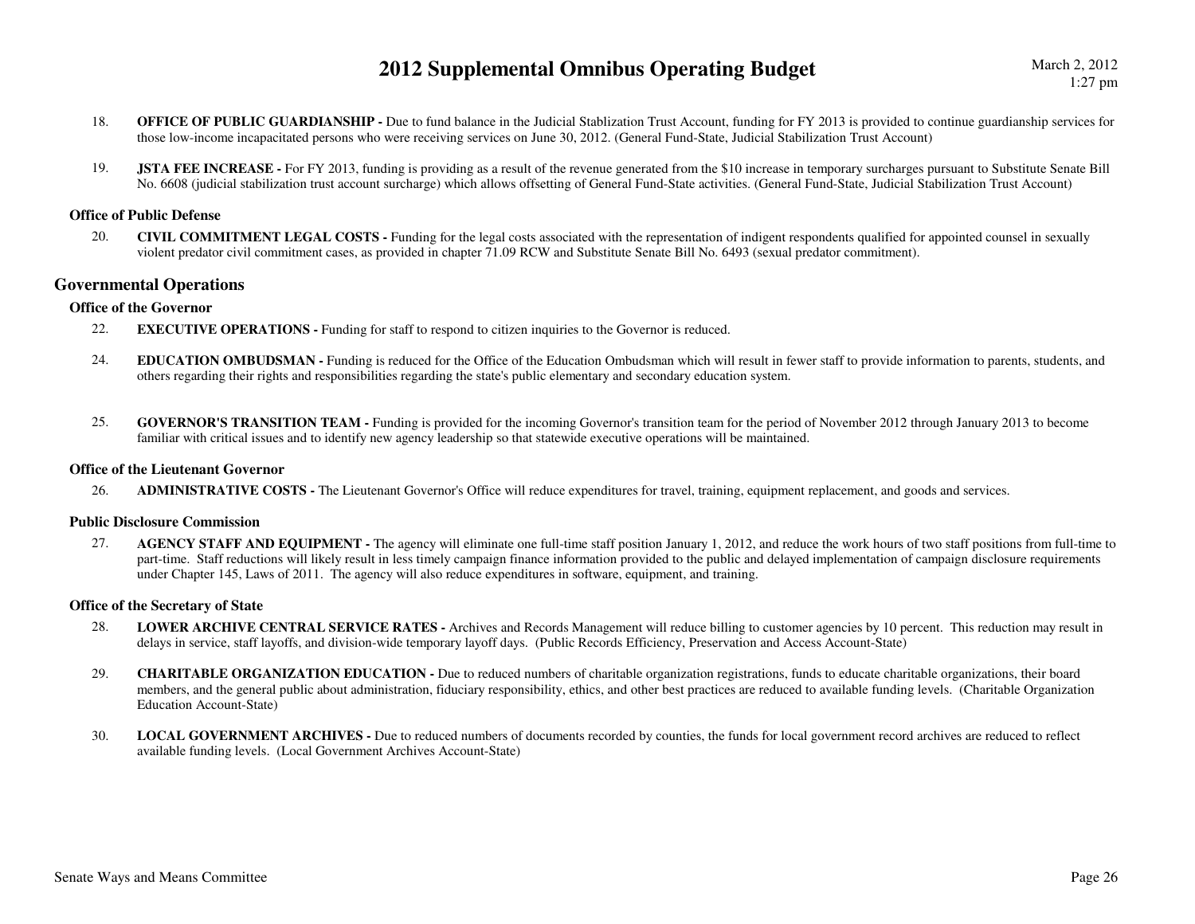18. **OFFICE OF PUBLIC GUARDIANSHIP -** Due to fund balance in the Judicial Stablization Trust Account, funding for FY 2013 is provided to continue guardianship services for those low-income incapacitated persons who were receiving services on June 30, 2012. (General Fund-State, Judicial Stabilization Trust Account)

19. **JSTA FEE INCREASE -** For FY 2013, funding is providing as a result of the revenue generated from the $10 increase in temporary surcharges pursuant to Substitute Senate Bill No. 6608 (judicial stabilization trust account surcharge) which allows offsetting of General Fund-State activities. (General Fund-State, Judicial Stabilization Trust Account)

### Office of Public Defense

20. **CIVIL COMMITMENT LEGAL COSTS -** Funding for the legal costs associated with the representation of indigent respondents qualified for appointed counsel in sexually violent predator civil commitment cases, as provided in chapter 71.09 RCW and Substitute Senate Bill No. 6493 (sexual predator commitment).

## Governmental Operations

### Office of the Governor

22. **EXECUTIVE OPERATIONS -** Funding for staff to respond to citizen inquiries to the Governor is reduced.

24. **EDUCATION OMBUDSMAN -** Funding is reduced for the Office of the Education Ombudsman which will result in fewer staff to provide information to parents, students, and others regarding their rights and responsibilities regarding the state's public elementary and secondary education system.

25. **GOVERNOR'S TRANSITION TEAM -** Funding is provided for the incoming Governor's transition team for the period of November 2012 through January 2013 to become familiar with critical issues and to identify new agency leadership so that statewide executive operations will be maintained.

### Office of the Lieutenant Governor

26. **ADMINISTRATIVE COSTS -** The Lieutenant Governor's Office will reduce expenditures for travel, training, equipment replacement, and goods and services.

### Public Disclosure Commission

27. **AGENCY STAFF AND EQUIPMENT -** The agency will eliminate one full-time staff position January 1, 2012, and reduce the work hours of two staff positions from full-time to part-time. Staff reductions will likely result in less timely campaign finance information provided to the public and delayed implementation of campaign disclosure requirements under Chapter 145, Laws of 2011. The agency will also reduce expenditures in software, equipment, and training.

### Office of the Secretary of State

28. **LOWER ARCHIVE CENTRAL SERVICE RATES -** Archives and Records Management will reduce billing to customer agencies by 10 percent. This reduction may result in delays in service, staff layoffs, and division-wide temporary layoff days. (Public Records Efficiency, Preservation and Access Account-State)

29. **CHARITABLE ORGANIZATION EDUCATION -** Due to reduced numbers of charitable organization registrations, funds to educate charitable organizations, their board members, and the general public about administration, fiduciary responsibility, ethics, and other best practices are reduced to available funding levels. (Charitable Organization Education Account-State)

30. **LOCAL GOVERNMENT ARCHIVES -** Due to reduced numbers of documents recorded by counties, the funds for local government record archives are reduced to reflect available funding levels. (Local Government Archives Account-State)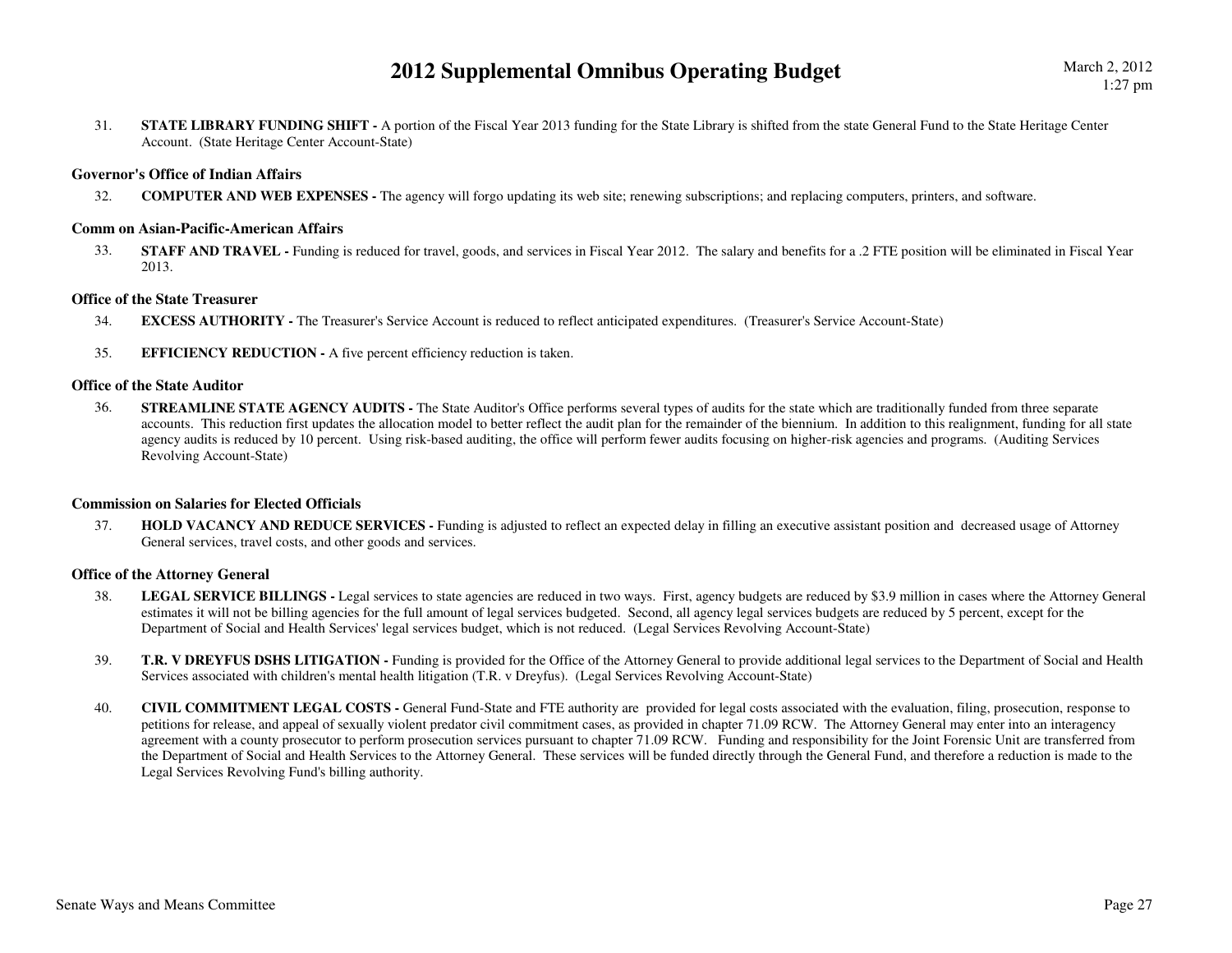31. **STATE LIBRARY FUNDING SHIFT -** A portion of the Fiscal Year 2013 funding for the State Library is shifted from the state General Fund to the State Heritage Center Account. (State Heritage Center Account-State)

### Governor's Office of Indian Affairs

32. **COMPUTER AND WEB EXPENSES -** The agency will forgo updating its web site; renewing subscriptions; and replacing computers, printers, and software.

### Comm on Asian-Pacific-American Affairs

33. **STAFF AND TRAVEL -** Funding is reduced for travel, goods, and services in Fiscal Year 2012. The salary and benefits for a .2 FTE position will be eliminated in Fiscal Year 2013.

### Office of the State Treasurer

34. **EXCESS AUTHORITY -** The Treasurer's Service Account is reduced to reflect anticipated expenditures. (Treasurer's Service Account-State)

35. **EFFICIENCY REDUCTION -** A five percent efficiency reduction is taken.

### Office of the State Auditor

36. **STREAMLINE STATE AGENCY AUDITS -** The State Auditor's Office performs several types of audits for the state which are traditionally funded from three separate accounts. This reduction first updates the allocation model to better reflect the audit plan for the remainder of the biennium. In addition to this realignment, funding for all state agency audits is reduced by 10 percent. Using risk-based auditing, the office will perform fewer audits focusing on higher-risk agencies and programs. (Auditing Services Revolving Account-State)

### Commission on Salaries for Elected Officials

37. **HOLD VACANCY AND REDUCE SERVICES -** Funding is adjusted to reflect an expected delay in filling an executive assistant position and decreased usage of Attorney General services, travel costs, and other goods and services.

### Office of the Attorney General

38. **LEGAL SERVICE BILLINGS -** Legal services to state agencies are reduced in two ways. First, agency budgets are reduced by $3.9 million in cases where the Attorney General estimates it will not be billing agencies for the full amount of legal services budgeted. Second, all agency legal services budgets are reduced by 5 percent, except for the Department of Social and Health Services' legal services budget, which is not reduced. (Legal Services Revolving Account-State)

39. **T.R. V DREYFUS DSHS LITIGATION -** Funding is provided for the Office of the Attorney General to provide additional legal services to the Department of Social and Health Services associated with children's mental health litigation (T.R. v Dreyfus). (Legal Services Revolving Account-State)

40. **CIVIL COMMITMENT LEGAL COSTS -** General Fund-State and FTE authority are provided for legal costs associated with the evaluation, filing, prosecution, response to petitions for release, and appeal of sexually violent predator civil commitment cases, as provided in chapter 71.09 RCW. The Attorney General may enter into an interagency agreement with a county prosecutor to perform prosecution services pursuant to chapter 71.09 RCW. Funding and responsibility for the Joint Forensic Unit are transferred from the Department of Social and Health Services to the Attorney General. These services will be funded directly through the General Fund, and therefore a reduction is made to the Legal Services Revolving Fund's billing authority.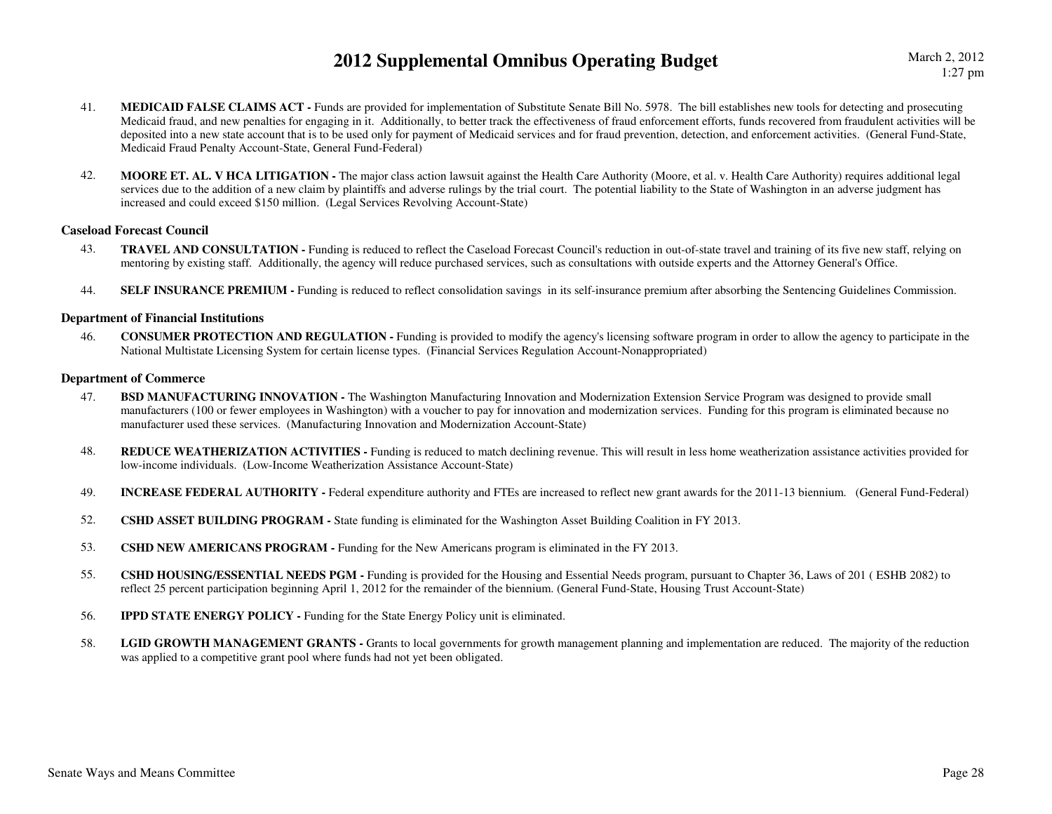41. **MEDICAID FALSE CLAIMS ACT -** Funds are provided for implementation of Substitute Senate Bill No. 5978. The bill establishes new tools for detecting and prosecuting Medicaid fraud, and new penalties for engaging in it. Additionally, to better track the effectiveness of fraud enforcement efforts, funds recovered from fraudulent activities will be deposited into a new state account that is to be used only for payment of Medicaid services and for fraud prevention, detection, and enforcement activities. (General Fund-State, Medicaid Fraud Penalty Account-State, General Fund-Federal)

42. **MOORE ET. AL. V HCA LITIGATION -** The major class action lawsuit against the Health Care Authority (Moore, et al. v. Health Care Authority) requires additional legal services due to the addition of a new claim by plaintiffs and adverse rulings by the trial court. The potential liability to the State of Washington in an adverse judgment has increased and could exceed $150 million. (Legal Services Revolving Account-State)

### Caseload Forecast Council

43. **TRAVEL AND CONSULTATION -** Funding is reduced to reflect the Caseload Forecast Council's reduction in out-of-state travel and training of its five new staff, relying on mentoring by existing staff. Additionally, the agency will reduce purchased services, such as consultations with outside experts and the Attorney General's Office.

44. **SELF INSURANCE PREMIUM -** Funding is reduced to reflect consolidation savings in its self-insurance premium after absorbing the Sentencing Guidelines Commission.

### Department of Financial Institutions

46. **CONSUMER PROTECTION AND REGULATION -** Funding is provided to modify the agency's licensing software program in order to allow the agency to participate in the National Multistate Licensing System for certain license types. (Financial Services Regulation Account-Nonappropriated)

### Department of Commerce

47. **BSD MANUFACTURING INNOVATION -** The Washington Manufacturing Innovation and Modernization Extension Service Program was designed to provide small manufacturers (100 or fewer employees in Washington) with a voucher to pay for innovation and modernization services. Funding for this program is eliminated because no manufacturer used these services. (Manufacturing Innovation and Modernization Account-State)

48. **REDUCE WEATHERIZATION ACTIVITIES -** Funding is reduced to match declining revenue. This will result in less home weatherization assistance activities provided for low-income individuals. (Low-Income Weatherization Assistance Account-State)

49. **INCREASE FEDERAL AUTHORITY -** Federal expenditure authority and FTEs are increased to reflect new grant awards for the 2011-13 biennium. (General Fund-Federal)

52. **CSHD ASSET BUILDING PROGRAM -** State funding is eliminated for the Washington Asset Building Coalition in FY 2013.

53. **CSHD NEW AMERICANS PROGRAM -** Funding for the New Americans program is eliminated in the FY 2013.

55. **CSHD HOUSING/ESSENTIAL NEEDS PGM -** Funding is provided for the Housing and Essential Needs program, pursuant to Chapter 36, Laws of 201 ( ESHB 2082) to reflect 25 percent participation beginning April 1, 2012 for the remainder of the biennium. (General Fund-State, Housing Trust Account-State)

56. **IPPD STATE ENERGY POLICY -** Funding for the State Energy Policy unit is eliminated.

58. **LGID GROWTH MANAGEMENT GRANTS -** Grants to local governments for growth management planning and implementation are reduced. The majority of the reduction was applied to a competitive grant pool where funds had not yet been obligated.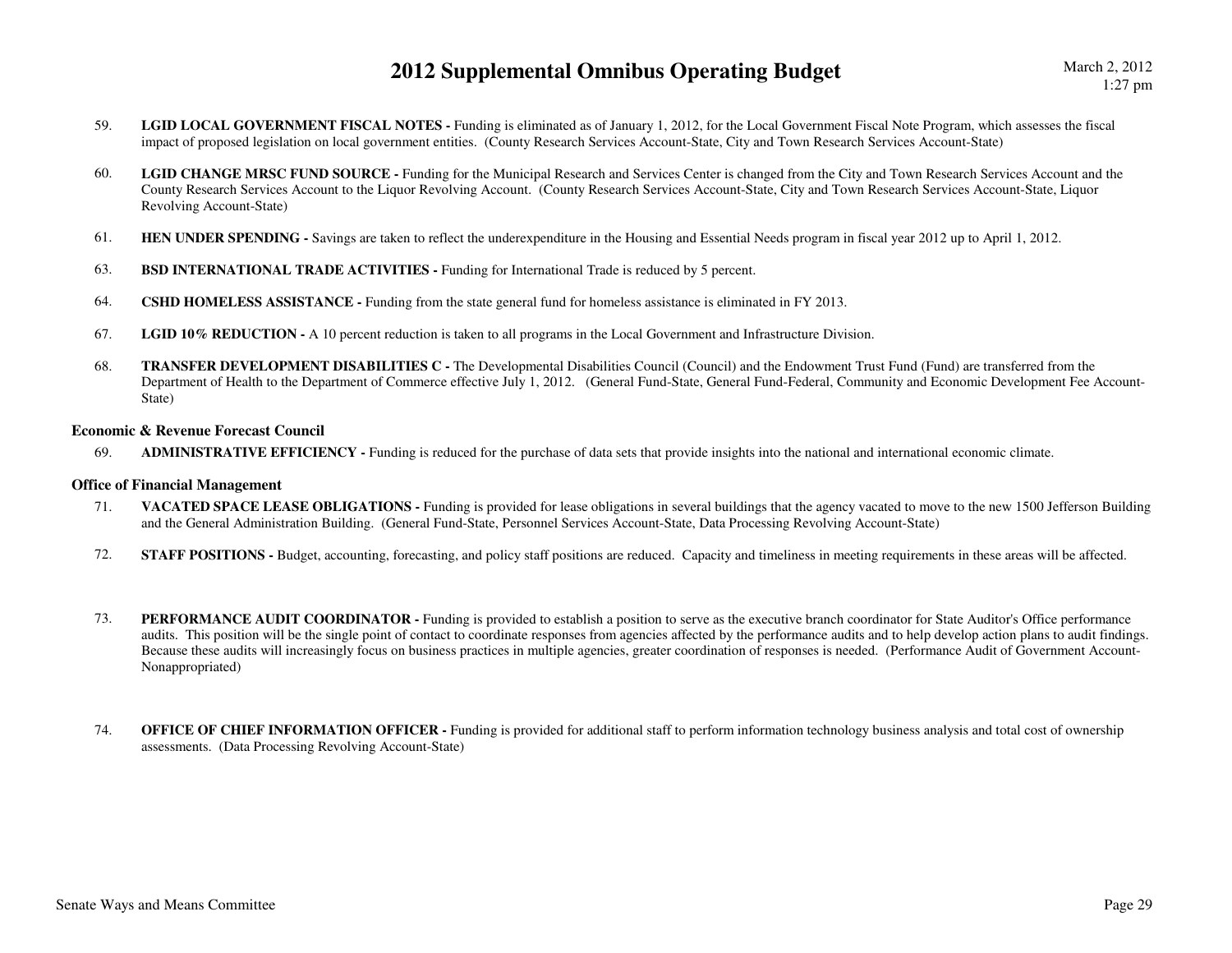59. **LGID LOCAL GOVERNMENT FISCAL NOTES -** Funding is eliminated as of January 1, 2012, for the Local Government Fiscal Note Program, which assesses the fiscal impact of proposed legislation on local government entities. (County Research Services Account-State, City and Town Research Services Account-State)

60. **LGID CHANGE MRSC FUND SOURCE -** Funding for the Municipal Research and Services Center is changed from the City and Town Research Services Account and the County Research Services Account to the Liquor Revolving Account. (County Research Services Account-State, City and Town Research Services Account-State, Liquor Revolving Account-State)

61. **HEN UNDER SPENDING -** Savings are taken to reflect the underexpenditure in the Housing and Essential Needs program in fiscal year 2012 up to April 1, 2012.

63. **BSD INTERNATIONAL TRADE ACTIVITIES -** Funding for International Trade is reduced by 5 percent.

64. **CSHD HOMELESS ASSISTANCE -** Funding from the state general fund for homeless assistance is eliminated in FY 2013.

67. **LGID 10% REDUCTION -** A 10 percent reduction is taken to all programs in the Local Government and Infrastructure Division.

68. **TRANSFER DEVELOPMENT DISABILITIES C -** The Developmental Disabilities Council (Council) and the Endowment Trust Fund (Fund) are transferred from the Department of Health to the Department of Commerce effective July 1, 2012. (General Fund-State, General Fund-Federal, Community and Economic Development Fee Account-State)

### Economic & Revenue Forecast Council

69. **ADMINISTRATIVE EFFICIENCY -** Funding is reduced for the purchase of data sets that provide insights into the national and international economic climate.

### Office of Financial Management

71. **VACATED SPACE LEASE OBLIGATIONS -** Funding is provided for lease obligations in several buildings that the agency vacated to move to the new 1500 Jefferson Building and the General Administration Building. (General Fund-State, Personnel Services Account-State, Data Processing Revolving Account-State)

72. **STAFF POSITIONS -** Budget, accounting, forecasting, and policy staff positions are reduced. Capacity and timeliness in meeting requirements in these areas will be affected.

73. **PERFORMANCE AUDIT COORDINATOR -** Funding is provided to establish a position to serve as the executive branch coordinator for State Auditor's Office performance audits. This position will be the single point of contact to coordinate responses from agencies affected by the performance audits and to help develop action plans to audit findings. Because these audits will increasingly focus on business practices in multiple agencies, greater coordination of responses is needed. (Performance Audit of Government Account-Nonappropriated)

74. **OFFICE OF CHIEF INFORMATION OFFICER -** Funding is provided for additional staff to perform information technology business analysis and total cost of ownership assessments. (Data Processing Revolving Account-State)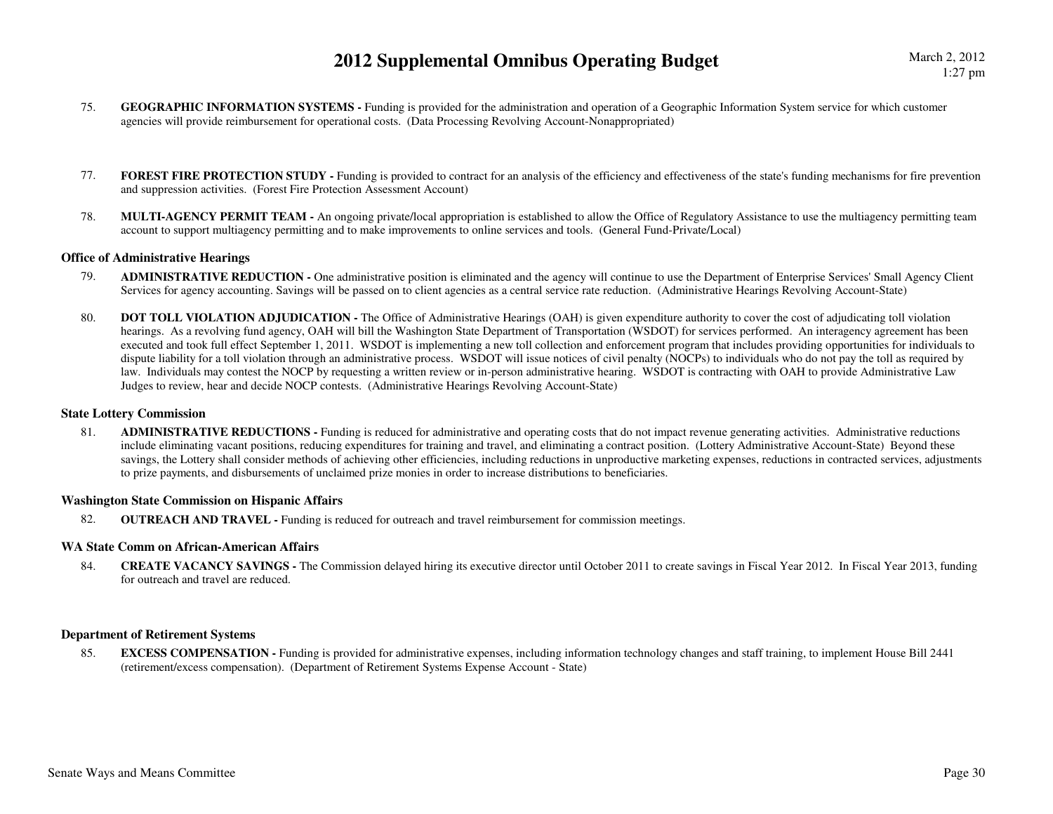75. **GEOGRAPHIC INFORMATION SYSTEMS -** Funding is provided for the administration and operation of a Geographic Information System service for which customer agencies will provide reimbursement for operational costs. (Data Processing Revolving Account-Nonappropriated)

77. **FOREST FIRE PROTECTION STUDY -** Funding is provided to contract for an analysis of the efficiency and effectiveness of the state's funding mechanisms for fire prevention and suppression activities. (Forest Fire Protection Assessment Account)

78. **MULTI-AGENCY PERMIT TEAM -** An ongoing private/local appropriation is established to allow the Office of Regulatory Assistance to use the multiagency permitting team account to support multiagency permitting and to make improvements to online services and tools. (General Fund-Private/Local)

### Office of Administrative Hearings

79. **ADMINISTRATIVE REDUCTION -** One administrative position is eliminated and the agency will continue to use the Department of Enterprise Services' Small Agency Client Services for agency accounting. Savings will be passed on to client agencies as a central service rate reduction. (Administrative Hearings Revolving Account-State)

80. **DOT TOLL VIOLATION ADJUDICATION -** The Office of Administrative Hearings (OAH) is given expenditure authority to cover the cost of adjudicating toll violation hearings. As a revolving fund agency, OAH will bill the Washington State Department of Transportation (WSDOT) for services performed. An interagency agreement has been executed and took full effect September 1, 2011. WSDOT is implementing a new toll collection and enforcement program that includes providing opportunities for individuals to dispute liability for a toll violation through an administrative process. WSDOT will issue notices of civil penalty (NOCPs) to individuals who do not pay the toll as required by law. Individuals may contest the NOCP by requesting a written review or in-person administrative hearing. WSDOT is contracting with OAH to provide Administrative Law Judges to review, hear and decide NOCP contests. (Administrative Hearings Revolving Account-State)

### State Lottery Commission

81. **ADMINISTRATIVE REDUCTIONS -** Funding is reduced for administrative and operating costs that do not impact revenue generating activities. Administrative reductions include eliminating vacant positions, reducing expenditures for training and travel, and eliminating a contract position. (Lottery Administrative Account-State) Beyond these savings, the Lottery shall consider methods of achieving other efficiencies, including reductions in unproductive marketing expenses, reductions in contracted services, adjustments to prize payments, and disbursements of unclaimed prize monies in order to increase distributions to beneficiaries.

### Washington State Commission on Hispanic Affairs

82. **OUTREACH AND TRAVEL -** Funding is reduced for outreach and travel reimbursement for commission meetings.

### WA State Comm on African-American Affairs

84. **CREATE VACANCY SAVINGS -** The Commission delayed hiring its executive director until October 2011 to create savings in Fiscal Year 2012. In Fiscal Year 2013, funding for outreach and travel are reduced.

### Department of Retirement Systems

85. **EXCESS COMPENSATION -** Funding is provided for administrative expenses, including information technology changes and staff training, to implement House Bill 2441 (retirement/excess compensation). (Department of Retirement Systems Expense Account - State)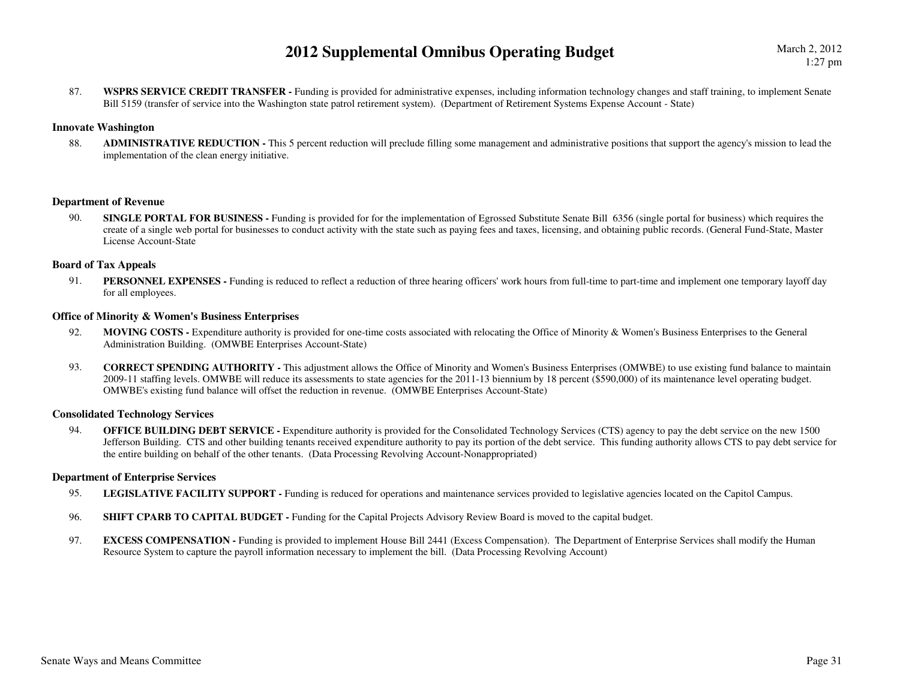87. **WSPRS SERVICE CREDIT TRANSFER -** Funding is provided for administrative expenses, including information technology changes and staff training, to implement Senate Bill 5159 (transfer of service into the Washington state patrol retirement system). (Department of Retirement Systems Expense Account - State)

### Innovate Washington

88. **ADMINISTRATIVE REDUCTION -** This 5 percent reduction will preclude filling some management and administrative positions that support the agency's mission to lead the implementation of the clean energy initiative.

### Department of Revenue

90. **SINGLE PORTAL FOR BUSINESS -** Funding is provided for for the implementation of Egrossed Substitute Senate Bill 6356 (single portal for business) which requires the create of a single web portal for businesses to conduct activity with the state such as paying fees and taxes, licensing, and obtaining public records. (General Fund-State, Master License Account-State

### Board of Tax Appeals

91. **PERSONNEL EXPENSES -** Funding is reduced to reflect a reduction of three hearing officers' work hours from full-time to part-time and implement one temporary layoff day for all employees.

### Office of Minority & Women's Business Enterprises

92. **MOVING COSTS -** Expenditure authority is provided for one-time costs associated with relocating the Office of Minority & Women's Business Enterprises to the General Administration Building. (OMWBE Enterprises Account-State)

93. **CORRECT SPENDING AUTHORITY -** This adjustment allows the Office of Minority and Women's Business Enterprises (OMWBE) to use existing fund balance to maintain 2009-11 staffing levels. OMWBE will reduce its assessments to state agencies for the 2011-13 biennium by 18 percent ($590,000) of its maintenance level operating budget. OMWBE's existing fund balance will offset the reduction in revenue. (OMWBE Enterprises Account-State)

### Consolidated Technology Services

94. **OFFICE BUILDING DEBT SERVICE -** Expenditure authority is provided for the Consolidated Technology Services (CTS) agency to pay the debt service on the new 1500 Jefferson Building. CTS and other building tenants received expenditure authority to pay its portion of the debt service. This funding authority allows CTS to pay debt service for the entire building on behalf of the other tenants. (Data Processing Revolving Account-Nonappropriated)

### Department of Enterprise Services

95. **LEGISLATIVE FACILITY SUPPORT -** Funding is reduced for operations and maintenance services provided to legislative agencies located on the Capitol Campus.

96. **SHIFT CPARB TO CAPITAL BUDGET -** Funding for the Capital Projects Advisory Review Board is moved to the capital budget.

97. **EXCESS COMPENSATION -** Funding is provided to implement House Bill 2441 (Excess Compensation). The Department of Enterprise Services shall modify the Human Resource System to capture the payroll information necessary to implement the bill. (Data Processing Revolving Account)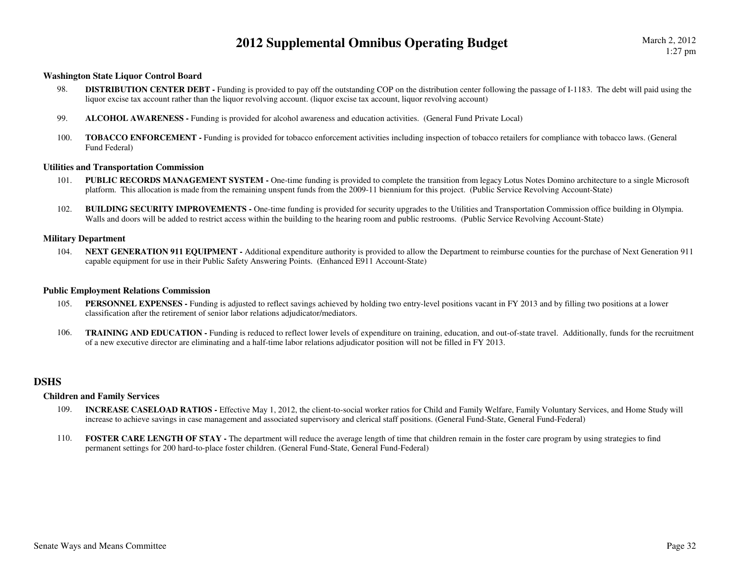### Washington State Liquor Control Board

98. **DISTRIBUTION CENTER DEBT -** Funding is provided to pay off the outstanding COP on the distribution center following the passage of I-1183. The debt will paid using the liquor excise tax account rather than the liquor revolving account. (liquor excise tax account, liquor revolving account)

99. **ALCOHOL AWARENESS -** Funding is provided for alcohol awareness and education activities. (General Fund Private Local)

100. **TOBACCO ENFORCEMENT -** Funding is provided for tobacco enforcement activities including inspection of tobacco retailers for compliance with tobacco laws. (General Fund Federal)

### Utilities and Transportation Commission

101. **PUBLIC RECORDS MANAGEMENT SYSTEM -** One-time funding is provided to complete the transition from legacy Lotus Notes Domino architecture to a single Microsoft platform. This allocation is made from the remaining unspent funds from the 2009-11 biennium for this project. (Public Service Revolving Account-State)

102. **BUILDING SECURITY IMPROVEMENTS -** One-time funding is provided for security upgrades to the Utilities and Transportation Commission office building in Olympia. Walls and doors will be added to restrict access within the building to the hearing room and public restrooms. (Public Service Revolving Account-State)

### Military Department

104. **NEXT GENERATION 911 EQUIPMENT -** Additional expenditure authority is provided to allow the Department to reimburse counties for the purchase of Next Generation 911 capable equipment for use in their Public Safety Answering Points. (Enhanced E911 Account-State)

### Public Employment Relations Commission

105. **PERSONNEL EXPENSES -** Funding is adjusted to reflect savings achieved by holding two entry-level positions vacant in FY 2013 and by filling two positions at a lower classification after the retirement of senior labor relations adjudicator/mediators.

106. **TRAINING AND EDUCATION -** Funding is reduced to reflect lower levels of expenditure on training, education, and out-of-state travel. Additionally, funds for the recruitment of a new executive director are eliminating and a half-time labor relations adjudicator position will not be filled in FY 2013.

## DSHS

### Children and Family Services

109. **INCREASE CASELOAD RATIOS -** Effective May 1, 2012, the client-to-social worker ratios for Child and Family Welfare, Family Voluntary Services, and Home Study will increase to achieve savings in case management and associated supervisory and clerical staff positions. (General Fund-State, General Fund-Federal)

110. **FOSTER CARE LENGTH OF STAY -** The department will reduce the average length of time that children remain in the foster care program by using strategies to find permanent settings for 200 hard-to-place foster children. (General Fund-State, General Fund-Federal)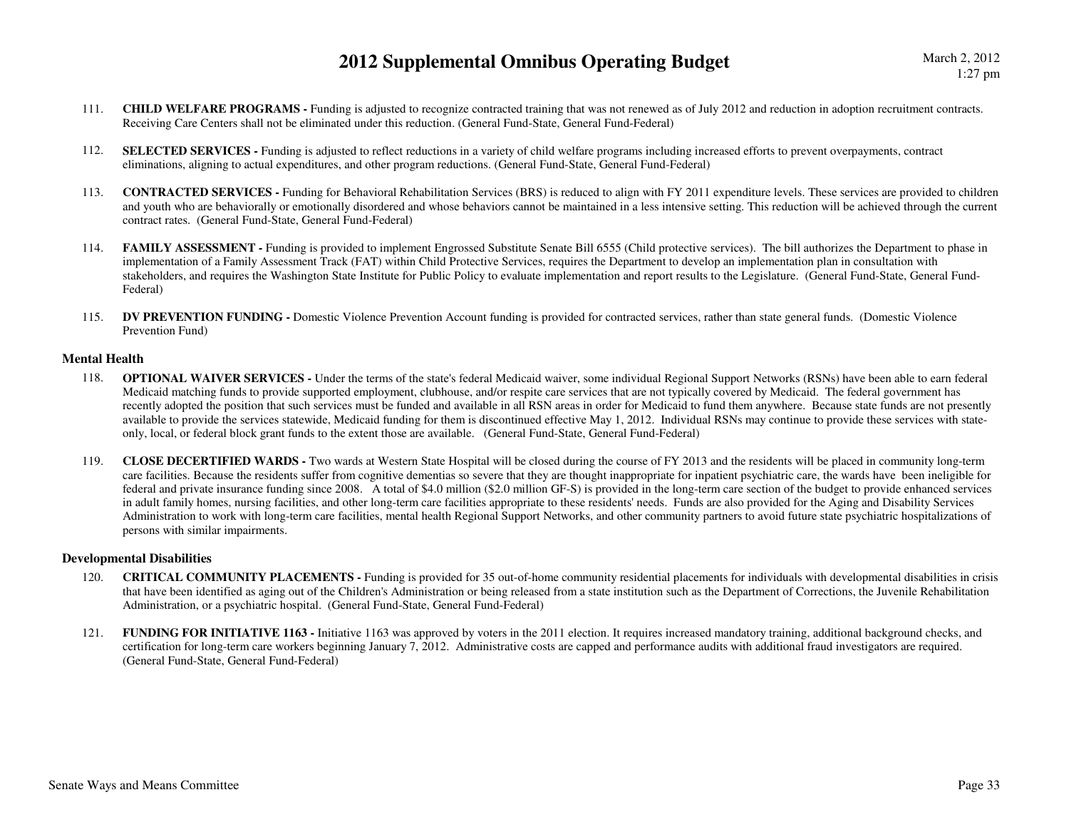111. **CHILD WELFARE PROGRAMS -** Funding is adjusted to recognize contracted training that was not renewed as of July 2012 and reduction in adoption recruitment contracts. Receiving Care Centers shall not be eliminated under this reduction. (General Fund-State, General Fund-Federal)

112. **SELECTED SERVICES -** Funding is adjusted to reflect reductions in a variety of child welfare programs including increased efforts to prevent overpayments, contract eliminations, aligning to actual expenditures, and other program reductions. (General Fund-State, General Fund-Federal)

113. **CONTRACTED SERVICES -** Funding for Behavioral Rehabilitation Services (BRS) is reduced to align with FY 2011 expenditure levels. These services are provided to children and youth who are behaviorally or emotionally disordered and whose behaviors cannot be maintained in a less intensive setting. This reduction will be achieved through the current contract rates. (General Fund-State, General Fund-Federal)

114. **FAMILY ASSESSMENT -** Funding is provided to implement Engrossed Substitute Senate Bill 6555 (Child protective services). The bill authorizes the Department to phase in implementation of a Family Assessment Track (FAT) within Child Protective Services, requires the Department to develop an implementation plan in consultation with stakeholders, and requires the Washington State Institute for Public Policy to evaluate implementation and report results to the Legislature. (General Fund-State, General Fund-Federal)

115. **DV PREVENTION FUNDING -** Domestic Violence Prevention Account funding is provided for contracted services, rather than state general funds. (Domestic Violence Prevention Fund)

### Mental Health

118. **OPTIONAL WAIVER SERVICES -** Under the terms of the state's federal Medicaid waiver, some individual Regional Support Networks (RSNs) have been able to earn federal Medicaid matching funds to provide supported employment, clubhouse, and/or respite care services that are not typically covered by Medicaid. The federal government has recently adopted the position that such services must be funded and available in all RSN areas in order for Medicaid to fund them anywhere. Because state funds are not presently available to provide the services statewide, Medicaid funding for them is discontinued effective May 1, 2012. Individual RSNs may continue to provide these services with state-only, local, or federal block grant funds to the extent those are available. (General Fund-State, General Fund-Federal)

119. **CLOSE DECERTIFIED WARDS -** Two wards at Western State Hospital will be closed during the course of FY 2013 and the residents will be placed in community long-term care facilities. Because the residents suffer from cognitive dementias so severe that they are thought inappropriate for inpatient psychiatric care, the wards have been ineligible for federal and private insurance funding since 2008. A total of $4.0 million ($2.0 million GF-S) is provided in the long-term care section of the budget to provide enhanced services in adult family homes, nursing facilities, and other long-term care facilities appropriate to these residents' needs. Funds are also provided for the Aging and Disability Services Administration to work with long-term care facilities, mental health Regional Support Networks, and other community partners to avoid future state psychiatric hospitalizations of persons with similar impairments.

### Developmental Disabilities

120. **CRITICAL COMMUNITY PLACEMENTS -** Funding is provided for 35 out-of-home community residential placements for individuals with developmental disabilities in crisis that have been identified as aging out of the Children's Administration or being released from a state institution such as the Department of Corrections, the Juvenile Rehabilitation Administration, or a psychiatric hospital. (General Fund-State, General Fund-Federal)

121. **FUNDING FOR INITIATIVE 1163 -** Initiative 1163 was approved by voters in the 2011 election. It requires increased mandatory training, additional background checks, and certification for long-term care workers beginning January 7, 2012. Administrative costs are capped and performance audits with additional fraud investigators are required. (General Fund-State, General Fund-Federal)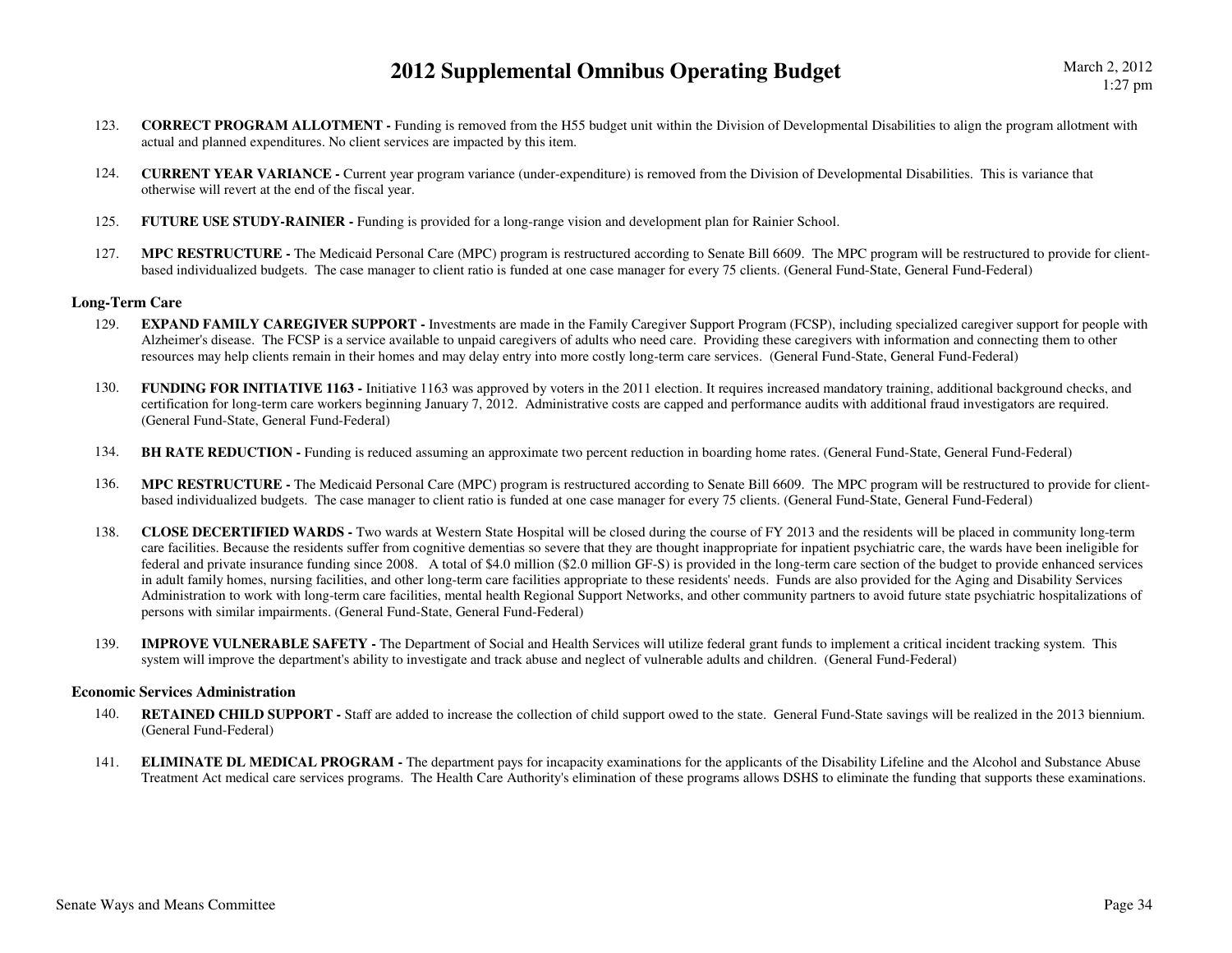123. **CORRECT PROGRAM ALLOTMENT -** Funding is removed from the H55 budget unit within the Division of Developmental Disabilities to align the program allotment with actual and planned expenditures. No client services are impacted by this item.

124. **CURRENT YEAR VARIANCE -** Current year program variance (under-expenditure) is removed from the Division of Developmental Disabilities. This is variance that otherwise will revert at the end of the fiscal year.

125. **FUTURE USE STUDY-RAINIER -** Funding is provided for a long-range vision and development plan for Rainier School.

127. **MPC RESTRUCTURE -** The Medicaid Personal Care (MPC) program is restructured according to Senate Bill 6609. The MPC program will be restructured to provide for client-based individualized budgets. The case manager to client ratio is funded at one case manager for every 75 clients. (General Fund-State, General Fund-Federal)

### Long-Term Care

129. **EXPAND FAMILY CAREGIVER SUPPORT -** Investments are made in the Family Caregiver Support Program (FCSP), including specialized caregiver support for people with Alzheimer's disease. The FCSP is a service available to unpaid caregivers of adults who need care. Providing these caregivers with information and connecting them to other resources may help clients remain in their homes and may delay entry into more costly long-term care services. (General Fund-State, General Fund-Federal)

130. **FUNDING FOR INITIATIVE 1163 -** Initiative 1163 was approved by voters in the 2011 election. It requires increased mandatory training, additional background checks, and certification for long-term care workers beginning January 7, 2012. Administrative costs are capped and performance audits with additional fraud investigators are required. (General Fund-State, General Fund-Federal)

134. **BH RATE REDUCTION -** Funding is reduced assuming an approximate two percent reduction in boarding home rates. (General Fund-State, General Fund-Federal)

136. **MPC RESTRUCTURE -** The Medicaid Personal Care (MPC) program is restructured according to Senate Bill 6609. The MPC program will be restructured to provide for client-based individualized budgets. The case manager to client ratio is funded at one case manager for every 75 clients. (General Fund-State, General Fund-Federal)

138. **CLOSE DECERTIFIED WARDS -** Two wards at Western State Hospital will be closed during the course of FY 2013 and the residents will be placed in community long-term care facilities. Because the residents suffer from cognitive dementias so severe that they are thought inappropriate for inpatient psychiatric care, the wards have been ineligible for federal and private insurance funding since 2008. A total of $4.0 million ($2.0 million GF-S) is provided in the long-term care section of the budget to provide enhanced services in adult family homes, nursing facilities, and other long-term care facilities appropriate to these residents' needs. Funds are also provided for the Aging and Disability Services Administration to work with long-term care facilities, mental health Regional Support Networks, and other community partners to avoid future state psychiatric hospitalizations of persons with similar impairments. (General Fund-State, General Fund-Federal)

139. **IMPROVE VULNERABLE SAFETY -** The Department of Social and Health Services will utilize federal grant funds to implement a critical incident tracking system. This system will improve the department's ability to investigate and track abuse and neglect of vulnerable adults and children. (General Fund-Federal)

### Economic Services Administration

140. **RETAINED CHILD SUPPORT -** Staff are added to increase the collection of child support owed to the state. General Fund-State savings will be realized in the 2013 biennium. (General Fund-Federal)

141. **ELIMINATE DL MEDICAL PROGRAM -** The department pays for incapacity examinations for the applicants of the Disability Lifeline and the Alcohol and Substance Abuse Treatment Act medical care services programs. The Health Care Authority's elimination of these programs allows DSHS to eliminate the funding that supports these examinations.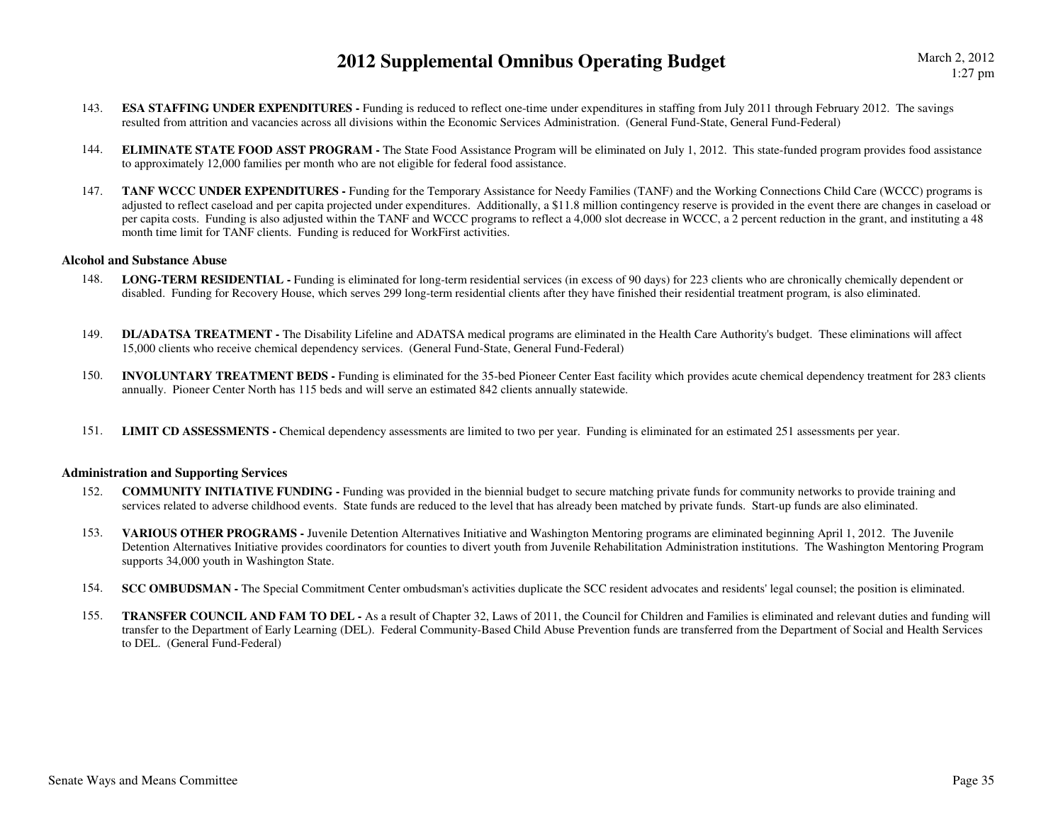143. **ESA STAFFING UNDER EXPENDITURES -** Funding is reduced to reflect one-time under expenditures in staffing from July 2011 through February 2012. The savings resulted from attrition and vacancies across all divisions within the Economic Services Administration. (General Fund-State, General Fund-Federal)

144. **ELIMINATE STATE FOOD ASST PROGRAM -** The State Food Assistance Program will be eliminated on July 1, 2012. This state-funded program provides food assistance to approximately 12,000 families per month who are not eligible for federal food assistance.

147. **TANF WCCC UNDER EXPENDITURES -** Funding for the Temporary Assistance for Needy Families (TANF) and the Working Connections Child Care (WCCC) programs is adjusted to reflect caseload and per capita projected under expenditures. Additionally, a $11.8 million contingency reserve is provided in the event there are changes in caseload or per capita costs. Funding is also adjusted within the TANF and WCCC programs to reflect a 4,000 slot decrease in WCCC, a 2 percent reduction in the grant, and instituting a 48 month time limit for TANF clients. Funding is reduced for WorkFirst activities.

### Alcohol and Substance Abuse

148. **LONG-TERM RESIDENTIAL -** Funding is eliminated for long-term residential services (in excess of 90 days) for 223 clients who are chronically chemically dependent or disabled. Funding for Recovery House, which serves 299 long-term residential clients after they have finished their residential treatment program, is also eliminated.

149. **DL/ADATSA TREATMENT -** The Disability Lifeline and ADATSA medical programs are eliminated in the Health Care Authority's budget. These eliminations will affect 15,000 clients who receive chemical dependency services. (General Fund-State, General Fund-Federal)

150. **INVOLUNTARY TREATMENT BEDS -** Funding is eliminated for the 35-bed Pioneer Center East facility which provides acute chemical dependency treatment for 283 clients annually. Pioneer Center North has 115 beds and will serve an estimated 842 clients annually statewide.

151. **LIMIT CD ASSESSMENTS -** Chemical dependency assessments are limited to two per year. Funding is eliminated for an estimated 251 assessments per year.

### Administration and Supporting Services

152. **COMMUNITY INITIATIVE FUNDING -** Funding was provided in the biennial budget to secure matching private funds for community networks to provide training and services related to adverse childhood events. State funds are reduced to the level that has already been matched by private funds. Start-up funds are also eliminated.

153. **VARIOUS OTHER PROGRAMS -** Juvenile Detention Alternatives Initiative and Washington Mentoring programs are eliminated beginning April 1, 2012. The Juvenile Detention Alternatives Initiative provides coordinators for counties to divert youth from Juvenile Rehabilitation Administration institutions. The Washington Mentoring Program supports 34,000 youth in Washington State.

154. **SCC OMBUDSMAN -** The Special Commitment Center ombudsman's activities duplicate the SCC resident advocates and residents' legal counsel; the position is eliminated.

155. **TRANSFER COUNCIL AND FAM TO DEL -** As a result of Chapter 32, Laws of 2011, the Council for Children and Families is eliminated and relevant duties and funding will transfer to the Department of Early Learning (DEL). Federal Community-Based Child Abuse Prevention funds are transferred from the Department of Social and Health Services to DEL. (General Fund-Federal)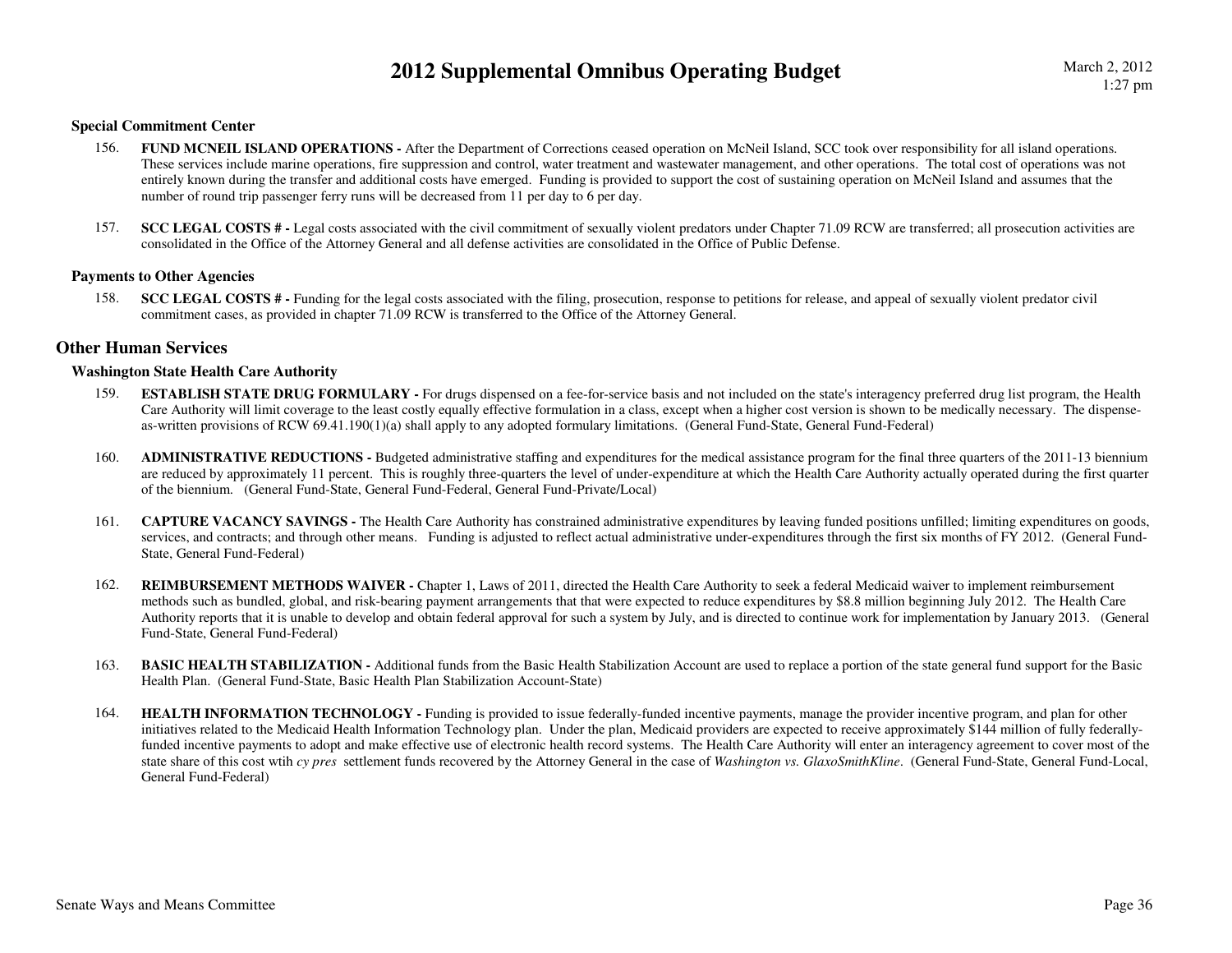### Special Commitment Center

156. **FUND MCNEIL ISLAND OPERATIONS -** After the Department of Corrections ceased operation on McNeil Island, SCC took over responsibility for all island operations. These services include marine operations, fire suppression and control, water treatment and wastewater management, and other operations. The total cost of operations was not entirely known during the transfer and additional costs have emerged. Funding is provided to support the cost of sustaining operation on McNeil Island and assumes that the number of round trip passenger ferry runs will be decreased from 11 per day to 6 per day.

157. **SCC LEGAL COSTS # -** Legal costs associated with the civil commitment of sexually violent predators under Chapter 71.09 RCW are transferred; all prosecution activities are consolidated in the Office of the Attorney General and all defense activities are consolidated in the Office of Public Defense.

### Payments to Other Agencies

158. **SCC LEGAL COSTS # -** Funding for the legal costs associated with the filing, prosecution, response to petitions for release, and appeal of sexually violent predator civil commitment cases, as provided in chapter 71.09 RCW is transferred to the Office of the Attorney General.

## Other Human Services

### Washington State Health Care Authority

159. **ESTABLISH STATE DRUG FORMULARY -** For drugs dispensed on a fee-for-service basis and not included on the state's interagency preferred drug list program, the Health Care Authority will limit coverage to the least costly equally effective formulation in a class, except when a higher cost version is shown to be medically necessary. The dispense-as-written provisions of RCW 69.41.190(1)(a) shall apply to any adopted formulary limitations. (General Fund-State, General Fund-Federal)

160. **ADMINISTRATIVE REDUCTIONS -** Budgeted administrative staffing and expenditures for the medical assistance program for the final three quarters of the 2011-13 biennium are reduced by approximately 11 percent. This is roughly three-quarters the level of under-expenditure at which the Health Care Authority actually operated during the first quarter of the biennium. (General Fund-State, General Fund-Federal, General Fund-Private/Local)

161. **CAPTURE VACANCY SAVINGS -** The Health Care Authority has constrained administrative expenditures by leaving funded positions unfilled; limiting expenditures on goods, services, and contracts; and through other means. Funding is adjusted to reflect actual administrative under-expenditures through the first six months of FY 2012. (General Fund-State, General Fund-Federal)

162. **REIMBURSEMENT METHODS WAIVER -** Chapter 1, Laws of 2011, directed the Health Care Authority to seek a federal Medicaid waiver to implement reimbursement methods such as bundled, global, and risk-bearing payment arrangements that that were expected to reduce expenditures by $8.8 million beginning July 2012. The Health Care Authority reports that it is unable to develop and obtain federal approval for such a system by July, and is directed to continue work for implementation by January 2013. (General Fund-State, General Fund-Federal)

163. **BASIC HEALTH STABILIZATION -** Additional funds from the Basic Health Stabilization Account are used to replace a portion of the state general fund support for the Basic Health Plan. (General Fund-State, Basic Health Plan Stabilization Account-State)

164. **HEALTH INFORMATION TECHNOLOGY -** Funding is provided to issue federally-funded incentive payments, manage the provider incentive program, and plan for other initiatives related to the Medicaid Health Information Technology plan. Under the plan, Medicaid providers are expected to receive approximately $144 million of fully federally-funded incentive payments to adopt and make effective use of electronic health record systems. The Health Care Authority will enter an interagency agreement to cover most of the state share of this cost wtih *cy pres* settlement funds recovered by the Attorney General in the case of *Washington vs. GlaxoSmithKline*. (General Fund-State, General Fund-Local, General Fund-Federal)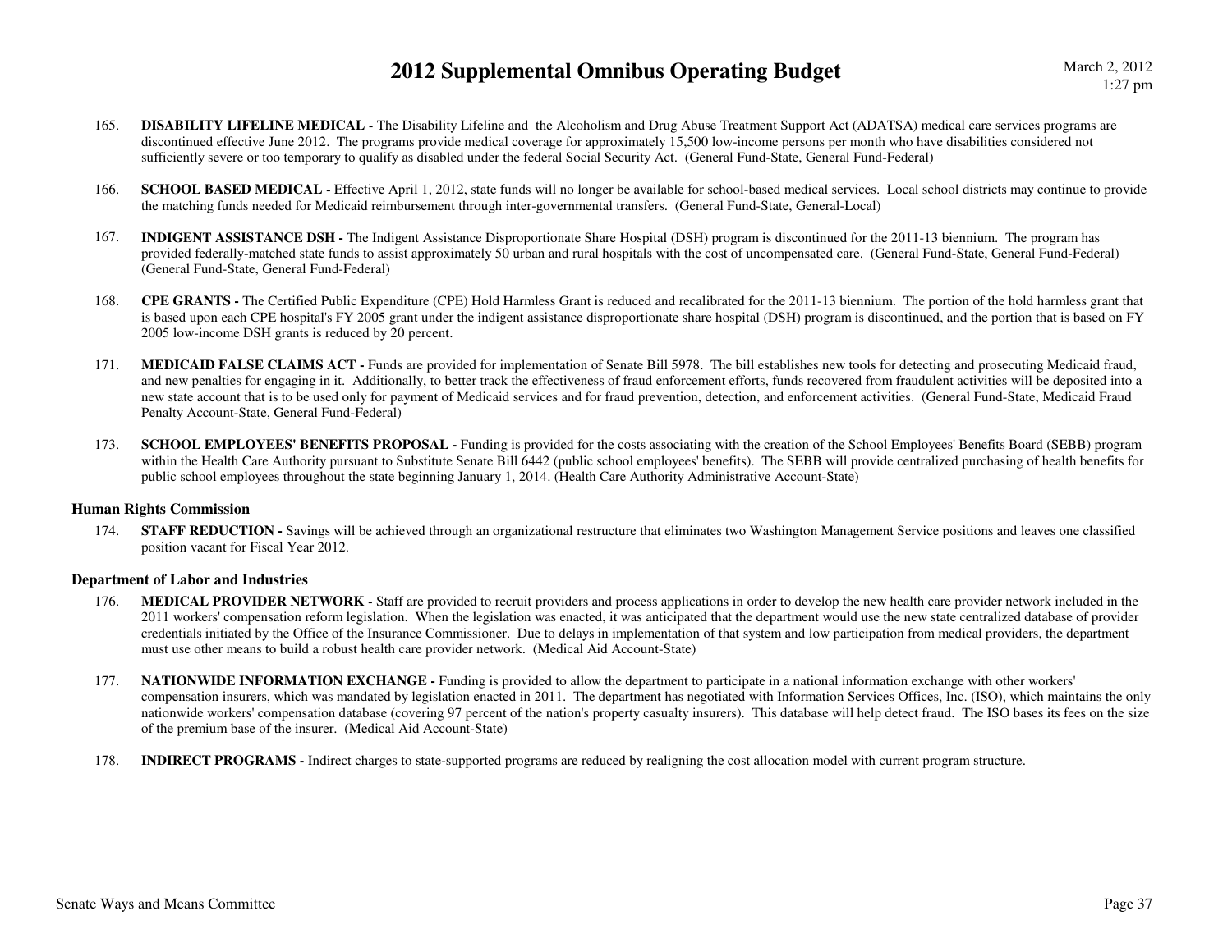165. **DISABILITY LIFELINE MEDICAL -** The Disability Lifeline and the Alcoholism and Drug Abuse Treatment Support Act (ADATSA) medical care services programs are discontinued effective June 2012. The programs provide medical coverage for approximately 15,500 low-income persons per month who have disabilities considered not sufficiently severe or too temporary to qualify as disabled under the federal Social Security Act. (General Fund-State, General Fund-Federal)

166. **SCHOOL BASED MEDICAL -** Effective April 1, 2012, state funds will no longer be available for school-based medical services. Local school districts may continue to provide the matching funds needed for Medicaid reimbursement through inter-governmental transfers. (General Fund-State, General-Local)

167. **INDIGENT ASSISTANCE DSH -** The Indigent Assistance Disproportionate Share Hospital (DSH) program is discontinued for the 2011-13 biennium. The program has provided federally-matched state funds to assist approximately 50 urban and rural hospitals with the cost of uncompensated care. (General Fund-State, General Fund-Federal) (General Fund-State, General Fund-Federal)

168. **CPE GRANTS -** The Certified Public Expenditure (CPE) Hold Harmless Grant is reduced and recalibrated for the 2011-13 biennium. The portion of the hold harmless grant that is based upon each CPE hospital's FY 2005 grant under the indigent assistance disproportionate share hospital (DSH) program is discontinued, and the portion that is based on FY 2005 low-income DSH grants is reduced by 20 percent.

171. **MEDICAID FALSE CLAIMS ACT -** Funds are provided for implementation of Senate Bill 5978. The bill establishes new tools for detecting and prosecuting Medicaid fraud, and new penalties for engaging in it. Additionally, to better track the effectiveness of fraud enforcement efforts, funds recovered from fraudulent activities will be deposited into a new state account that is to be used only for payment of Medicaid services and for fraud prevention, detection, and enforcement activities. (General Fund-State, Medicaid Fraud Penalty Account-State, General Fund-Federal)

173. **SCHOOL EMPLOYEES' BENEFITS PROPOSAL -** Funding is provided for the costs associating with the creation of the School Employees' Benefits Board (SEBB) program within the Health Care Authority pursuant to Substitute Senate Bill 6442 (public school employees' benefits). The SEBB will provide centralized purchasing of health benefits for public school employees throughout the state beginning January 1, 2014. (Health Care Authority Administrative Account-State)

### Human Rights Commission

174. **STAFF REDUCTION -** Savings will be achieved through an organizational restructure that eliminates two Washington Management Service positions and leaves one classified position vacant for Fiscal Year 2012.

### Department of Labor and Industries

176. **MEDICAL PROVIDER NETWORK -** Staff are provided to recruit providers and process applications in order to develop the new health care provider network included in the 2011 workers' compensation reform legislation. When the legislation was enacted, it was anticipated that the department would use the new state centralized database of provider credentials initiated by the Office of the Insurance Commissioner. Due to delays in implementation of that system and low participation from medical providers, the department must use other means to build a robust health care provider network. (Medical Aid Account-State)

177. **NATIONWIDE INFORMATION EXCHANGE -** Funding is provided to allow the department to participate in a national information exchange with other workers' compensation insurers, which was mandated by legislation enacted in 2011. The department has negotiated with Information Services Offices, Inc. (ISO), which maintains the only nationwide workers' compensation database (covering 97 percent of the nation's property casualty insurers). This database will help detect fraud. The ISO bases its fees on the size of the premium base of the insurer. (Medical Aid Account-State)

178. **INDIRECT PROGRAMS -** Indirect charges to state-supported programs are reduced by realigning the cost allocation model with current program structure.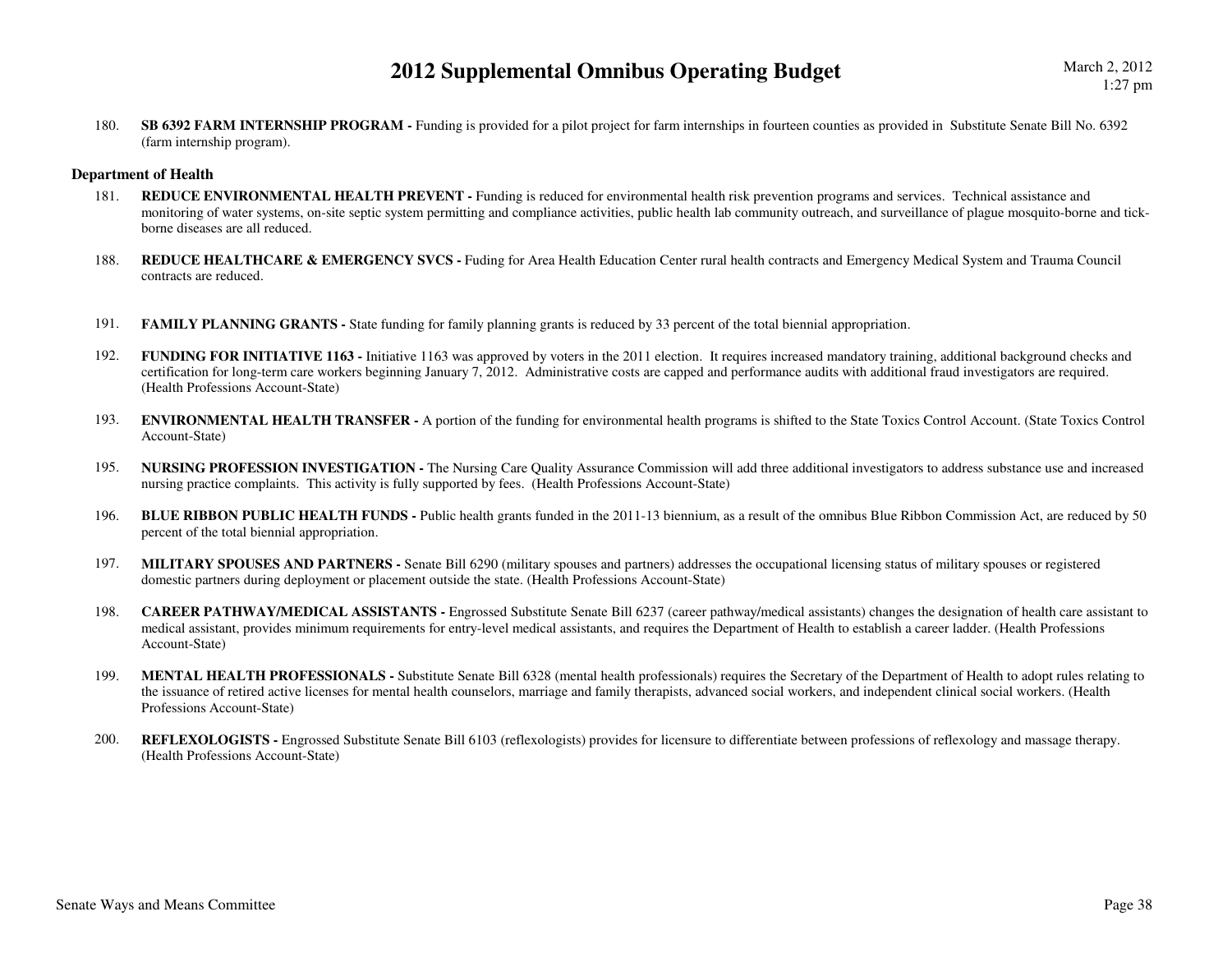180. **SB 6392 FARM INTERNSHIP PROGRAM -** Funding is provided for a pilot project for farm internships in fourteen counties as provided in Substitute Senate Bill No. 6392 (farm internship program).

### Department of Health

181. **REDUCE ENVIRONMENTAL HEALTH PREVENT -** Funding is reduced for environmental health risk prevention programs and services. Technical assistance and monitoring of water systems, on-site septic system permitting and compliance activities, public health lab community outreach, and surveillance of plague mosquito-borne and tick-borne diseases are all reduced.

188. **REDUCE HEALTHCARE & EMERGENCY SVCS -** Fuding for Area Health Education Center rural health contracts and Emergency Medical System and Trauma Council contracts are reduced.

191. **FAMILY PLANNING GRANTS -** State funding for family planning grants is reduced by 33 percent of the total biennial appropriation.

192. **FUNDING FOR INITIATIVE 1163 -** Initiative 1163 was approved by voters in the 2011 election. It requires increased mandatory training, additional background checks and certification for long-term care workers beginning January 7, 2012. Administrative costs are capped and performance audits with additional fraud investigators are required. (Health Professions Account-State)

193. **ENVIRONMENTAL HEALTH TRANSFER -** A portion of the funding for environmental health programs is shifted to the State Toxics Control Account. (State Toxics Control Account-State)

195. **NURSING PROFESSION INVESTIGATION -** The Nursing Care Quality Assurance Commission will add three additional investigators to address substance use and increased nursing practice complaints. This activity is fully supported by fees. (Health Professions Account-State)

196. **BLUE RIBBON PUBLIC HEALTH FUNDS -** Public health grants funded in the 2011-13 biennium, as a result of the omnibus Blue Ribbon Commission Act, are reduced by 50 percent of the total biennial appropriation.

197. **MILITARY SPOUSES AND PARTNERS -** Senate Bill 6290 (military spouses and partners) addresses the occupational licensing status of military spouses or registered domestic partners during deployment or placement outside the state. (Health Professions Account-State)

198. **CAREER PATHWAY/MEDICAL ASSISTANTS -** Engrossed Substitute Senate Bill 6237 (career pathway/medical assistants) changes the designation of health care assistant to medical assistant, provides minimum requirements for entry-level medical assistants, and requires the Department of Health to establish a career ladder. (Health Professions Account-State)

199. **MENTAL HEALTH PROFESSIONALS -** Substitute Senate Bill 6328 (mental health professionals) requires the Secretary of the Department of Health to adopt rules relating to the issuance of retired active licenses for mental health counselors, marriage and family therapists, advanced social workers, and independent clinical social workers. (Health Professions Account-State)

200. **REFLEXOLOGISTS -** Engrossed Substitute Senate Bill 6103 (reflexologists) provides for licensure to differentiate between professions of reflexology and massage therapy. (Health Professions Account-State)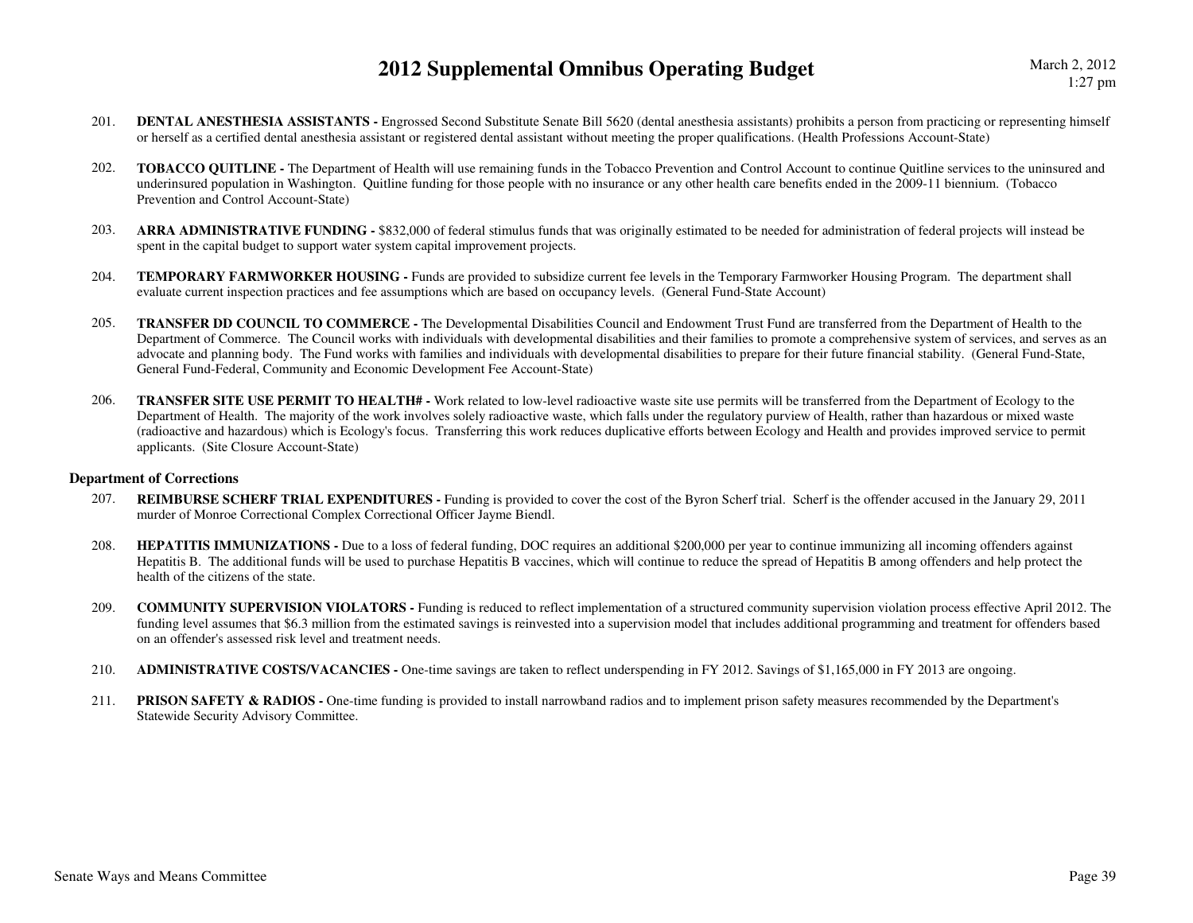201. **DENTAL ANESTHESIA ASSISTANTS -** Engrossed Second Substitute Senate Bill 5620 (dental anesthesia assistants) prohibits a person from practicing or representing himself or herself as a certified dental anesthesia assistant or registered dental assistant without meeting the proper qualifications. (Health Professions Account-State)

202. **TOBACCO QUITLINE -** The Department of Health will use remaining funds in the Tobacco Prevention and Control Account to continue Quitline services to the uninsured and underinsured population in Washington. Quitline funding for those people with no insurance or any other health care benefits ended in the 2009-11 biennium. (Tobacco Prevention and Control Account-State)

203. **ARRA ADMINISTRATIVE FUNDING -** $832,000 of federal stimulus funds that was originally estimated to be needed for administration of federal projects will instead be spent in the capital budget to support water system capital improvement projects.

204. **TEMPORARY FARMWORKER HOUSING -** Funds are provided to subsidize current fee levels in the Temporary Farmworker Housing Program. The department shall evaluate current inspection practices and fee assumptions which are based on occupancy levels. (General Fund-State Account)

205. **TRANSFER DD COUNCIL TO COMMERCE -** The Developmental Disabilities Council and Endowment Trust Fund are transferred from the Department of Health to the Department of Commerce. The Council works with individuals with developmental disabilities and their families to promote a comprehensive system of services, and serves as an advocate and planning body. The Fund works with families and individuals with developmental disabilities to prepare for their future financial stability. (General Fund-State, General Fund-Federal, Community and Economic Development Fee Account-State)

206. **TRANSFER SITE USE PERMIT TO HEALTH# -** Work related to low-level radioactive waste site use permits will be transferred from the Department of Ecology to the Department of Health. The majority of the work involves solely radioactive waste, which falls under the regulatory purview of Health, rather than hazardous or mixed waste (radioactive and hazardous) which is Ecology's focus. Transferring this work reduces duplicative efforts between Ecology and Health and provides improved service to permit applicants. (Site Closure Account-State)

### Department of Corrections

207. **REIMBURSE SCHERF TRIAL EXPENDITURES -** Funding is provided to cover the cost of the Byron Scherf trial. Scherf is the offender accused in the January 29, 2011 murder of Monroe Correctional Complex Correctional Officer Jayme Biendl.

208. **HEPATITIS IMMUNIZATIONS -** Due to a loss of federal funding, DOC requires an additional $200,000 per year to continue immunizing all incoming offenders against Hepatitis B. The additional funds will be used to purchase Hepatitis B vaccines, which will continue to reduce the spread of Hepatitis B among offenders and help protect the health of the citizens of the state.

209. **COMMUNITY SUPERVISION VIOLATORS -** Funding is reduced to reflect implementation of a structured community supervision violation process effective April 2012. The funding level assumes that $6.3 million from the estimated savings is reinvested into a supervision model that includes additional programming and treatment for offenders based on an offender's assessed risk level and treatment needs.

210. **ADMINISTRATIVE COSTS/VACANCIES -** One-time savings are taken to reflect underspending in FY 2012. Savings of $1,165,000 in FY 2013 are ongoing.

211. **PRISON SAFETY & RADIOS -** One-time funding is provided to install narrowband radios and to implement prison safety measures recommended by the Department's Statewide Security Advisory Committee.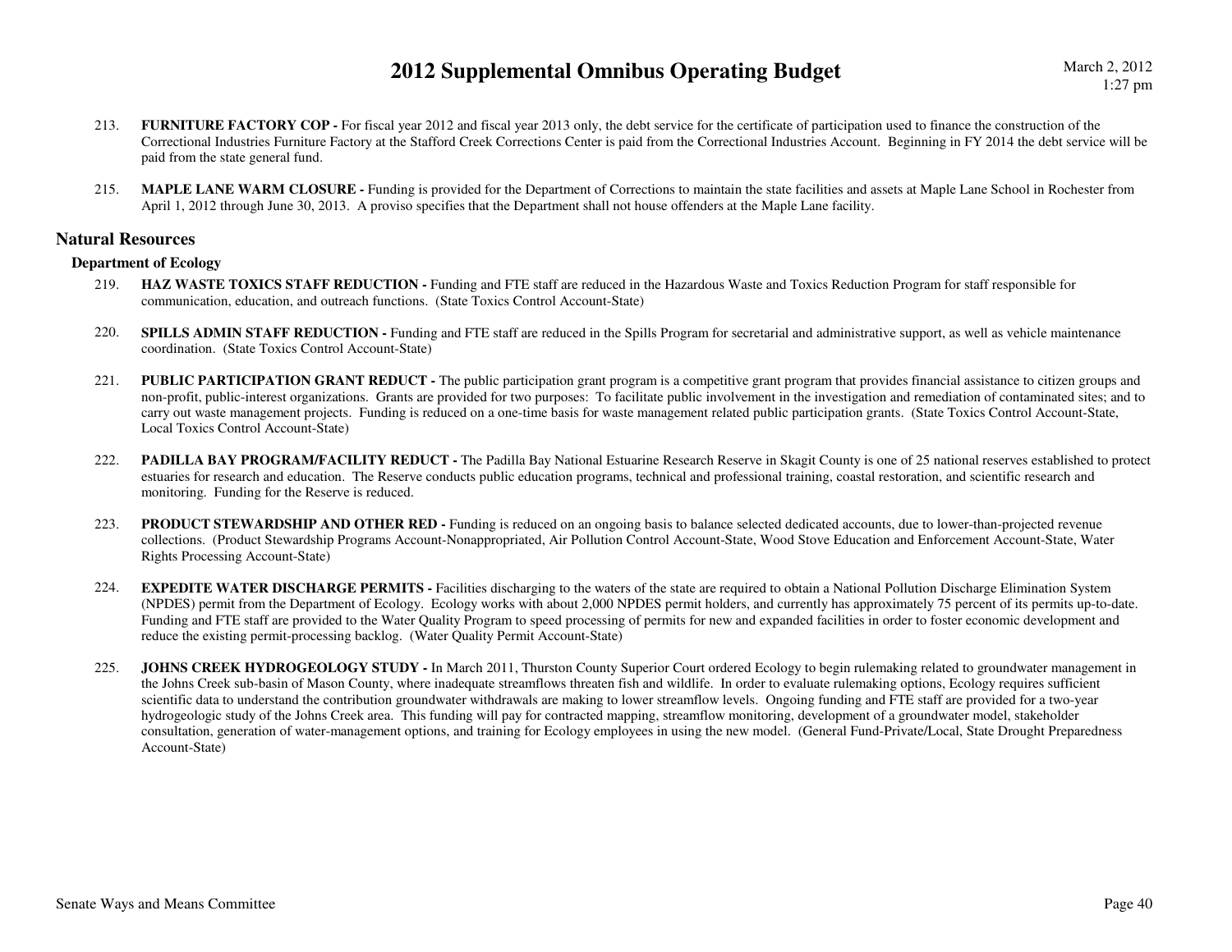213. **FURNITURE FACTORY COP -** For fiscal year 2012 and fiscal year 2013 only, the debt service for the certificate of participation used to finance the construction of the Correctional Industries Furniture Factory at the Stafford Creek Corrections Center is paid from the Correctional Industries Account. Beginning in FY 2014 the debt service will be paid from the state general fund.

215. **MAPLE LANE WARM CLOSURE -** Funding is provided for the Department of Corrections to maintain the state facilities and assets at Maple Lane School in Rochester from April 1, 2012 through June 30, 2013. A proviso specifies that the Department shall not house offenders at the Maple Lane facility.

## Natural Resources

### Department of Ecology

219. **HAZ WASTE TOXICS STAFF REDUCTION -** Funding and FTE staff are reduced in the Hazardous Waste and Toxics Reduction Program for staff responsible for communication, education, and outreach functions. (State Toxics Control Account-State)

220. **SPILLS ADMIN STAFF REDUCTION -** Funding and FTE staff are reduced in the Spills Program for secretarial and administrative support, as well as vehicle maintenance coordination. (State Toxics Control Account-State)

221. **PUBLIC PARTICIPATION GRANT REDUCT -** The public participation grant program is a competitive grant program that provides financial assistance to citizen groups and non-profit, public-interest organizations. Grants are provided for two purposes: To facilitate public involvement in the investigation and remediation of contaminated sites; and to carry out waste management projects. Funding is reduced on a one-time basis for waste management related public participation grants. (State Toxics Control Account-State, Local Toxics Control Account-State)

222. **PADILLA BAY PROGRAM/FACILITY REDUCT -** The Padilla Bay National Estuarine Research Reserve in Skagit County is one of 25 national reserves established to protect estuaries for research and education. The Reserve conducts public education programs, technical and professional training, coastal restoration, and scientific research and monitoring. Funding for the Reserve is reduced.

223. **PRODUCT STEWARDSHIP AND OTHER RED -** Funding is reduced on an ongoing basis to balance selected dedicated accounts, due to lower-than-projected revenue collections. (Product Stewardship Programs Account-Nonappropriated, Air Pollution Control Account-State, Wood Stove Education and Enforcement Account-State, Water Rights Processing Account-State)

224. **EXPEDITE WATER DISCHARGE PERMITS -** Facilities discharging to the waters of the state are required to obtain a National Pollution Discharge Elimination System (NPDES) permit from the Department of Ecology. Ecology works with about 2,000 NPDES permit holders, and currently has approximately 75 percent of its permits up-to-date. Funding and FTE staff are provided to the Water Quality Program to speed processing of permits for new and expanded facilities in order to foster economic development and reduce the existing permit-processing backlog. (Water Quality Permit Account-State)

225. **JOHNS CREEK HYDROGEOLOGY STUDY -** In March 2011, Thurston County Superior Court ordered Ecology to begin rulemaking related to groundwater management in the Johns Creek sub-basin of Mason County, where inadequate streamflows threaten fish and wildlife. In order to evaluate rulemaking options, Ecology requires sufficient scientific data to understand the contribution groundwater withdrawals are making to lower streamflow levels. Ongoing funding and FTE staff are provided for a two-year hydrogeologic study of the Johns Creek area. This funding will pay for contracted mapping, streamflow monitoring, development of a groundwater model, stakeholder consultation, generation of water-management options, and training for Ecology employees in using the new model. (General Fund-Private/Local, State Drought Preparedness Account-State)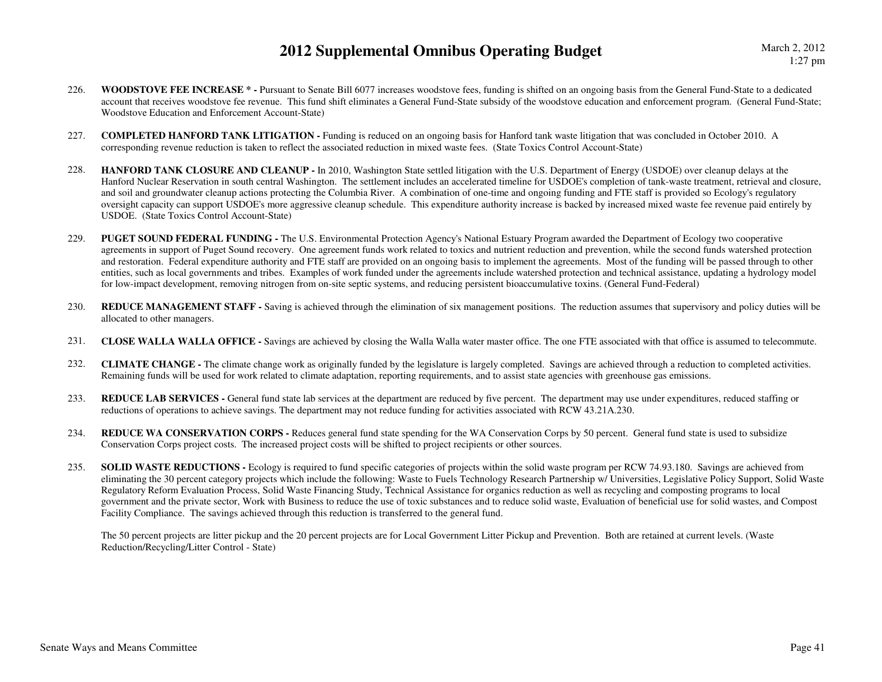226. **WOODSTOVE FEE INCREASE * -** Pursuant to Senate Bill 6077 increases woodstove fees, funding is shifted on an ongoing basis from the General Fund-State to a dedicated account that receives woodstove fee revenue. This fund shift eliminates a General Fund-State subsidy of the woodstove education and enforcement program. (General Fund-State; Woodstove Education and Enforcement Account-State)

227. **COMPLETED HANFORD TANK LITIGATION -** Funding is reduced on an ongoing basis for Hanford tank waste litigation that was concluded in October 2010. A corresponding revenue reduction is taken to reflect the associated reduction in mixed waste fees. (State Toxics Control Account-State)

228. **HANFORD TANK CLOSURE AND CLEANUP -** In 2010, Washington State settled litigation with the U.S. Department of Energy (USDOE) over cleanup delays at the Hanford Nuclear Reservation in south central Washington. The settlement includes an accelerated timeline for USDOE's completion of tank-waste treatment, retrieval and closure, and soil and groundwater cleanup actions protecting the Columbia River. A combination of one-time and ongoing funding and FTE staff is provided so Ecology's regulatory oversight capacity can support USDOE's more aggressive cleanup schedule. This expenditure authority increase is backed by increased mixed waste fee revenue paid entirely by USDOE. (State Toxics Control Account-State)

229. **PUGET SOUND FEDERAL FUNDING -** The U.S. Environmental Protection Agency's National Estuary Program awarded the Department of Ecology two cooperative agreements in support of Puget Sound recovery. One agreement funds work related to toxics and nutrient reduction and prevention, while the second funds watershed protection and restoration. Federal expenditure authority and FTE staff are provided on an ongoing basis to implement the agreements. Most of the funding will be passed through to other entities, such as local governments and tribes. Examples of work funded under the agreements include watershed protection and technical assistance, updating a hydrology model for low-impact development, removing nitrogen from on-site septic systems, and reducing persistent bioaccumulative toxins. (General Fund-Federal)

230. **REDUCE MANAGEMENT STAFF -** Saving is achieved through the elimination of six management positions. The reduction assumes that supervisory and policy duties will be allocated to other managers.

231. **CLOSE WALLA WALLA OFFICE -** Savings are achieved by closing the Walla Walla water master office. The one FTE associated with that office is assumed to telecommute.

232. **CLIMATE CHANGE -** The climate change work as originally funded by the legislature is largely completed. Savings are achieved through a reduction to completed activities. Remaining funds will be used for work related to climate adaptation, reporting requirements, and to assist state agencies with greenhouse gas emissions.

233. **REDUCE LAB SERVICES -** General fund state lab services at the department are reduced by five percent. The department may use under expenditures, reduced staffing or reductions of operations to achieve savings. The department may not reduce funding for activities associated with RCW 43.21A.230.

234. **REDUCE WA CONSERVATION CORPS -** Reduces general fund state spending for the WA Conservation Corps by 50 percent. General fund state is used to subsidize Conservation Corps project costs. The increased project costs will be shifted to project recipients or other sources.

235. **SOLID WASTE REDUCTIONS -** Ecology is required to fund specific categories of projects within the solid waste program per RCW 74.93.180. Savings are achieved from eliminating the 30 percent category projects which include the following: Waste to Fuels Technology Research Partnership w/ Universities, Legislative Policy Support, Solid Waste Regulatory Reform Evaluation Process, Solid Waste Financing Study, Technical Assistance for organics reduction as well as recycling and composting programs to local government and the private sector, Work with Business to reduce the use of toxic substances and to reduce solid waste, Evaluation of beneficial use for solid wastes, and Compost Facility Compliance. The savings achieved through this reduction is transferred to the general fund.

    The 50 percent projects are litter pickup and the 20 percent projects are for Local Government Litter Pickup and Prevention. Both are retained at current levels. (Waste Reduction/Recycling/Litter Control - State)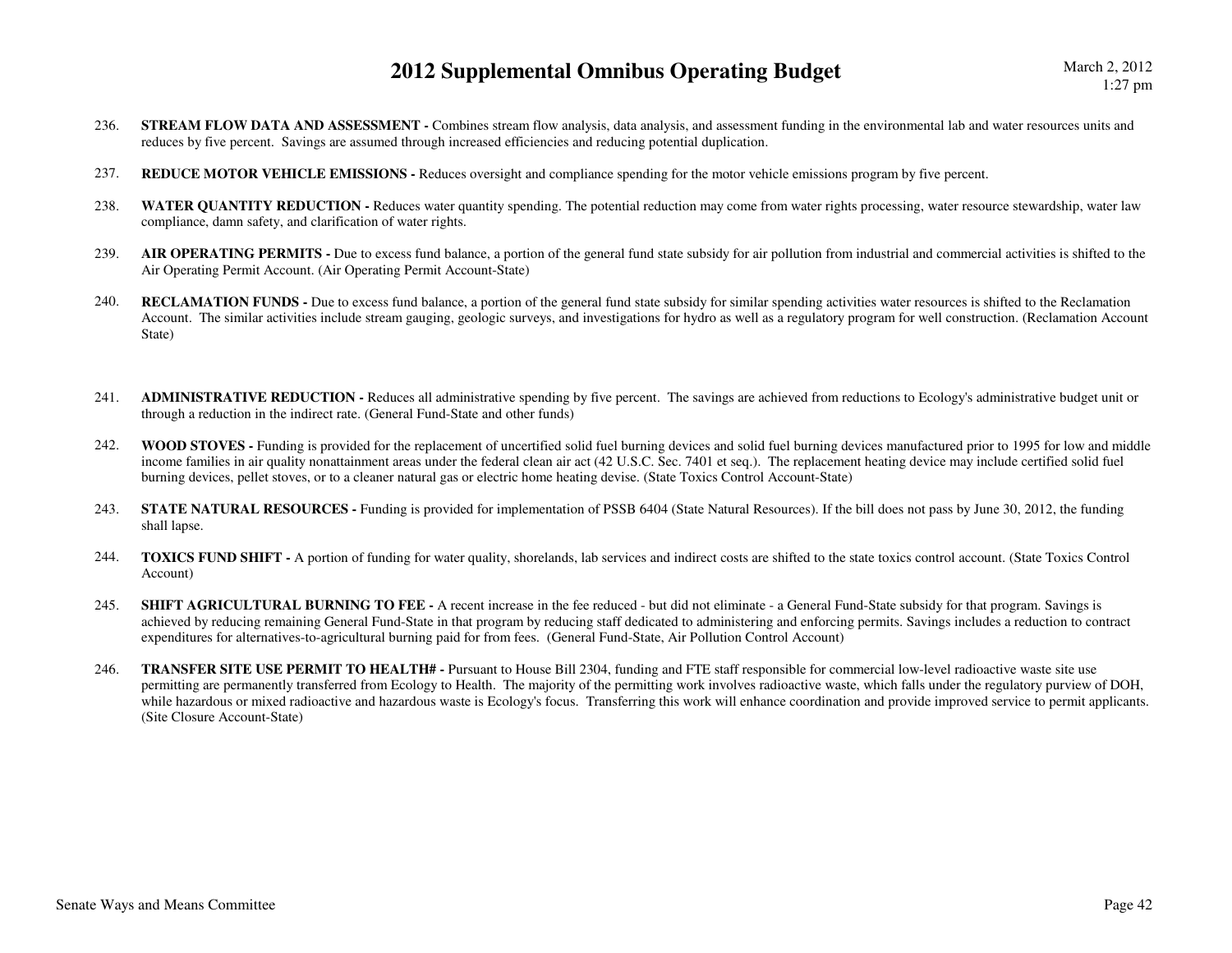236. **STREAM FLOW DATA AND ASSESSMENT -** Combines stream flow analysis, data analysis, and assessment funding in the environmental lab and water resources units and reduces by five percent. Savings are assumed through increased efficiencies and reducing potential duplication.

237. **REDUCE MOTOR VEHICLE EMISSIONS -** Reduces oversight and compliance spending for the motor vehicle emissions program by five percent.

238. **WATER QUANTITY REDUCTION -** Reduces water quantity spending. The potential reduction may come from water rights processing, water resource stewardship, water law compliance, damn safety, and clarification of water rights.

239. **AIR OPERATING PERMITS -** Due to excess fund balance, a portion of the general fund state subsidy for air pollution from industrial and commercial activities is shifted to the Air Operating Permit Account. (Air Operating Permit Account-State)

240. **RECLAMATION FUNDS -** Due to excess fund balance, a portion of the general fund state subsidy for similar spending activities water resources is shifted to the Reclamation Account. The similar activities include stream gauging, geologic surveys, and investigations for hydro as well as a regulatory program for well construction. (Reclamation Account State)

241. **ADMINISTRATIVE REDUCTION -** Reduces all administrative spending by five percent. The savings are achieved from reductions to Ecology's administrative budget unit or through a reduction in the indirect rate. (General Fund-State and other funds)

242. **WOOD STOVES -** Funding is provided for the replacement of uncertified solid fuel burning devices and solid fuel burning devices manufactured prior to 1995 for low and middle income families in air quality nonattainment areas under the federal clean air act (42 U.S.C. Sec. 7401 et seq.). The replacement heating device may include certified solid fuel burning devices, pellet stoves, or to a cleaner natural gas or electric home heating devise. (State Toxics Control Account-State)

243. **STATE NATURAL RESOURCES -** Funding is provided for implementation of PSSB 6404 (State Natural Resources). If the bill does not pass by June 30, 2012, the funding shall lapse.

244. **TOXICS FUND SHIFT -** A portion of funding for water quality, shorelands, lab services and indirect costs are shifted to the state toxics control account. (State Toxics Control Account)

245. **SHIFT AGRICULTURAL BURNING TO FEE -** A recent increase in the fee reduced - but did not eliminate - a General Fund-State subsidy for that program. Savings is achieved by reducing remaining General Fund-State in that program by reducing staff dedicated to administering and enforcing permits. Savings includes a reduction to contract expenditures for alternatives-to-agricultural burning paid for from fees. (General Fund-State, Air Pollution Control Account)

246. **TRANSFER SITE USE PERMIT TO HEALTH# -** Pursuant to House Bill 2304, funding and FTE staff responsible for commercial low-level radioactive waste site use permitting are permanently transferred from Ecology to Health. The majority of the permitting work involves radioactive waste, which falls under the regulatory purview of DOH, while hazardous or mixed radioactive and hazardous waste is Ecology's focus. Transferring this work will enhance coordination and provide improved service to permit applicants. (Site Closure Account-State)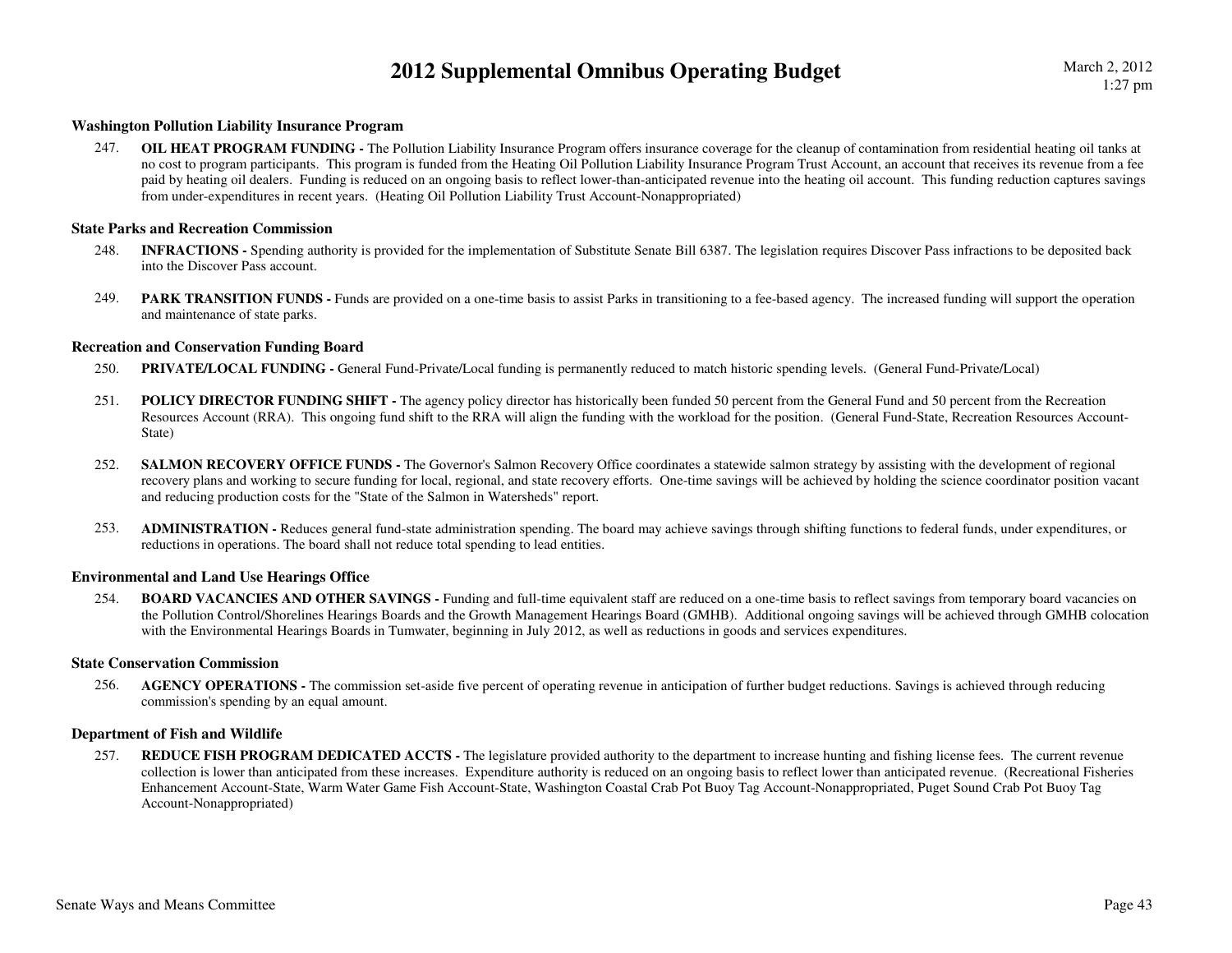### Washington Pollution Liability Insurance Program

247. **OIL HEAT PROGRAM FUNDING -** The Pollution Liability Insurance Program offers insurance coverage for the cleanup of contamination from residential heating oil tanks at no cost to program participants. This program is funded from the Heating Oil Pollution Liability Insurance Program Trust Account, an account that receives its revenue from a fee paid by heating oil dealers. Funding is reduced on an ongoing basis to reflect lower-than-anticipated revenue into the heating oil account. This funding reduction captures savings from under-expenditures in recent years. (Heating Oil Pollution Liability Trust Account-Nonappropriated)

### State Parks and Recreation Commission

248. **INFRACTIONS -** Spending authority is provided for the implementation of Substitute Senate Bill 6387. The legislation requires Discover Pass infractions to be deposited back into the Discover Pass account.

249. **PARK TRANSITION FUNDS -** Funds are provided on a one-time basis to assist Parks in transitioning to a fee-based agency. The increased funding will support the operation and maintenance of state parks.

### Recreation and Conservation Funding Board

250. **PRIVATE/LOCAL FUNDING -** General Fund-Private/Local funding is permanently reduced to match historic spending levels. (General Fund-Private/Local)

251. **POLICY DIRECTOR FUNDING SHIFT -** The agency policy director has historically been funded 50 percent from the General Fund and 50 percent from the Recreation Resources Account (RRA). This ongoing fund shift to the RRA will align the funding with the workload for the position. (General Fund-State, Recreation Resources Account-State)

252. **SALMON RECOVERY OFFICE FUNDS -** The Governor's Salmon Recovery Office coordinates a statewide salmon strategy by assisting with the development of regional recovery plans and working to secure funding for local, regional, and state recovery efforts. One-time savings will be achieved by holding the science coordinator position vacant and reducing production costs for the "State of the Salmon in Watersheds" report.

253. **ADMINISTRATION -** Reduces general fund-state administration spending. The board may achieve savings through shifting functions to federal funds, under expenditures, or reductions in operations. The board shall not reduce total spending to lead entities.

### Environmental and Land Use Hearings Office

254. **BOARD VACANCIES AND OTHER SAVINGS -** Funding and full-time equivalent staff are reduced on a one-time basis to reflect savings from temporary board vacancies on the Pollution Control/Shorelines Hearings Boards and the Growth Management Hearings Board (GMHB). Additional ongoing savings will be achieved through GMHB colocation with the Environmental Hearings Boards in Tumwater, beginning in July 2012, as well as reductions in goods and services expenditures.

### State Conservation Commission

256. **AGENCY OPERATIONS -** The commission set-aside five percent of operating revenue in anticipation of further budget reductions. Savings is achieved through reducing commission's spending by an equal amount.

### Department of Fish and Wildlife

257. **REDUCE FISH PROGRAM DEDICATED ACCTS -** The legislature provided authority to the department to increase hunting and fishing license fees. The current revenue collection is lower than anticipated from these increases. Expenditure authority is reduced on an ongoing basis to reflect lower than anticipated revenue. (Recreational Fisheries Enhancement Account-State, Warm Water Game Fish Account-State, Washington Coastal Crab Pot Buoy Tag Account-Nonappropriated, Puget Sound Crab Pot Buoy Tag Account-Nonappropriated)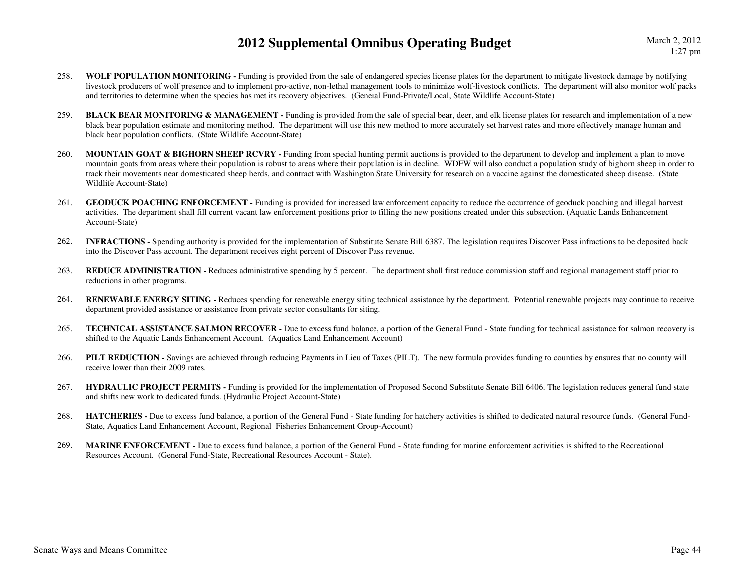258. **WOLF POPULATION MONITORING -** Funding is provided from the sale of endangered species license plates for the department to mitigate livestock damage by notifying livestock producers of wolf presence and to implement pro-active, non-lethal management tools to minimize wolf-livestock conflicts. The department will also monitor wolf packs and territories to determine when the species has met its recovery objectives. (General Fund-Private/Local, State Wildlife Account-State)

259. **BLACK BEAR MONITORING & MANAGEMENT -** Funding is provided from the sale of special bear, deer, and elk license plates for research and implementation of a new black bear population estimate and monitoring method. The department will use this new method to more accurately set harvest rates and more effectively manage human and black bear population conflicts. (State Wildlife Account-State)

260. **MOUNTAIN GOAT & BIGHORN SHEEP RCVRY -** Funding from special hunting permit auctions is provided to the department to develop and implement a plan to move mountain goats from areas where their population is robust to areas where their population is in decline. WDFW will also conduct a population study of bighorn sheep in order to track their movements near domesticated sheep herds, and contract with Washington State University for research on a vaccine against the domesticated sheep disease. (State Wildlife Account-State)

261. **GEODUCK POACHING ENFORCEMENT -** Funding is provided for increased law enforcement capacity to reduce the occurrence of geoduck poaching and illegal harvest activities. The department shall fill current vacant law enforcement positions prior to filling the new positions created under this subsection. (Aquatic Lands Enhancement Account-State)

262. **INFRACTIONS -** Spending authority is provided for the implementation of Substitute Senate Bill 6387. The legislation requires Discover Pass infractions to be deposited back into the Discover Pass account. The department receives eight percent of Discover Pass revenue.

263. **REDUCE ADMINISTRATION -** Reduces administrative spending by 5 percent. The department shall first reduce commission staff and regional management staff prior to reductions in other programs.

264. **RENEWABLE ENERGY SITING -** Reduces spending for renewable energy siting technical assistance by the department. Potential renewable projects may continue to receive department provided assistance or assistance from private sector consultants for siting.

265. **TECHNICAL ASSISTANCE SALMON RECOVER -** Due to excess fund balance, a portion of the General Fund - State funding for technical assistance for salmon recovery is shifted to the Aquatic Lands Enhancement Account. (Aquatics Land Enhancement Account)

266. **PILT REDUCTION -** Savings are achieved through reducing Payments in Lieu of Taxes (PILT). The new formula provides funding to counties by ensures that no county will receive lower than their 2009 rates.

267. **HYDRAULIC PROJECT PERMITS -** Funding is provided for the implementation of Proposed Second Substitute Senate Bill 6406. The legislation reduces general fund state and shifts new work to dedicated funds. (Hydraulic Project Account-State)

268. **HATCHERIES -** Due to excess fund balance, a portion of the General Fund - State funding for hatchery activities is shifted to dedicated natural resource funds. (General Fund-State, Aquatics Land Enhancement Account, Regional Fisheries Enhancement Group-Account)

269. **MARINE ENFORCEMENT -** Due to excess fund balance, a portion of the General Fund - State funding for marine enforcement activities is shifted to the Recreational Resources Account. (General Fund-State, Recreational Resources Account - State).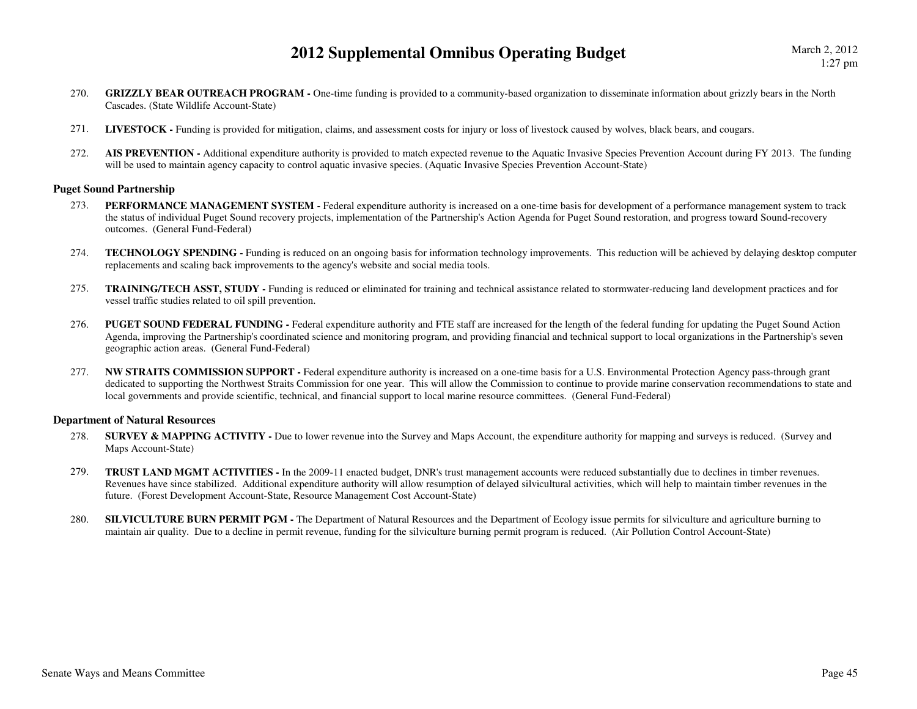270. **GRIZZLY BEAR OUTREACH PROGRAM -** One-time funding is provided to a community-based organization to disseminate information about grizzly bears in the North Cascades. (State Wildlife Account-State)

271. **LIVESTOCK -** Funding is provided for mitigation, claims, and assessment costs for injury or loss of livestock caused by wolves, black bears, and cougars.

272. **AIS PREVENTION -** Additional expenditure authority is provided to match expected revenue to the Aquatic Invasive Species Prevention Account during FY 2013. The funding will be used to maintain agency capacity to control aquatic invasive species. (Aquatic Invasive Species Prevention Account-State)

### Puget Sound Partnership

273. **PERFORMANCE MANAGEMENT SYSTEM -** Federal expenditure authority is increased on a one-time basis for development of a performance management system to track the status of individual Puget Sound recovery projects, implementation of the Partnership's Action Agenda for Puget Sound restoration, and progress toward Sound-recovery outcomes. (General Fund-Federal)

274. **TECHNOLOGY SPENDING -** Funding is reduced on an ongoing basis for information technology improvements. This reduction will be achieved by delaying desktop computer replacements and scaling back improvements to the agency's website and social media tools.

275. **TRAINING/TECH ASST, STUDY -** Funding is reduced or eliminated for training and technical assistance related to stormwater-reducing land development practices and for vessel traffic studies related to oil spill prevention.

276. **PUGET SOUND FEDERAL FUNDING -** Federal expenditure authority and FTE staff are increased for the length of the federal funding for updating the Puget Sound Action Agenda, improving the Partnership's coordinated science and monitoring program, and providing financial and technical support to local organizations in the Partnership's seven geographic action areas. (General Fund-Federal)

277. **NW STRAITS COMMISSION SUPPORT -** Federal expenditure authority is increased on a one-time basis for a U.S. Environmental Protection Agency pass-through grant dedicated to supporting the Northwest Straits Commission for one year. This will allow the Commission to continue to provide marine conservation recommendations to state and local governments and provide scientific, technical, and financial support to local marine resource committees. (General Fund-Federal)

### Department of Natural Resources

278. **SURVEY & MAPPING ACTIVITY -** Due to lower revenue into the Survey and Maps Account, the expenditure authority for mapping and surveys is reduced. (Survey and Maps Account-State)

279. **TRUST LAND MGMT ACTIVITIES -** In the 2009-11 enacted budget, DNR's trust management accounts were reduced substantially due to declines in timber revenues. Revenues have since stabilized. Additional expenditure authority will allow resumption of delayed silvicultural activities, which will help to maintain timber revenues in the future. (Forest Development Account-State, Resource Management Cost Account-State)

280. **SILVICULTURE BURN PERMIT PGM -** The Department of Natural Resources and the Department of Ecology issue permits for silviculture and agriculture burning to maintain air quality. Due to a decline in permit revenue, funding for the silviculture burning permit program is reduced. (Air Pollution Control Account-State)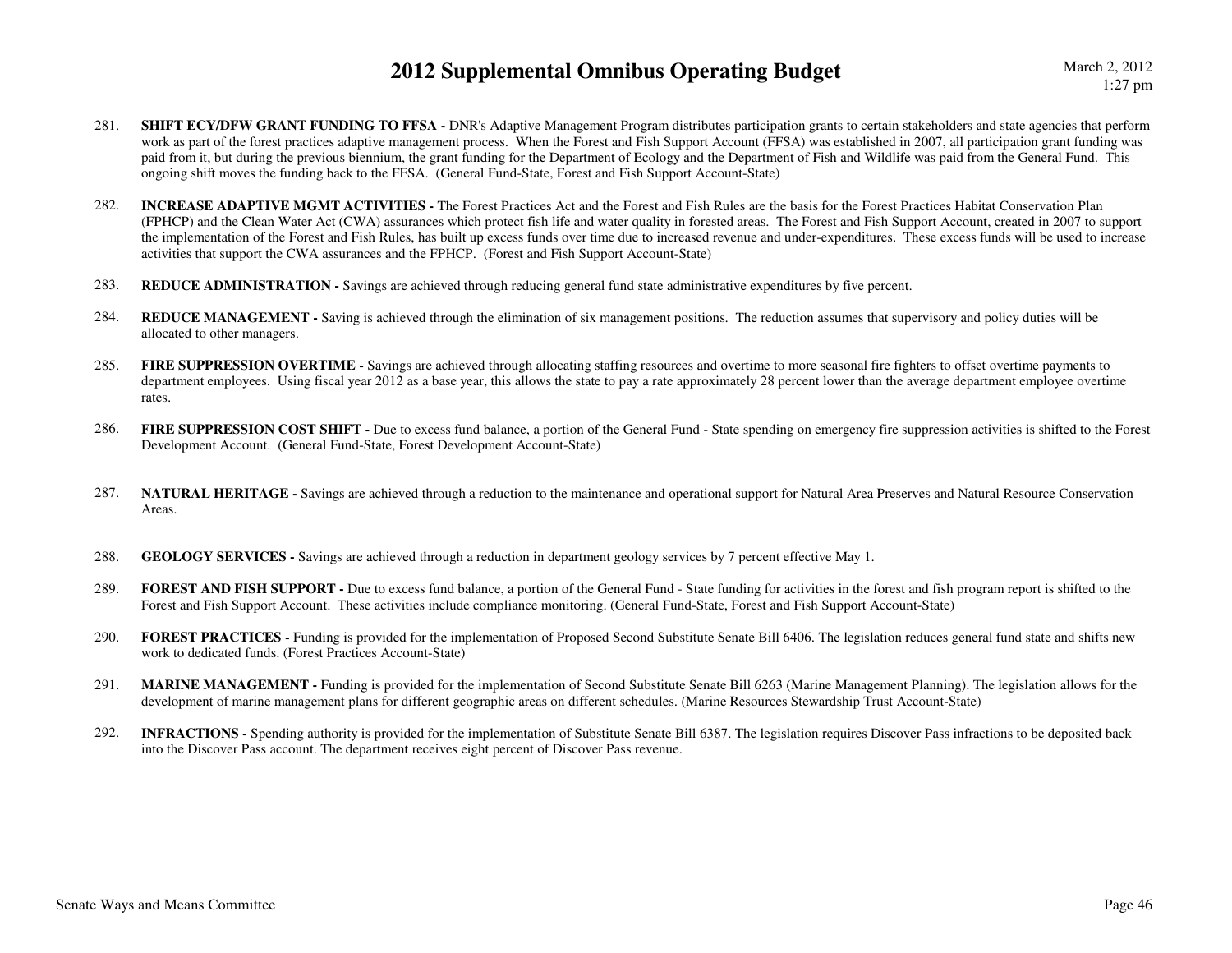281. **SHIFT ECY/DFW GRANT FUNDING TO FFSA -** DNR's Adaptive Management Program distributes participation grants to certain stakeholders and state agencies that perform work as part of the forest practices adaptive management process. When the Forest and Fish Support Account (FFSA) was established in 2007, all participation grant funding was paid from it, but during the previous biennium, the grant funding for the Department of Ecology and the Department of Fish and Wildlife was paid from the General Fund. This ongoing shift moves the funding back to the FFSA. (General Fund-State, Forest and Fish Support Account-State)

282. **INCREASE ADAPTIVE MGMT ACTIVITIES -** The Forest Practices Act and the Forest and Fish Rules are the basis for the Forest Practices Habitat Conservation Plan (FPHCP) and the Clean Water Act (CWA) assurances which protect fish life and water quality in forested areas. The Forest and Fish Support Account, created in 2007 to support the implementation of the Forest and Fish Rules, has built up excess funds over time due to increased revenue and under-expenditures. These excess funds will be used to increase activities that support the CWA assurances and the FPHCP. (Forest and Fish Support Account-State)

283. **REDUCE ADMINISTRATION -** Savings are achieved through reducing general fund state administrative expenditures by five percent.

284. **REDUCE MANAGEMENT -** Saving is achieved through the elimination of six management positions. The reduction assumes that supervisory and policy duties will be allocated to other managers.

285. **FIRE SUPPRESSION OVERTIME -** Savings are achieved through allocating staffing resources and overtime to more seasonal fire fighters to offset overtime payments to department employees. Using fiscal year 2012 as a base year, this allows the state to pay a rate approximately 28 percent lower than the average department employee overtime rates.

286. **FIRE SUPPRESSION COST SHIFT -** Due to excess fund balance, a portion of the General Fund - State spending on emergency fire suppression activities is shifted to the Forest Development Account. (General Fund-State, Forest Development Account-State)

287. **NATURAL HERITAGE -** Savings are achieved through a reduction to the maintenance and operational support for Natural Area Preserves and Natural Resource Conservation Areas.

288. **GEOLOGY SERVICES -** Savings are achieved through a reduction in department geology services by 7 percent effective May 1.

289. **FOREST AND FISH SUPPORT -** Due to excess fund balance, a portion of the General Fund - State funding for activities in the forest and fish program report is shifted to the Forest and Fish Support Account. These activities include compliance monitoring. (General Fund-State, Forest and Fish Support Account-State)

290. **FOREST PRACTICES -** Funding is provided for the implementation of Proposed Second Substitute Senate Bill 6406. The legislation reduces general fund state and shifts new work to dedicated funds. (Forest Practices Account-State)

291. **MARINE MANAGEMENT -** Funding is provided for the implementation of Second Substitute Senate Bill 6263 (Marine Management Planning). The legislation allows for the development of marine management plans for different geographic areas on different schedules. (Marine Resources Stewardship Trust Account-State)

292. **INFRACTIONS -** Spending authority is provided for the implementation of Substitute Senate Bill 6387. The legislation requires Discover Pass infractions to be deposited back into the Discover Pass account. The department receives eight percent of Discover Pass revenue.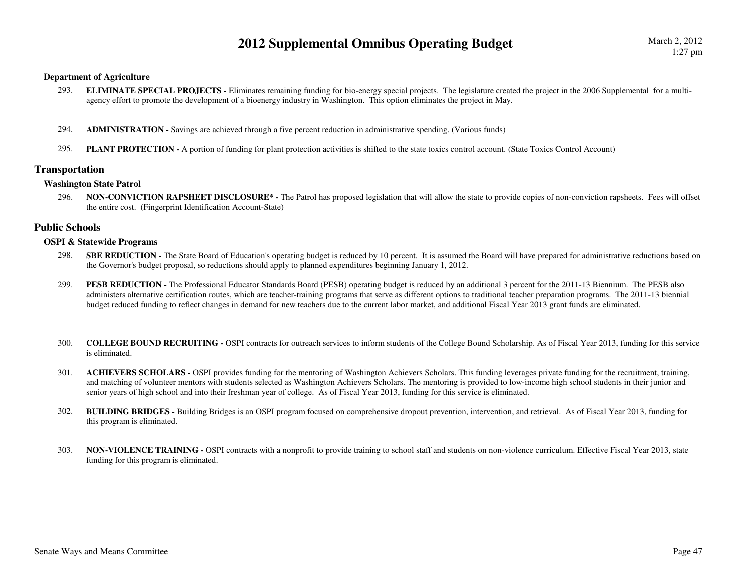### Department of Agriculture

293. **ELIMINATE SPECIAL PROJECTS -** Eliminates remaining funding for bio-energy special projects. The legislature created the project in the 2006 Supplemental for a multi-agency effort to promote the development of a bioenergy industry in Washington. This option eliminates the project in May.

294. **ADMINISTRATION -** Savings are achieved through a five percent reduction in administrative spending. (Various funds)

295. **PLANT PROTECTION -** A portion of funding for plant protection activities is shifted to the state toxics control account. (State Toxics Control Account)

## Transportation

### Washington State Patrol

296. **NON-CONVICTION RAPSHEET DISCLOSURE* -** The Patrol has proposed legislation that will allow the state to provide copies of non-conviction rapsheets. Fees will offset the entire cost. (Fingerprint Identification Account-State)

## Public Schools

### OSPI & Statewide Programs

298. **SBE REDUCTION -** The State Board of Education's operating budget is reduced by 10 percent. It is assumed the Board will have prepared for administrative reductions based on the Governor's budget proposal, so reductions should apply to planned expenditures beginning January 1, 2012.

299. **PESB REDUCTION -** The Professional Educator Standards Board (PESB) operating budget is reduced by an additional 3 percent for the 2011-13 Biennium. The PESB also administers alternative certification routes, which are teacher-training programs that serve as different options to traditional teacher preparation programs. The 2011-13 biennial budget reduced funding to reflect changes in demand for new teachers due to the current labor market, and additional Fiscal Year 2013 grant funds are eliminated.

300. **COLLEGE BOUND RECRUITING -** OSPI contracts for outreach services to inform students of the College Bound Scholarship. As of Fiscal Year 2013, funding for this service is eliminated.

301. **ACHIEVERS SCHOLARS -** OSPI provides funding for the mentoring of Washington Achievers Scholars. This funding leverages private funding for the recruitment, training, and matching of volunteer mentors with students selected as Washington Achievers Scholars. The mentoring is provided to low-income high school students in their junior and senior years of high school and into their freshman year of college. As of Fiscal Year 2013, funding for this service is eliminated.

302. **BUILDING BRIDGES -** Building Bridges is an OSPI program focused on comprehensive dropout prevention, intervention, and retrieval. As of Fiscal Year 2013, funding for this program is eliminated.

303. **NON-VIOLENCE TRAINING -** OSPI contracts with a nonprofit to provide training to school staff and students on non-violence curriculum. Effective Fiscal Year 2013, state funding for this program is eliminated.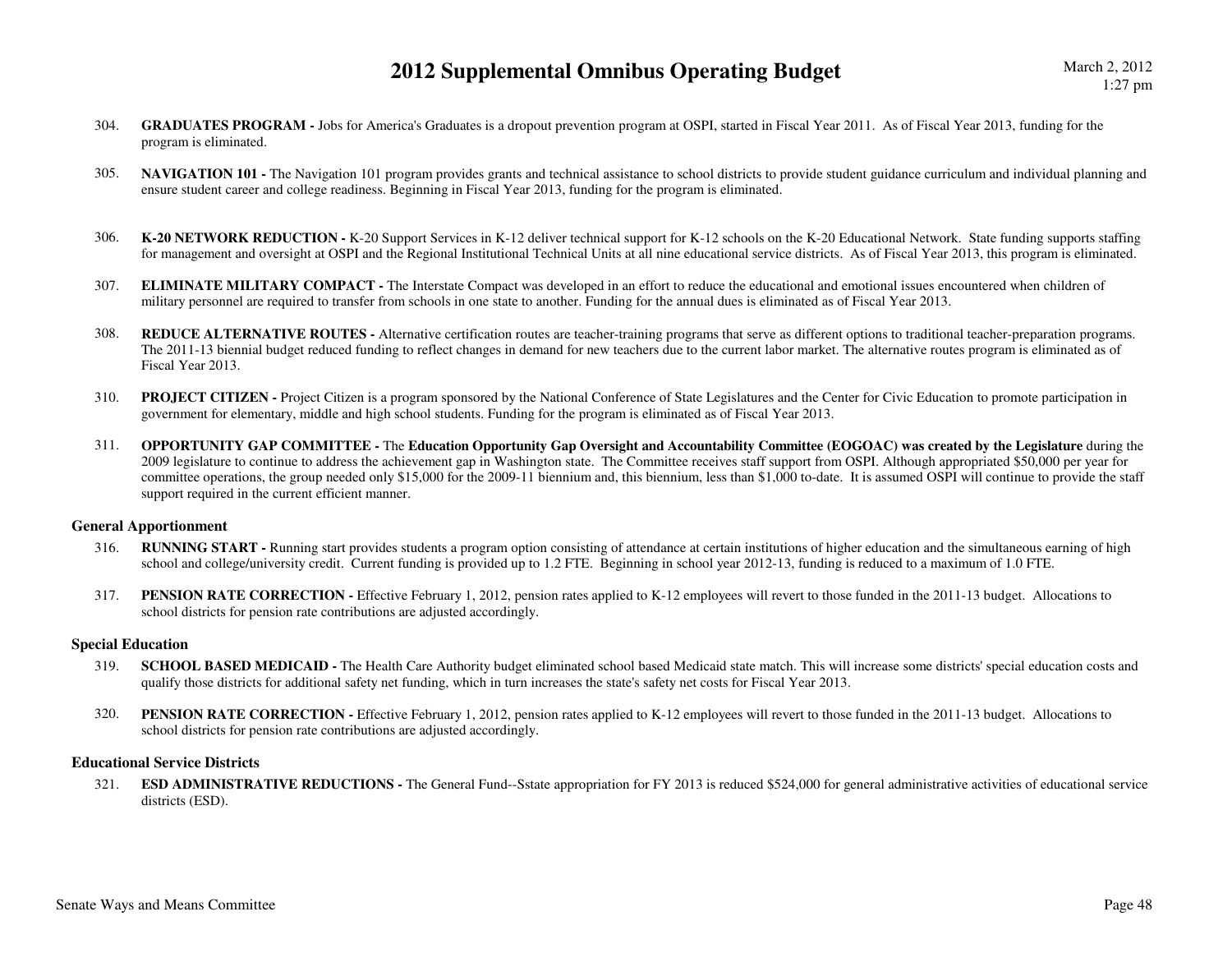304. **GRADUATES PROGRAM -** Jobs for America's Graduates is a dropout prevention program at OSPI, started in Fiscal Year 2011. As of Fiscal Year 2013, funding for the program is eliminated.

305. **NAVIGATION 101 -** The Navigation 101 program provides grants and technical assistance to school districts to provide student guidance curriculum and individual planning and ensure student career and college readiness. Beginning in Fiscal Year 2013, funding for the program is eliminated.

306. **K-20 NETWORK REDUCTION -** K-20 Support Services in K-12 deliver technical support for K-12 schools on the K-20 Educational Network. State funding supports staffing for management and oversight at OSPI and the Regional Institutional Technical Units at all nine educational service districts. As of Fiscal Year 2013, this program is eliminated.

307. **ELIMINATE MILITARY COMPACT -** The Interstate Compact was developed in an effort to reduce the educational and emotional issues encountered when children of military personnel are required to transfer from schools in one state to another. Funding for the annual dues is eliminated as of Fiscal Year 2013.

308. **REDUCE ALTERNATIVE ROUTES -** Alternative certification routes are teacher-training programs that serve as different options to traditional teacher-preparation programs. The 2011-13 biennial budget reduced funding to reflect changes in demand for new teachers due to the current labor market. The alternative routes program is eliminated as of Fiscal Year 2013.

310. **PROJECT CITIZEN -** Project Citizen is a program sponsored by the National Conference of State Legislatures and the Center for Civic Education to promote participation in government for elementary, middle and high school students. Funding for the program is eliminated as of Fiscal Year 2013.

311. **OPPORTUNITY GAP COMMITTEE -** The **Education Opportunity Gap Oversight and Accountability Committee (EOGOAC) was created by the Legislature** during the 2009 legislature to continue to address the achievement gap in Washington state. The Committee receives staff support from OSPI. Although appropriated $50,000 per year for committee operations, the group needed only $15,000 for the 2009-11 biennium and, this biennium, less than $1,000 to-date. It is assumed OSPI will continue to provide the staff support required in the current efficient manner.

### General Apportionment

316. **RUNNING START -** Running start provides students a program option consisting of attendance at certain institutions of higher education and the simultaneous earning of high school and college/university credit. Current funding is provided up to 1.2 FTE. Beginning in school year 2012-13, funding is reduced to a maximum of 1.0 FTE.

317. **PENSION RATE CORRECTION -** Effective February 1, 2012, pension rates applied to K-12 employees will revert to those funded in the 2011-13 budget. Allocations to school districts for pension rate contributions are adjusted accordingly.

### Special Education

319. **SCHOOL BASED MEDICAID -** The Health Care Authority budget eliminated school based Medicaid state match. This will increase some districts' special education costs and qualify those districts for additional safety net funding, which in turn increases the state's safety net costs for Fiscal Year 2013.

320. **PENSION RATE CORRECTION -** Effective February 1, 2012, pension rates applied to K-12 employees will revert to those funded in the 2011-13 budget. Allocations to school districts for pension rate contributions are adjusted accordingly.

### Educational Service Districts

321. **ESD ADMINISTRATIVE REDUCTIONS -** The General Fund--Sstate appropriation for FY 2013 is reduced $524,000 for general administrative activities of educational service districts (ESD).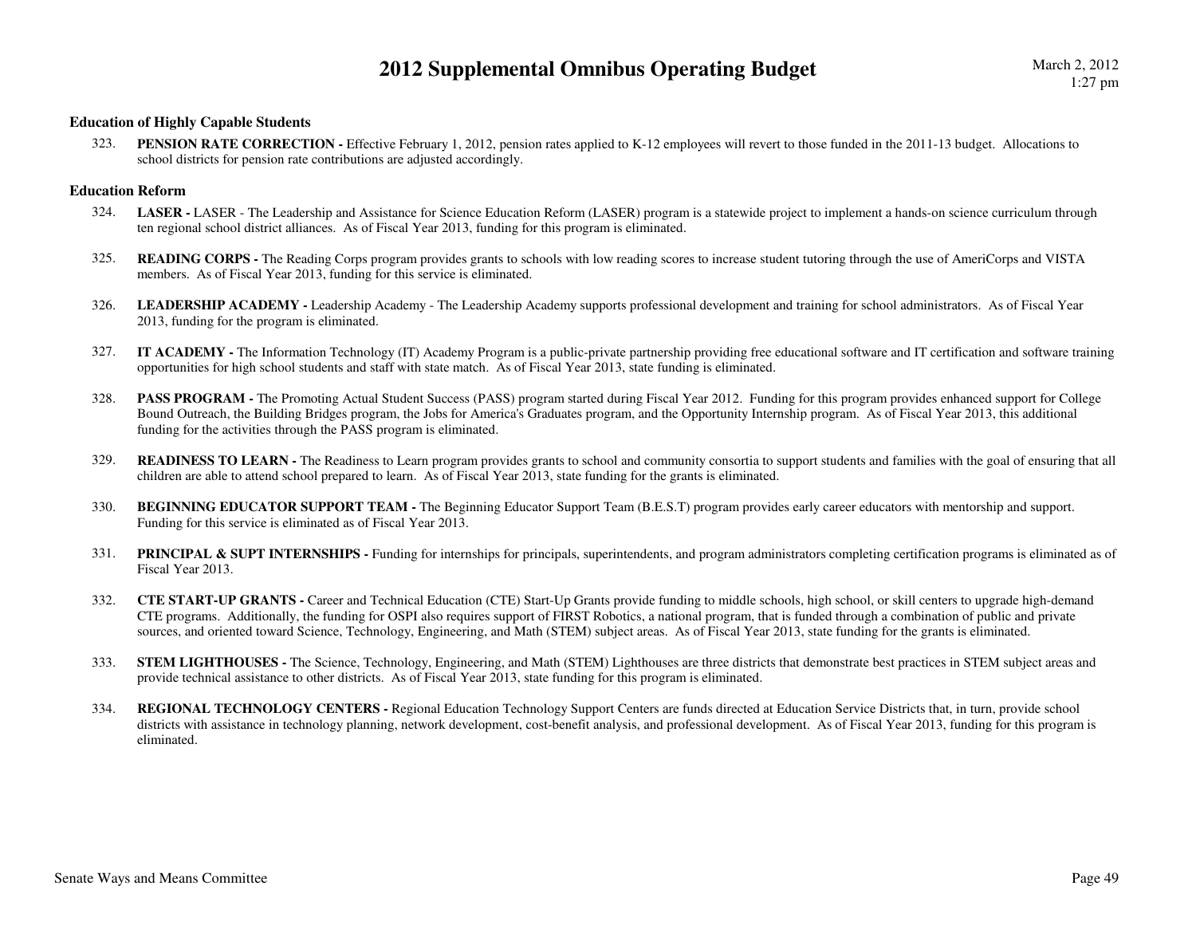**Education of Highly Capable Students**

323. **PENSION RATE CORRECTION -** Effective February 1, 2012, pension rates applied to K-12 employees will revert to those funded in the 2011-13 budget. Allocations to school districts for pension rate contributions are adjusted accordingly.

**Education Reform**

324. **LASER -** LASER - The Leadership and Assistance for Science Education Reform (LASER) program is a statewide project to implement a hands-on science curriculum through ten regional school district alliances. As of Fiscal Year 2013, funding for this program is eliminated.

325. **READING CORPS -** The Reading Corps program provides grants to schools with low reading scores to increase student tutoring through the use of AmeriCorps and VISTA members. As of Fiscal Year 2013, funding for this service is eliminated.

326. **LEADERSHIP ACADEMY -** Leadership Academy - The Leadership Academy supports professional development and training for school administrators. As of Fiscal Year 2013, funding for the program is eliminated.

327. **IT ACADEMY -** The Information Technology (IT) Academy Program is a public-private partnership providing free educational software and IT certification and software training opportunities for high school students and staff with state match. As of Fiscal Year 2013, state funding is eliminated.

328. **PASS PROGRAM -** The Promoting Actual Student Success (PASS) program started during Fiscal Year 2012. Funding for this program provides enhanced support for College Bound Outreach, the Building Bridges program, the Jobs for America's Graduates program, and the Opportunity Internship program. As of Fiscal Year 2013, this additional funding for the activities through the PASS program is eliminated.

329. **READINESS TO LEARN -** The Readiness to Learn program provides grants to school and community consortia to support students and families with the goal of ensuring that all children are able to attend school prepared to learn. As of Fiscal Year 2013, state funding for the grants is eliminated.

330. **BEGINNING EDUCATOR SUPPORT TEAM -** The Beginning Educator Support Team (B.E.S.T) program provides early career educators with mentorship and support. Funding for this service is eliminated as of Fiscal Year 2013.

331. **PRINCIPAL & SUPT INTERNSHIPS -** Funding for internships for principals, superintendents, and program administrators completing certification programs is eliminated as of Fiscal Year 2013.

332. **CTE START-UP GRANTS -** Career and Technical Education (CTE) Start-Up Grants provide funding to middle schools, high school, or skill centers to upgrade high-demand CTE programs. Additionally, the funding for OSPI also requires support of FIRST Robotics, a national program, that is funded through a combination of public and private sources, and oriented toward Science, Technology, Engineering, and Math (STEM) subject areas. As of Fiscal Year 2013, state funding for the grants is eliminated.

333. **STEM LIGHTHOUSES -** The Science, Technology, Engineering, and Math (STEM) Lighthouses are three districts that demonstrate best practices in STEM subject areas and provide technical assistance to other districts. As of Fiscal Year 2013, state funding for this program is eliminated.

334. **REGIONAL TECHNOLOGY CENTERS -** Regional Education Technology Support Centers are funds directed at Education Service Districts that, in turn, provide school districts with assistance in technology planning, network development, cost-benefit analysis, and professional development. As of Fiscal Year 2013, funding for this program is eliminated.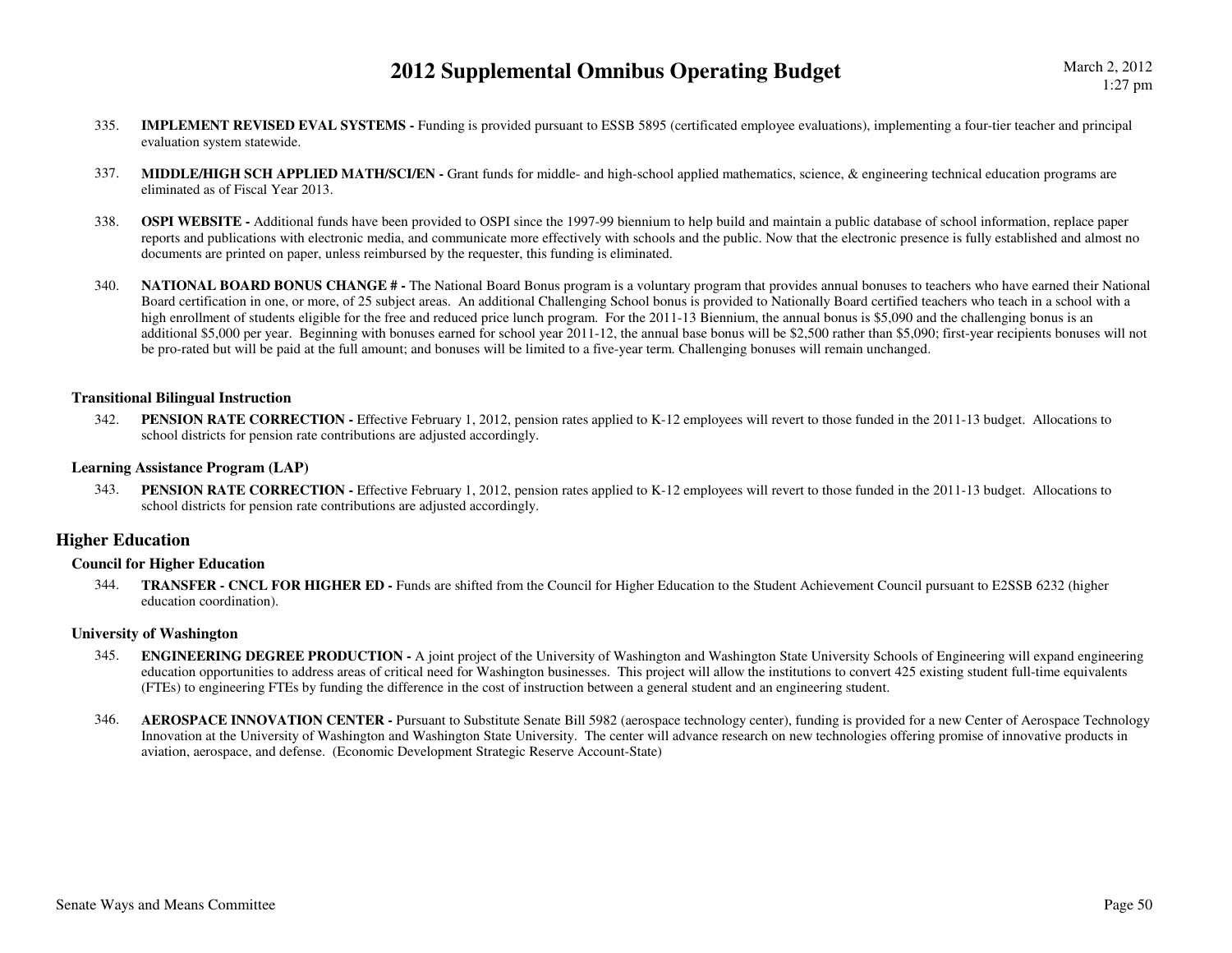335. **IMPLEMENT REVISED EVAL SYSTEMS -** Funding is provided pursuant to ESSB 5895 (certificated employee evaluations), implementing a four-tier teacher and principal evaluation system statewide.

337. **MIDDLE/HIGH SCH APPLIED MATH/SCI/EN -** Grant funds for middle- and high-school applied mathematics, science, & engineering technical education programs are eliminated as of Fiscal Year 2013.

338. **OSPI WEBSITE -** Additional funds have been provided to OSPI since the 1997-99 biennium to help build and maintain a public database of school information, replace paper reports and publications with electronic media, and communicate more effectively with schools and the public. Now that the electronic presence is fully established and almost no documents are printed on paper, unless reimbursed by the requester, this funding is eliminated.

340. **NATIONAL BOARD BONUS CHANGE # -** The National Board Bonus program is a voluntary program that provides annual bonuses to teachers who have earned their National Board certification in one, or more, of 25 subject areas. An additional Challenging School bonus is provided to Nationally Board certified teachers who teach in a school with a high enrollment of students eligible for the free and reduced price lunch program. For the 2011-13 Biennium, the annual bonus is $5,090 and the challenging bonus is an additional $5,000 per year. Beginning with bonuses earned for school year 2011-12, the annual base bonus will be $2,500 rather than $5,090; first-year recipients bonuses will not be pro-rated but will be paid at the full amount; and bonuses will be limited to a five-year term. Challenging bonuses will remain unchanged.

### Transitional Bilingual Instruction

342. **PENSION RATE CORRECTION -** Effective February 1, 2012, pension rates applied to K-12 employees will revert to those funded in the 2011-13 budget. Allocations to school districts for pension rate contributions are adjusted accordingly.

### Learning Assistance Program (LAP)

343. **PENSION RATE CORRECTION -** Effective February 1, 2012, pension rates applied to K-12 employees will revert to those funded in the 2011-13 budget. Allocations to school districts for pension rate contributions are adjusted accordingly.

## Higher Education

### Council for Higher Education

344. **TRANSFER - CNCL FOR HIGHER ED -** Funds are shifted from the Council for Higher Education to the Student Achievement Council pursuant to E2SSB 6232 (higher education coordination).

### University of Washington

345. **ENGINEERING DEGREE PRODUCTION -** A joint project of the University of Washington and Washington State University Schools of Engineering will expand engineering education opportunities to address areas of critical need for Washington businesses. This project will allow the institutions to convert 425 existing student full-time equivalents (FTEs) to engineering FTEs by funding the difference in the cost of instruction between a general student and an engineering student.

346. **AEROSPACE INNOVATION CENTER -** Pursuant to Substitute Senate Bill 5982 (aerospace technology center), funding is provided for a new Center of Aerospace Technology Innovation at the University of Washington and Washington State University. The center will advance research on new technologies offering promise of innovative products in aviation, aerospace, and defense. (Economic Development Strategic Reserve Account-State)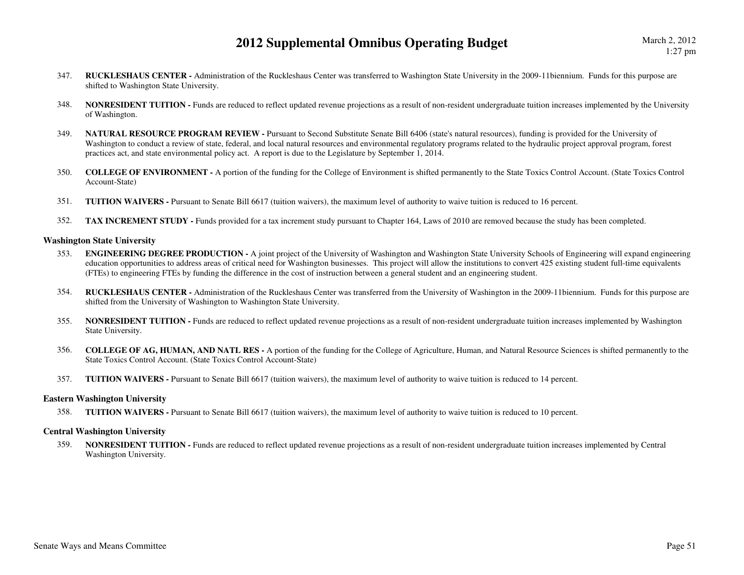347. **RUCKLESHAUS CENTER -** Administration of the Ruckleshaus Center was transferred to Washington State University in the 2009-11biennium. Funds for this purpose are shifted to Washington State University.

348. **NONRESIDENT TUITION -** Funds are reduced to reflect updated revenue projections as a result of non-resident undergraduate tuition increases implemented by the University of Washington.

349. **NATURAL RESOURCE PROGRAM REVIEW -** Pursuant to Second Substitute Senate Bill 6406 (state's natural resources), funding is provided for the University of Washington to conduct a review of state, federal, and local natural resources and environmental regulatory programs related to the hydraulic project approval program, forest practices act, and state environmental policy act. A report is due to the Legislature by September 1, 2014.

350. **COLLEGE OF ENVIRONMENT -** A portion of the funding for the College of Environment is shifted permanently to the State Toxics Control Account. (State Toxics Control Account-State)

351. **TUITION WAIVERS -** Pursuant to Senate Bill 6617 (tuition waivers), the maximum level of authority to waive tuition is reduced to 16 percent.

352. **TAX INCREMENT STUDY -** Funds provided for a tax increment study pursuant to Chapter 164, Laws of 2010 are removed because the study has been completed.

### Washington State University

353. **ENGINEERING DEGREE PRODUCTION -** A joint project of the University of Washington and Washington State University Schools of Engineering will expand engineering education opportunities to address areas of critical need for Washington businesses. This project will allow the institutions to convert 425 existing student full-time equivalents (FTEs) to engineering FTEs by funding the difference in the cost of instruction between a general student and an engineering student.

354. **RUCKLESHAUS CENTER -** Administration of the Ruckleshaus Center was transferred from the University of Washington in the 2009-11biennium. Funds for this purpose are shifted from the University of Washington to Washington State University.

355. **NONRESIDENT TUITION -** Funds are reduced to reflect updated revenue projections as a result of non-resident undergraduate tuition increases implemented by Washington State University.

356. **COLLEGE OF AG, HUMAN, AND NATL RES -** A portion of the funding for the College of Agriculture, Human, and Natural Resource Sciences is shifted permanently to the State Toxics Control Account. (State Toxics Control Account-State)

357. **TUITION WAIVERS -** Pursuant to Senate Bill 6617 (tuition waivers), the maximum level of authority to waive tuition is reduced to 14 percent.

### Eastern Washington University

358. **TUITION WAIVERS -** Pursuant to Senate Bill 6617 (tuition waivers), the maximum level of authority to waive tuition is reduced to 10 percent.

### Central Washington University

359. **NONRESIDENT TUITION -** Funds are reduced to reflect updated revenue projections as a result of non-resident undergraduate tuition increases implemented by Central Washington University.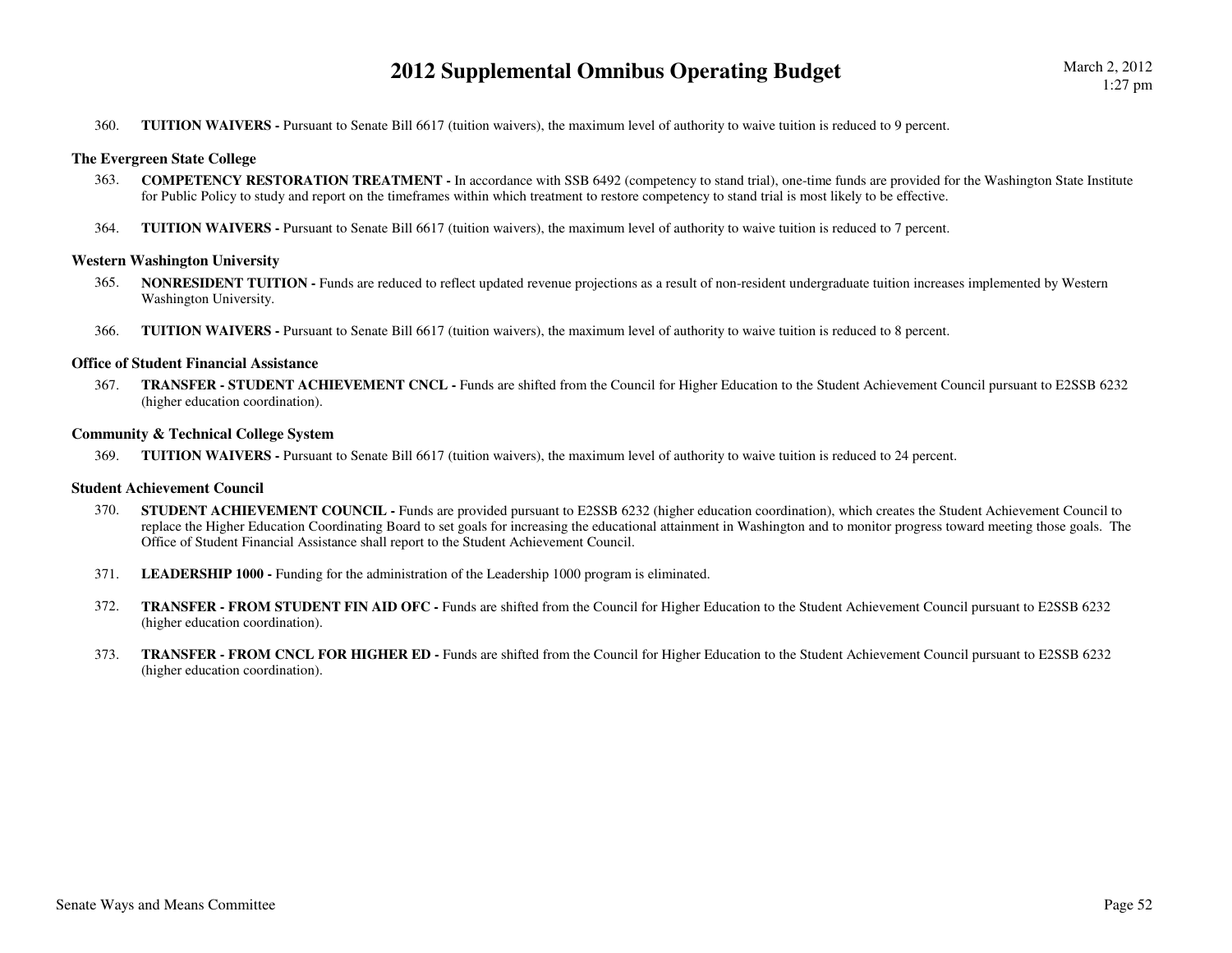360. **TUITION WAIVERS -** Pursuant to Senate Bill 6617 (tuition waivers), the maximum level of authority to waive tuition is reduced to 9 percent.

### The Evergreen State College

363. **COMPETENCY RESTORATION TREATMENT -** In accordance with SSB 6492 (competency to stand trial), one-time funds are provided for the Washington State Institute for Public Policy to study and report on the timeframes within which treatment to restore competency to stand trial is most likely to be effective.

364. **TUITION WAIVERS -** Pursuant to Senate Bill 6617 (tuition waivers), the maximum level of authority to waive tuition is reduced to 7 percent.

### Western Washington University

365. **NONRESIDENT TUITION -** Funds are reduced to reflect updated revenue projections as a result of non-resident undergraduate tuition increases implemented by Western Washington University.

366. **TUITION WAIVERS -** Pursuant to Senate Bill 6617 (tuition waivers), the maximum level of authority to waive tuition is reduced to 8 percent.

### Office of Student Financial Assistance

367. **TRANSFER - STUDENT ACHIEVEMENT CNCL -** Funds are shifted from the Council for Higher Education to the Student Achievement Council pursuant to E2SSB 6232 (higher education coordination).

### Community & Technical College System

369. **TUITION WAIVERS -** Pursuant to Senate Bill 6617 (tuition waivers), the maximum level of authority to waive tuition is reduced to 24 percent.

### Student Achievement Council

370. **STUDENT ACHIEVEMENT COUNCIL -** Funds are provided pursuant to E2SSB 6232 (higher education coordination), which creates the Student Achievement Council to replace the Higher Education Coordinating Board to set goals for increasing the educational attainment in Washington and to monitor progress toward meeting those goals. The Office of Student Financial Assistance shall report to the Student Achievement Council.

371. **LEADERSHIP 1000 -** Funding for the administration of the Leadership 1000 program is eliminated.

372. **TRANSFER - FROM STUDENT FIN AID OFC -** Funds are shifted from the Council for Higher Education to the Student Achievement Council pursuant to E2SSB 6232 (higher education coordination).

373. **TRANSFER - FROM CNCL FOR HIGHER ED -** Funds are shifted from the Council for Higher Education to the Student Achievement Council pursuant to E2SSB 6232 (higher education coordination).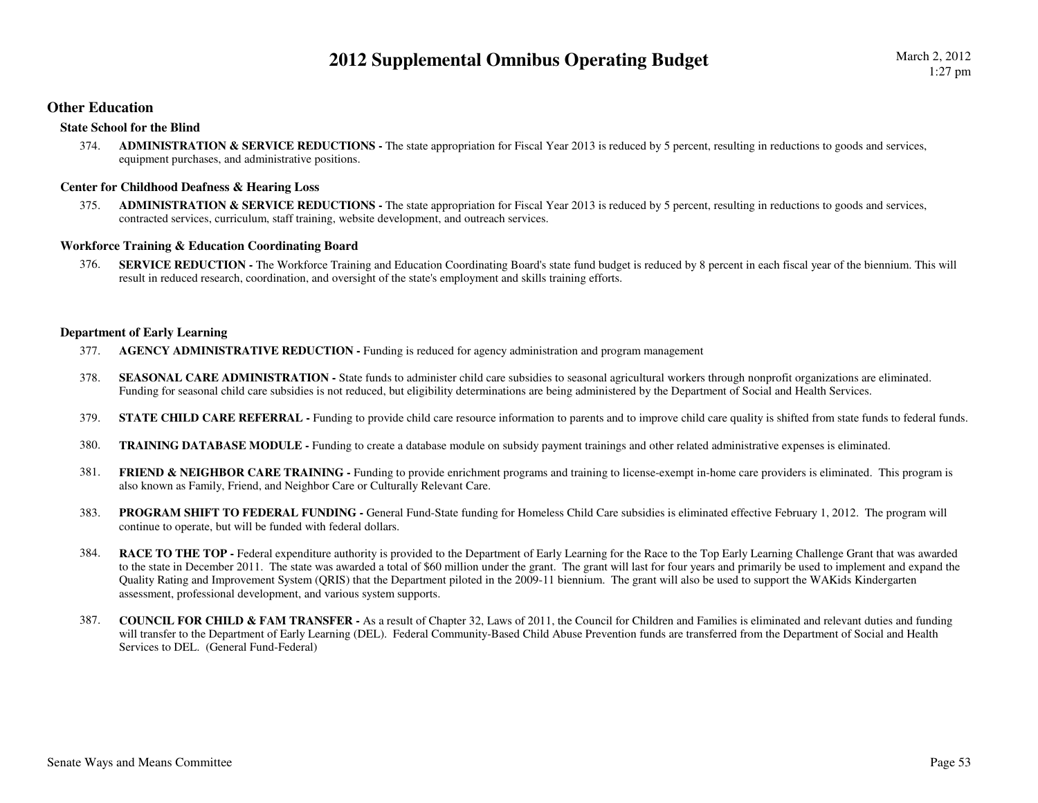## Other Education

### State School for the Blind

374. **ADMINISTRATION & SERVICE REDUCTIONS -** The state appropriation for Fiscal Year 2013 is reduced by 5 percent, resulting in reductions to goods and services, equipment purchases, and administrative positions.

### Center for Childhood Deafness & Hearing Loss

375. **ADMINISTRATION & SERVICE REDUCTIONS -** The state appropriation for Fiscal Year 2013 is reduced by 5 percent, resulting in reductions to goods and services, contracted services, curriculum, staff training, website development, and outreach services.

### Workforce Training & Education Coordinating Board

376. **SERVICE REDUCTION -** The Workforce Training and Education Coordinating Board's state fund budget is reduced by 8 percent in each fiscal year of the biennium. This will result in reduced research, coordination, and oversight of the state's employment and skills training efforts.

### Department of Early Learning

377. **AGENCY ADMINISTRATIVE REDUCTION -** Funding is reduced for agency administration and program management

378. **SEASONAL CARE ADMINISTRATION -** State funds to administer child care subsidies to seasonal agricultural workers through nonprofit organizations are eliminated. Funding for seasonal child care subsidies is not reduced, but eligibility determinations are being administered by the Department of Social and Health Services.

379. **STATE CHILD CARE REFERRAL -** Funding to provide child care resource information to parents and to improve child care quality is shifted from state funds to federal funds.

380. **TRAINING DATABASE MODULE -** Funding to create a database module on subsidy payment trainings and other related administrative expenses is eliminated.

381. **FRIEND & NEIGHBOR CARE TRAINING -** Funding to provide enrichment programs and training to license-exempt in-home care providers is eliminated. This program is also known as Family, Friend, and Neighbor Care or Culturally Relevant Care.

383. **PROGRAM SHIFT TO FEDERAL FUNDING -** General Fund-State funding for Homeless Child Care subsidies is eliminated effective February 1, 2012. The program will continue to operate, but will be funded with federal dollars.

384. **RACE TO THE TOP -** Federal expenditure authority is provided to the Department of Early Learning for the Race to the Top Early Learning Challenge Grant that was awarded to the state in December 2011. The state was awarded a total of $60 million under the grant. The grant will last for four years and primarily be used to implement and expand the Quality Rating and Improvement System (QRIS) that the Department piloted in the 2009-11 biennium. The grant will also be used to support the WAKids Kindergarten assessment, professional development, and various system supports.

387. **COUNCIL FOR CHILD & FAM TRANSFER -** As a result of Chapter 32, Laws of 2011, the Council for Children and Families is eliminated and relevant duties and funding will transfer to the Department of Early Learning (DEL). Federal Community-Based Child Abuse Prevention funds are transferred from the Department of Social and Health Services to DEL. (General Fund-Federal)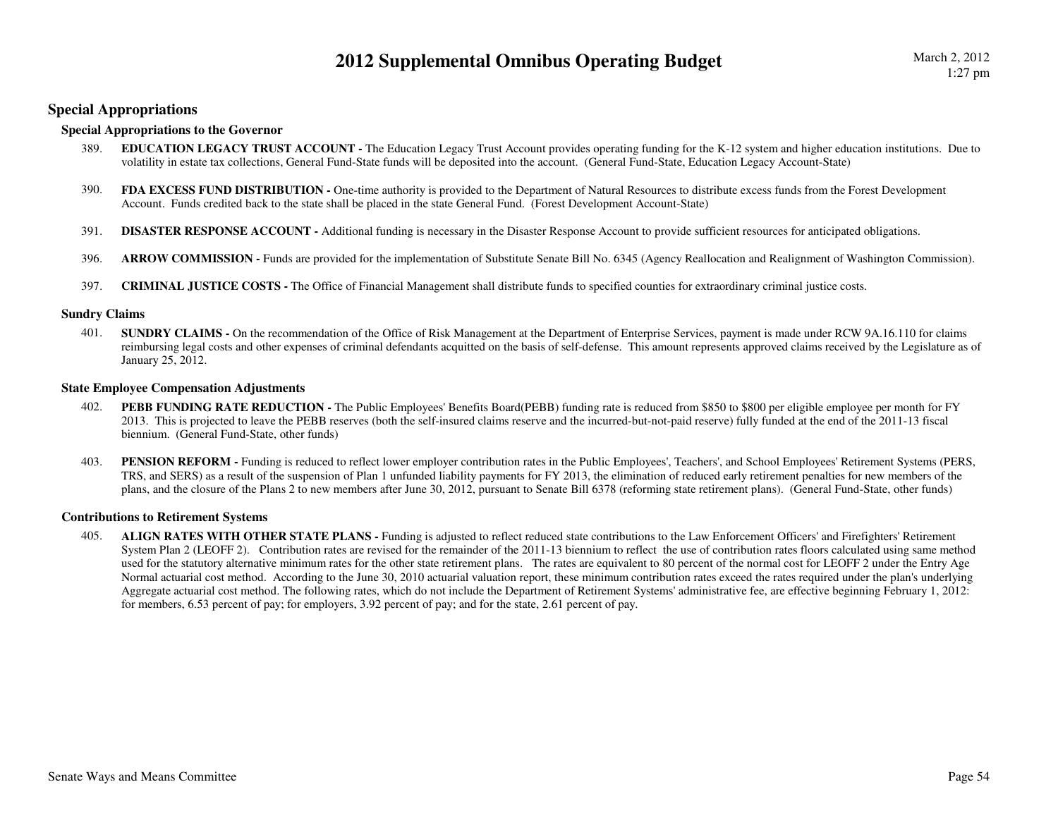## Special Appropriations

### Special Appropriations to the Governor

389. **EDUCATION LEGACY TRUST ACCOUNT -** The Education Legacy Trust Account provides operating funding for the K-12 system and higher education institutions. Due to volatility in estate tax collections, General Fund-State funds will be deposited into the account. (General Fund-State, Education Legacy Account-State)

390. **FDA EXCESS FUND DISTRIBUTION -** One-time authority is provided to the Department of Natural Resources to distribute excess funds from the Forest Development Account. Funds credited back to the state shall be placed in the state General Fund. (Forest Development Account-State)

391. **DISASTER RESPONSE ACCOUNT -** Additional funding is necessary in the Disaster Response Account to provide sufficient resources for anticipated obligations.

396. **ARROW COMMISSION -** Funds are provided for the implementation of Substitute Senate Bill No. 6345 (Agency Reallocation and Realignment of Washington Commission).

397. **CRIMINAL JUSTICE COSTS -** The Office of Financial Management shall distribute funds to specified counties for extraordinary criminal justice costs.

### Sundry Claims

401. **SUNDRY CLAIMS -** On the recommendation of the Office of Risk Management at the Department of Enterprise Services, payment is made under RCW 9A.16.110 for claims reimbursing legal costs and other expenses of criminal defendants acquitted on the basis of self-defense. This amount represents approved claims received by the Legislature as of January 25, 2012.

### State Employee Compensation Adjustments

402. **PEBB FUNDING RATE REDUCTION -** The Public Employees' Benefits Board(PEBB) funding rate is reduced from $850 to $800 per eligible employee per month for FY 2013. This is projected to leave the PEBB reserves (both the self-insured claims reserve and the incurred-but-not-paid reserve) fully funded at the end of the 2011-13 fiscal biennium. (General Fund-State, other funds)

403. **PENSION REFORM -** Funding is reduced to reflect lower employer contribution rates in the Public Employees', Teachers', and School Employees' Retirement Systems (PERS, TRS, and SERS) as a result of the suspension of Plan 1 unfunded liability payments for FY 2013, the elimination of reduced early retirement penalties for new members of the plans, and the closure of the Plans 2 to new members after June 30, 2012, pursuant to Senate Bill 6378 (reforming state retirement plans). (General Fund-State, other funds)

### Contributions to Retirement Systems

405. **ALIGN RATES WITH OTHER STATE PLANS -** Funding is adjusted to reflect reduced state contributions to the Law Enforcement Officers' and Firefighters' Retirement System Plan 2 (LEOFF 2). Contribution rates are revised for the remainder of the 2011-13 biennium to reflect the use of contribution rates floors calculated using same method used for the statutory alternative minimum rates for the other state retirement plans. The rates are equivalent to 80 percent of the normal cost for LEOFF 2 under the Entry Age Normal actuarial cost method. According to the June 30, 2010 actuarial valuation report, these minimum contribution rates exceed the rates required under the plan's underlying Aggregate actuarial cost method. The following rates, which do not include the Department of Retirement Systems' administrative fee, are effective beginning February 1, 2012: for members, 6.53 percent of pay; for employers, 3.92 percent of pay; and for the state, 2.61 percent of pay.